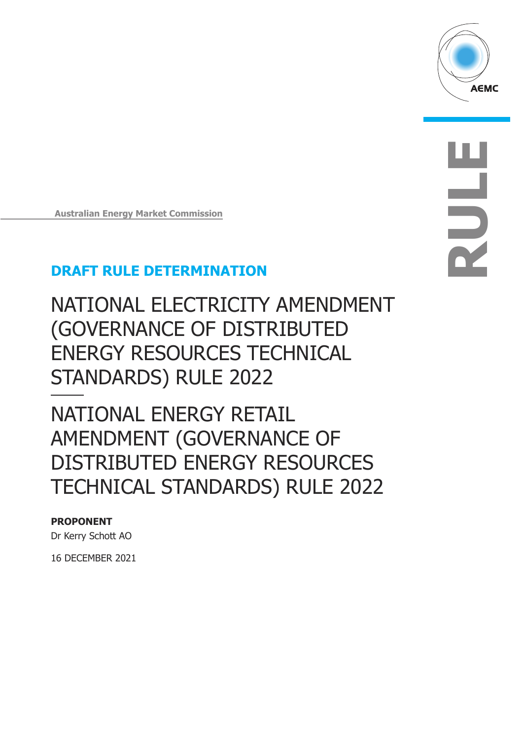Australian Energy Market Commission

**DRAFT RULE DETERMINATION**

# NATIONAL ELECTRICITY AMENDMENT (GOVERNANCE OF DISTRIBUTED ENERGY RESOURCES TECHNICAL STANDARDS) RULE 2022

# NATIONAL ENERGY RETAIL AMENDMENT (GOVERNANCE OF DISTRIBUTED ENERGY RESOURCES TECHNICAL STANDARDS) RULE 2022

**PROPONENT**

Dr Kerry Schott AO

16 DECEMBER 2021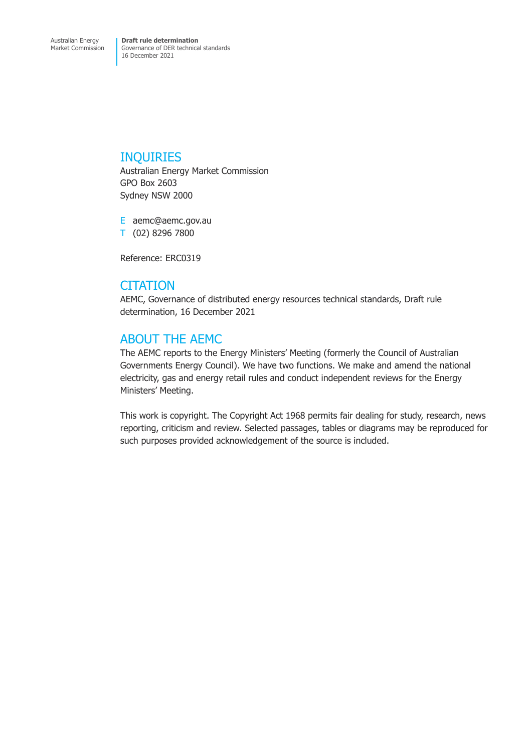## INQUIRIES

Australian Energy Market Commission
GPO Box 2603
Sydney NSW 2000

E aemc@aemc.gov.au
T (02) 8296 7800

Reference: ERC0319

## CITATION

AEMC, Governance of distributed energy resources technical standards, Draft rule determination, 16 December 2021

## ABOUT THE AEMC

The AEMC reports to the Energy Ministers' Meeting (formerly the Council of Australian Governments Energy Council). We have two functions. We make and amend the national electricity, gas and energy retail rules and conduct independent reviews for the Energy Ministers' Meeting.

This work is copyright. The Copyright Act 1968 permits fair dealing for study, research, news reporting, criticism and review. Selected passages, tables or diagrams may be reproduced for such purposes provided acknowledgement of the source is included.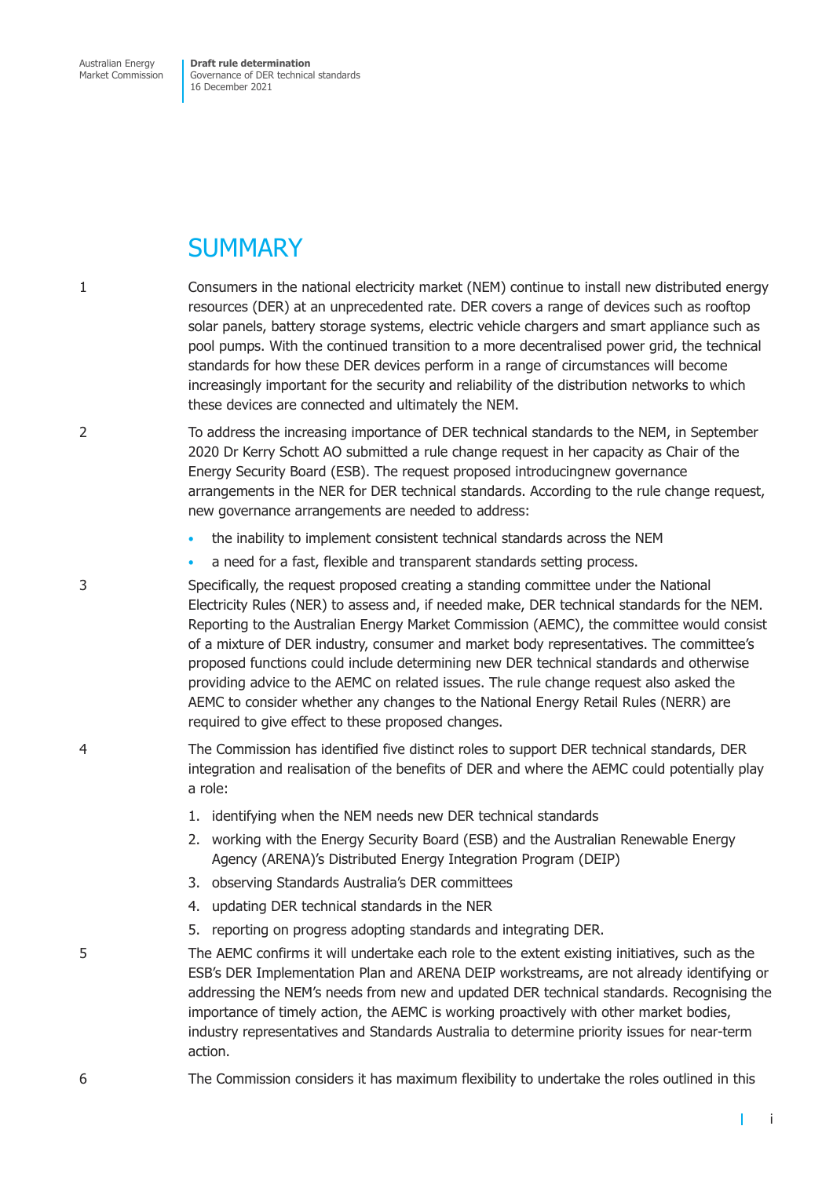# SUMMARY

1 Consumers in the national electricity market (NEM) continue to install new distributed energy resources (DER) at an unprecedented rate. DER covers a range of devices such as rooftop solar panels, battery storage systems, electric vehicle chargers and smart appliance such as pool pumps. With the continued transition to a more decentralised power grid, the technical standards for how these DER devices perform in a range of circumstances will become increasingly important for the security and reliability of the distribution networks to which these devices are connected and ultimately the NEM.

2 To address the increasing importance of DER technical standards to the NEM, in September 2020 Dr Kerry Schott AO submitted a rule change request in her capacity as Chair of the Energy Security Board (ESB). The request proposed introducingnew governance arrangements in the NER for DER technical standards. According to the rule change request, new governance arrangements are needed to address:

- the inability to implement consistent technical standards across the NEM
- a need for a fast, flexible and transparent standards setting process.

3 Specifically, the request proposed creating a standing committee under the National Electricity Rules (NER) to assess and, if needed make, DER technical standards for the NEM. Reporting to the Australian Energy Market Commission (AEMC), the committee would consist of a mixture of DER industry, consumer and market body representatives. The committee's proposed functions could include determining new DER technical standards and otherwise providing advice to the AEMC on related issues. The rule change request also asked the AEMC to consider whether any changes to the National Energy Retail Rules (NERR) are required to give effect to these proposed changes.

4 The Commission has identified five distinct roles to support DER technical standards, DER integration and realisation of the benefits of DER and where the AEMC could potentially play a role:

1. identifying when the NEM needs new DER technical standards
2. working with the Energy Security Board (ESB) and the Australian Renewable Energy Agency (ARENA)'s Distributed Energy Integration Program (DEIP)
3. observing Standards Australia's DER committees
4. updating DER technical standards in the NER
5. reporting on progress adopting standards and integrating DER.

5 The AEMC confirms it will undertake each role to the extent existing initiatives, such as the ESB's DER Implementation Plan and ARENA DEIP workstreams, are not already identifying or addressing the NEM's needs from new and updated DER technical standards. Recognising the importance of timely action, the AEMC is working proactively with other market bodies, industry representatives and Standards Australia to determine priority issues for near-term action.

6 The Commission considers it has maximum flexibility to undertake the roles outlined in this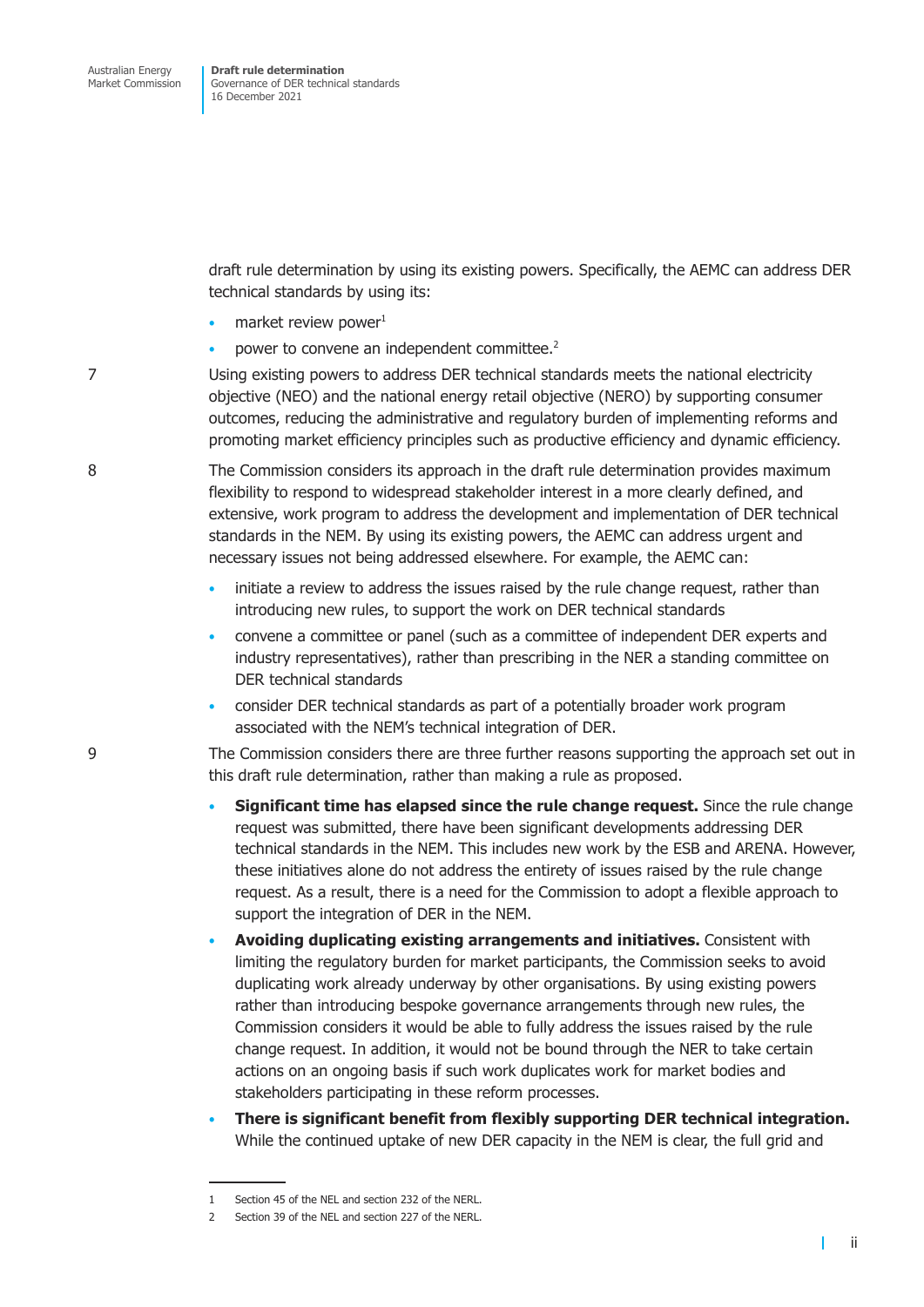draft rule determination by using its existing powers. Specifically, the AEMC can address DER technical standards by using its:

- market review power[1]
- power to convene an independent committee.[2]

7 Using existing powers to address DER technical standards meets the national electricity objective (NEO) and the national energy retail objective (NERO) by supporting consumer outcomes, reducing the administrative and regulatory burden of implementing reforms and promoting market efficiency principles such as productive efficiency and dynamic efficiency.

8 The Commission considers its approach in the draft rule determination provides maximum flexibility to respond to widespread stakeholder interest in a more clearly defined, and extensive, work program to address the development and implementation of DER technical standards in the NEM. By using its existing powers, the AEMC can address urgent and necessary issues not being addressed elsewhere. For example, the AEMC can:

- initiate a review to address the issues raised by the rule change request, rather than introducing new rules, to support the work on DER technical standards
- convene a committee or panel (such as a committee of independent DER experts and industry representatives), rather than prescribing in the NER a standing committee on DER technical standards
- consider DER technical standards as part of a potentially broader work program associated with the NEM's technical integration of DER.

9 The Commission considers there are three further reasons supporting the approach set out in this draft rule determination, rather than making a rule as proposed.

- **Significant time has elapsed since the rule change request.** Since the rule change request was submitted, there have been significant developments addressing DER technical standards in the NEM. This includes new work by the ESB and ARENA. However, these initiatives alone do not address the entirety of issues raised by the rule change request. As a result, there is a need for the Commission to adopt a flexible approach to support the integration of DER in the NEM.
- **Avoiding duplicating existing arrangements and initiatives.** Consistent with limiting the regulatory burden for market participants, the Commission seeks to avoid duplicating work already underway by other organisations. By using existing powers rather than introducing bespoke governance arrangements through new rules, the Commission considers it would be able to fully address the issues raised by the rule change request. In addition, it would not be bound through the NER to take certain actions on an ongoing basis if such work duplicates work for market bodies and stakeholders participating in these reform processes.
- **There is significant benefit from flexibly supporting DER technical integration.** While the continued uptake of new DER capacity in the NEM is clear, the full grid and

1 Section 45 of the NEL and section 232 of the NERL.

2 Section 39 of the NEL and section 227 of the NERL.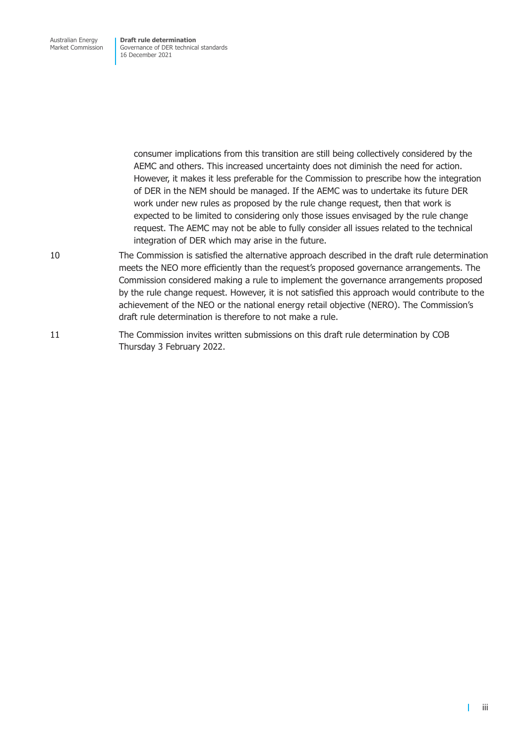consumer implications from this transition are still being collectively considered by the AEMC and others. This increased uncertainty does not diminish the need for action. However, it makes it less preferable for the Commission to prescribe how the integration of DER in the NEM should be managed. If the AEMC was to undertake its future DER work under new rules as proposed by the rule change request, then that work is expected to be limited to considering only those issues envisaged by the rule change request. The AEMC may not be able to fully consider all issues related to the technical integration of DER which may arise in the future.

10 The Commission is satisfied the alternative approach described in the draft rule determination meets the NEO more efficiently than the request's proposed governance arrangements. The Commission considered making a rule to implement the governance arrangements proposed by the rule change request. However, it is not satisfied this approach would contribute to the achievement of the NEO or the national energy retail objective (NERO). The Commission's draft rule determination is therefore to not make a rule.

11 The Commission invites written submissions on this draft rule determination by COB Thursday 3 February 2022.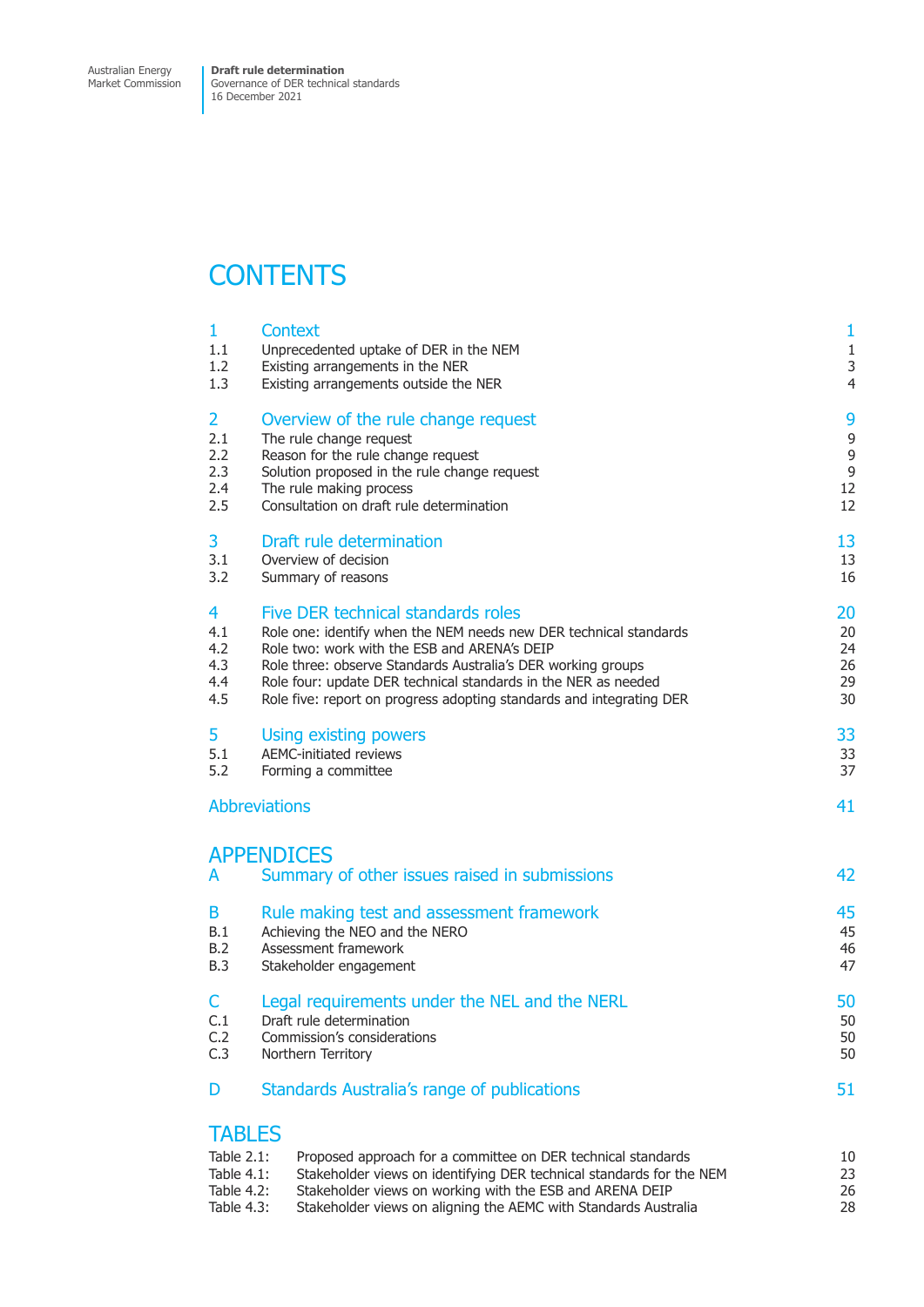# CONTENTS

| | | |
|---|---|---|
| **1** | **Context** | **1** |
| 1.1 | Unprecedented uptake of DER in the NEM | 1 |
| 1.2 | Existing arrangements in the NER | 3 |
| 1.3 | Existing arrangements outside the NER | 4 |
| **2** | **Overview of the rule change request** | **9** |
| 2.1 | The rule change request | 9 |
| 2.2 | Reason for the rule change request | 9 |
| 2.3 | Solution proposed in the rule change request | 9 |
| 2.4 | The rule making process | 12 |
| 2.5 | Consultation on draft rule determination | 12 |
| **3** | **Draft rule determination** | **13** |
| 3.1 | Overview of decision | 13 |
| 3.2 | Summary of reasons | 16 |
| **4** | **Five DER technical standards roles** | **20** |
| 4.1 | Role one: identify when the NEM needs new DER technical standards | 20 |
| 4.2 | Role two: work with the ESB and ARENA's DEIP | 24 |
| 4.3 | Role three: observe Standards Australia's DER working groups | 26 |
| 4.4 | Role four: update DER technical standards in the NER as needed | 29 |
| 4.5 | Role five: report on progress adopting standards and integrating DER | 30 |
| **5** | **Using existing powers** | **33** |
| 5.1 | AEMC-initiated reviews | 33 |
| 5.2 | Forming a committee | 37 |
| | **Abbreviations** | **41** |

# APPENDICES

| | | |
|---|---|---|
| **A** | **Summary of other issues raised in submissions** | **42** |
| **B** | **Rule making test and assessment framework** | **45** |
| B.1 | Achieving the NEO and the NERO | 45 |
| B.2 | Assessment framework | 46 |
| B.3 | Stakeholder engagement | 47 |
| **C** | **Legal requirements under the NEL and the NERL** | **50** |
| C.1 | Draft rule determination | 50 |
| C.2 | Commission's considerations | 50 |
| C.3 | Northern Territory | 50 |
| **D** | **Standards Australia's range of publications** | **51** |

# TABLES

| | | |
|---|---|---|
| Table 2.1: | Proposed approach for a committee on DER technical standards | 10 |
| Table 4.1: | Stakeholder views on identifying DER technical standards for the NEM | 23 |
| Table 4.2: | Stakeholder views on working with the ESB and ARENA DEIP | 26 |
| Table 4.3: | Stakeholder views on aligning the AEMC with Standards Australia | 28 |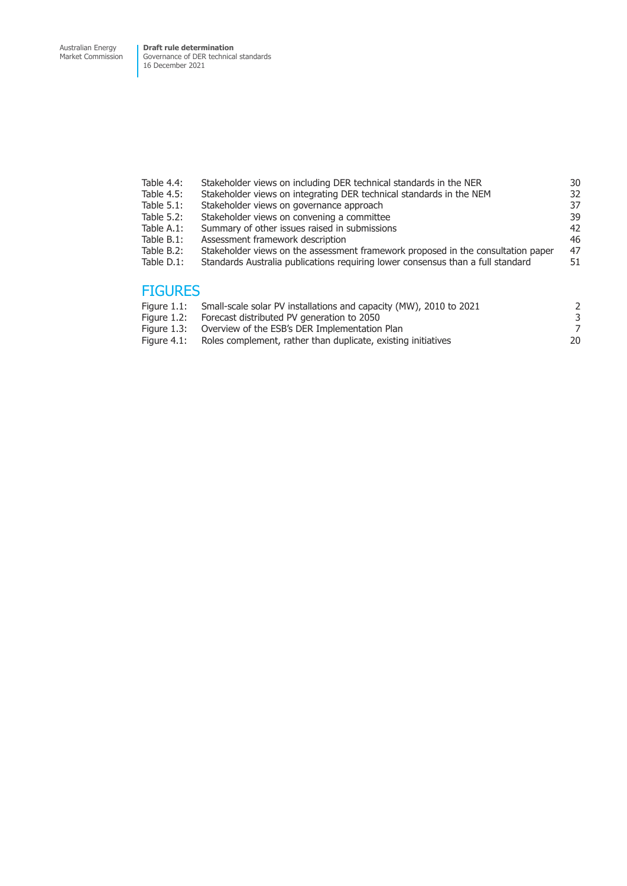| | | |
|---|---|---|
| Table 4.4: | Stakeholder views on including DER technical standards in the NER | 30 |
| Table 4.5: | Stakeholder views on integrating DER technical standards in the NEM | 32 |
| Table 5.1: | Stakeholder views on governance approach | 37 |
| Table 5.2: | Stakeholder views on convening a committee | 39 |
| Table A.1: | Summary of other issues raised in submissions | 42 |
| Table B.1: | Assessment framework description | 46 |
| Table B.2: | Stakeholder views on the assessment framework proposed in the consultation paper | 47 |
| Table D.1: | Standards Australia publications requiring lower consensus than a full standard | 51 |

## FIGURES

| | | |
|---|---|---|
| Figure 1.1: | Small-scale solar PV installations and capacity (MW), 2010 to 2021 | 2 |
| Figure 1.2: | Forecast distributed PV generation to 2050 | 3 |
| Figure 1.3: | Overview of the ESB's DER Implementation Plan | 7 |
| Figure 4.1: | Roles complement, rather than duplicate, existing initiatives | 20 |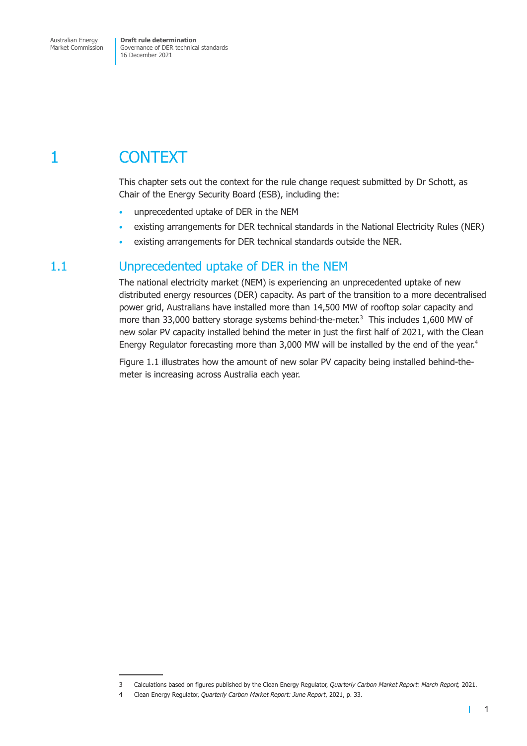# 1 CONTEXT

This chapter sets out the context for the rule change request submitted by Dr Schott, as Chair of the Energy Security Board (ESB), including the:

- unprecedented uptake of DER in the NEM
- existing arrangements for DER technical standards in the National Electricity Rules (NER)
- existing arrangements for DER technical standards outside the NER.

## 1.1 Unprecedented uptake of DER in the NEM

The national electricity market (NEM) is experiencing an unprecedented uptake of new distributed energy resources (DER) capacity. As part of the transition to a more decentralised power grid, Australians have installed more than 14,500 MW of rooftop solar capacity and more than 33,000 battery storage systems behind-the-meter.[3] This includes 1,600 MW of new solar PV capacity installed behind the meter in just the first half of 2021, with the Clean Energy Regulator forecasting more than 3,000 MW will be installed by the end of the year.[4]

Figure 1.1 illustrates how the amount of new solar PV capacity being installed behind-the-meter is increasing across Australia each year.

---

3 Calculations based on figures published by the Clean Energy Regulator, *Quarterly Carbon Market Report: March Report,* 2021.

4 Clean Energy Regulator, *Quarterly Carbon Market Report: June Report*, 2021, p. 33.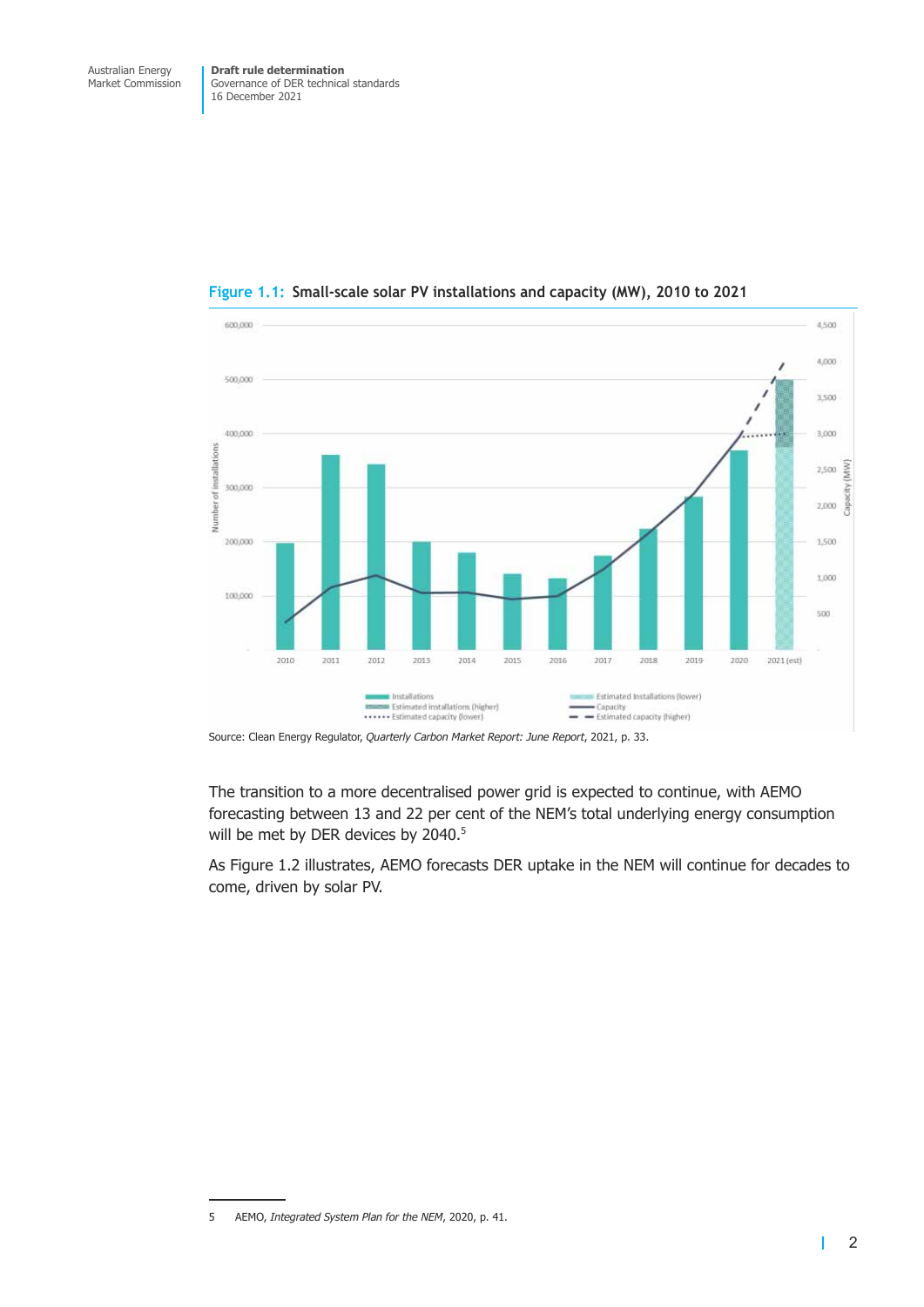**Figure 1.1: Small-scale solar PV installations and capacity (MW), 2010 to 2021**

Source: Clean Energy Regulator, *Quarterly Carbon Market Report: June Report*, 2021, p. 33.

The transition to a more decentralised power grid is expected to continue, with AEMO forecasting between 13 and 22 per cent of the NEM's total underlying energy consumption will be met by DER devices by 2040.[5]

As Figure 1.2 illustrates, AEMO forecasts DER uptake in the NEM will continue for decades to come, driven by solar PV.

5 AEMO, *Integrated System Plan for the NEM*, 2020, p. 41.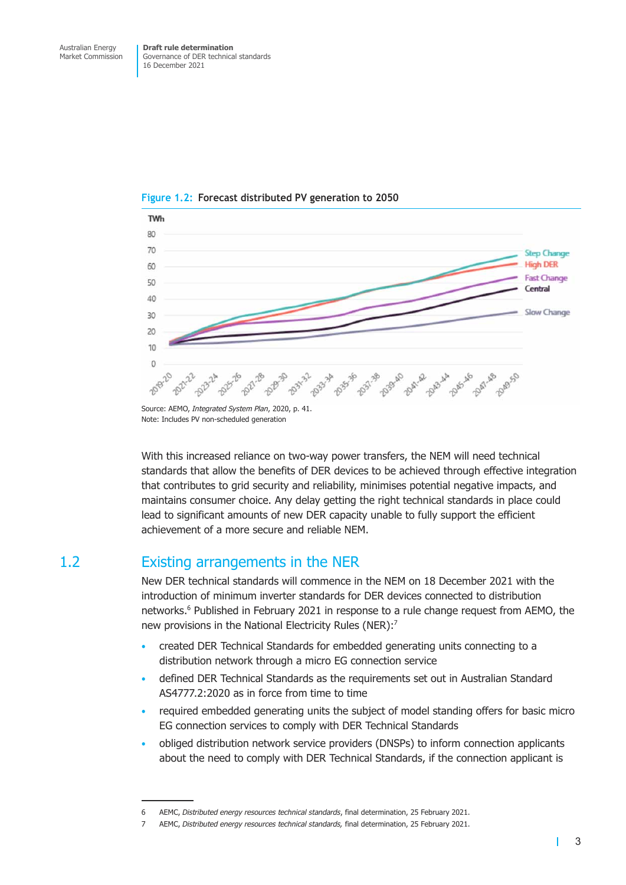**Figure 1.2: Forecast distributed PV generation to 2050**

Source: AEMO, *Integrated System Plan*, 2020, p. 41.
Note: Includes PV non-scheduled generation

With this increased reliance on two-way power transfers, the NEM will need technical standards that allow the benefits of DER devices to be achieved through effective integration that contributes to grid security and reliability, minimises potential negative impacts, and maintains consumer choice. Any delay getting the right technical standards in place could lead to significant amounts of new DER capacity unable to fully support the efficient achievement of a more secure and reliable NEM.

## 1.2 Existing arrangements in the NER

New DER technical standards will commence in the NEM on 18 December 2021 with the introduction of minimum inverter standards for DER devices connected to distribution networks.[6] Published in February 2021 in response to a rule change request from AEMO, the new provisions in the National Electricity Rules (NER):[7]

- created DER Technical Standards for embedded generating units connecting to a distribution network through a micro EG connection service
- defined DER Technical Standards as the requirements set out in Australian Standard AS4777.2:2020 as in force from time to time
- required embedded generating units the subject of model standing offers for basic micro EG connection services to comply with DER Technical Standards
- obliged distribution network service providers (DNSPs) to inform connection applicants about the need to comply with DER Technical Standards, if the connection applicant is

6 AEMC, *Distributed energy resources technical standards*, final determination, 25 February 2021.
7 AEMC, *Distributed energy resources technical standards,* final determination, 25 February 2021.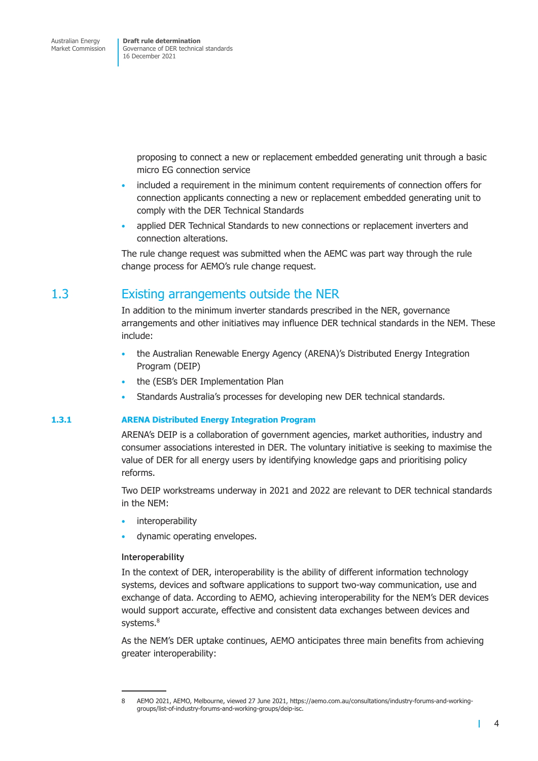proposing to connect a new or replacement embedded generating unit through a basic micro EG connection service

- included a requirement in the minimum content requirements of connection offers for connection applicants connecting a new or replacement embedded generating unit to comply with the DER Technical Standards
- applied DER Technical Standards to new connections or replacement inverters and connection alterations.

The rule change request was submitted when the AEMC was part way through the rule change process for AEMO's rule change request.

## 1.3 Existing arrangements outside the NER

In addition to the minimum inverter standards prescribed in the NER, governance arrangements and other initiatives may influence DER technical standards in the NEM. These include:

- the Australian Renewable Energy Agency (ARENA)'s Distributed Energy Integration Program (DEIP)
- the (ESB's DER Implementation Plan
- Standards Australia's processes for developing new DER technical standards.

### 1.3.1 ARENA Distributed Energy Integration Program

ARENA's DEIP is a collaboration of government agencies, market authorities, industry and consumer associations interested in DER. The voluntary initiative is seeking to maximise the value of DER for all energy users by identifying knowledge gaps and prioritising policy reforms.

Two DEIP workstreams underway in 2021 and 2022 are relevant to DER technical standards in the NEM:

- interoperability
- dynamic operating envelopes.

#### Interoperability

In the context of DER, interoperability is the ability of different information technology systems, devices and software applications to support two-way communication, use and exchange of data. According to AEMO, achieving interoperability for the NEM's DER devices would support accurate, effective and consistent data exchanges between devices and systems.[8]

As the NEM's DER uptake continues, AEMO anticipates three main benefits from achieving greater interoperability:

---

8 AEMO 2021, AEMO, Melbourne, viewed 27 June 2021, https://aemo.com.au/consultations/industry-forums-and-working-groups/list-of-industry-forums-and-working-groups/deip-isc.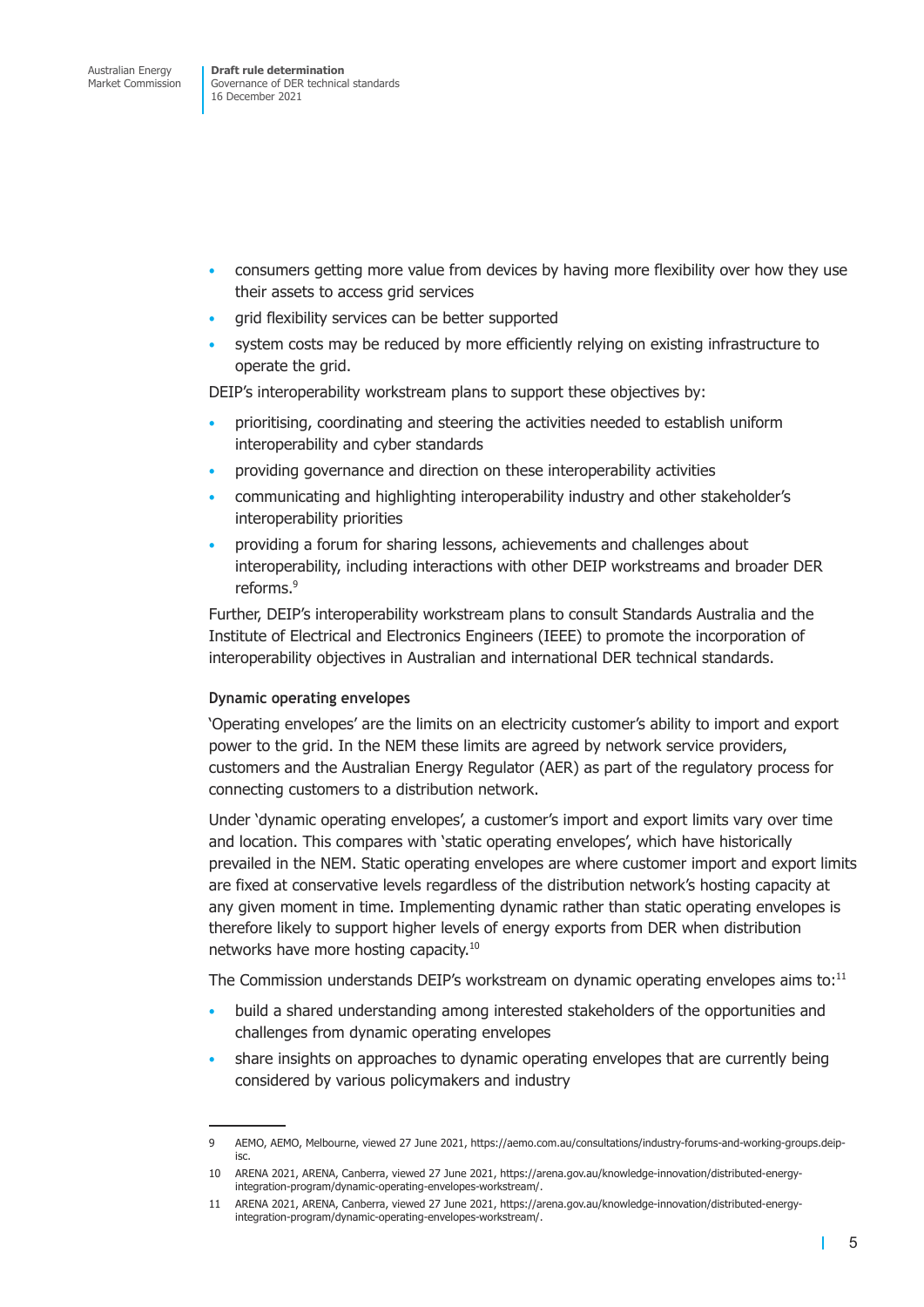- consumers getting more value from devices by having more flexibility over how they use their assets to access grid services
- grid flexibility services can be better supported
- system costs may be reduced by more efficiently relying on existing infrastructure to operate the grid.

DEIP's interoperability workstream plans to support these objectives by:

- prioritising, coordinating and steering the activities needed to establish uniform interoperability and cyber standards
- providing governance and direction on these interoperability activities
- communicating and highlighting interoperability industry and other stakeholder's interoperability priorities
- providing a forum for sharing lessons, achievements and challenges about interoperability, including interactions with other DEIP workstreams and broader DER reforms.[9]

Further, DEIP's interoperability workstream plans to consult Standards Australia and the Institute of Electrical and Electronics Engineers (IEEE) to promote the incorporation of interoperability objectives in Australian and international DER technical standards.

#### Dynamic operating envelopes

'Operating envelopes' are the limits on an electricity customer's ability to import and export power to the grid. In the NEM these limits are agreed by network service providers, customers and the Australian Energy Regulator (AER) as part of the regulatory process for connecting customers to a distribution network.

Under 'dynamic operating envelopes', a customer's import and export limits vary over time and location. This compares with 'static operating envelopes', which have historically prevailed in the NEM. Static operating envelopes are where customer import and export limits are fixed at conservative levels regardless of the distribution network's hosting capacity at any given moment in time. Implementing dynamic rather than static operating envelopes is therefore likely to support higher levels of energy exports from DER when distribution networks have more hosting capacity.[10]

The Commission understands DEIP's workstream on dynamic operating envelopes aims to:[11]

- build a shared understanding among interested stakeholders of the opportunities and challenges from dynamic operating envelopes
- share insights on approaches to dynamic operating envelopes that are currently being considered by various policymakers and industry

---

9 AEMO, AEMO, Melbourne, viewed 27 June 2021, https://aemo.com.au/consultations/industry-forums-and-working-groups.deip-isc.

10 ARENA 2021, ARENA, Canberra, viewed 27 June 2021, https://arena.gov.au/knowledge-innovation/distributed-energy-integration-program/dynamic-operating-envelopes-workstream/.

11 ARENA 2021, ARENA, Canberra, viewed 27 June 2021, https://arena.gov.au/knowledge-innovation/distributed-energy-integration-program/dynamic-operating-envelopes-workstream/.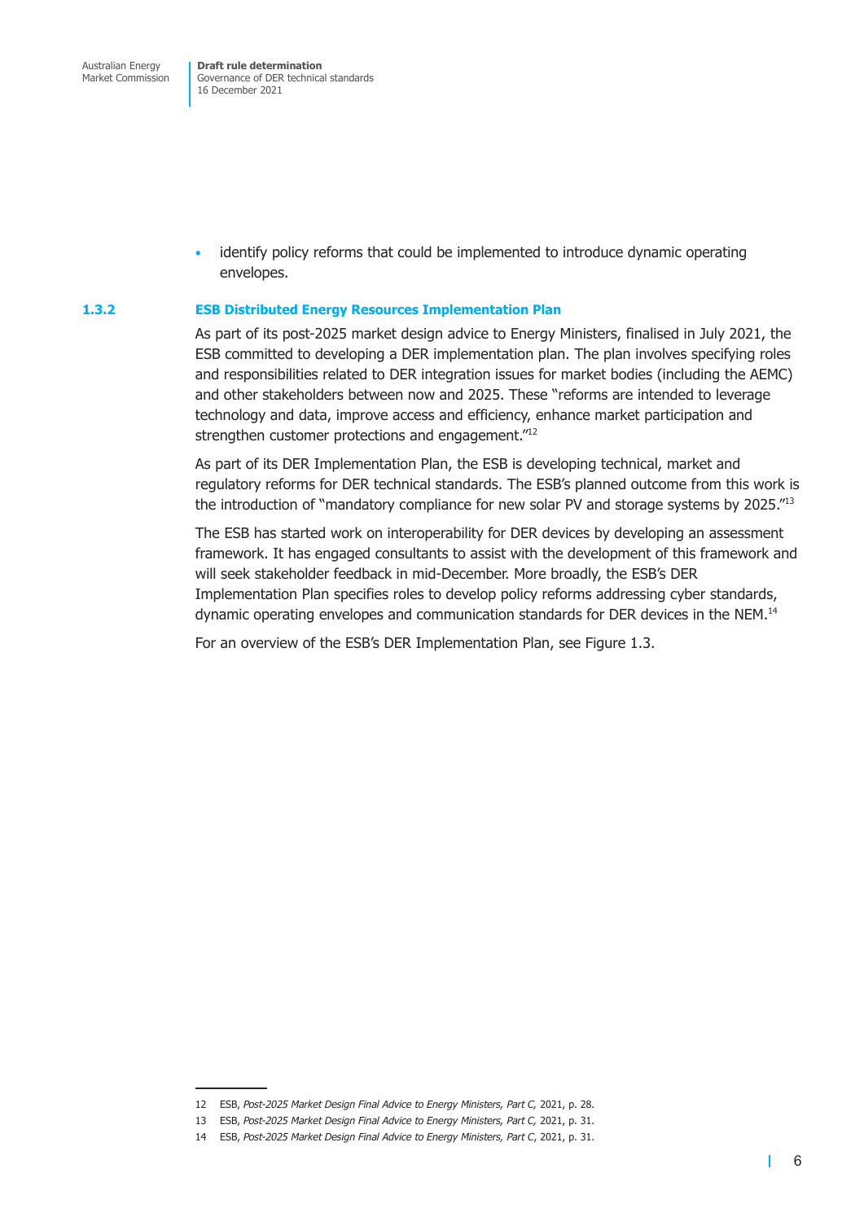- identify policy reforms that could be implemented to introduce dynamic operating envelopes.

### 1.3.2 ESB Distributed Energy Resources Implementation Plan

As part of its post-2025 market design advice to Energy Ministers, finalised in July 2021, the ESB committed to developing a DER implementation plan. The plan involves specifying roles and responsibilities related to DER integration issues for market bodies (including the AEMC) and other stakeholders between now and 2025. These "reforms are intended to leverage technology and data, improve access and efficiency, enhance market participation and strengthen customer protections and engagement."[12]

As part of its DER Implementation Plan, the ESB is developing technical, market and regulatory reforms for DER technical standards. The ESB's planned outcome from this work is the introduction of "mandatory compliance for new solar PV and storage systems by 2025."[13]

The ESB has started work on interoperability for DER devices by developing an assessment framework. It has engaged consultants to assist with the development of this framework and will seek stakeholder feedback in mid-December. More broadly, the ESB's DER Implementation Plan specifies roles to develop policy reforms addressing cyber standards, dynamic operating envelopes and communication standards for DER devices in the NEM.[14]

For an overview of the ESB's DER Implementation Plan, see Figure 1.3.

---

12 ESB, *Post-2025 Market Design Final Advice to Energy Ministers, Part C,* 2021, p. 28.

13 ESB, *Post-2025 Market Design Final Advice to Energy Ministers, Part C,* 2021, p. 31.

14 ESB, *Post-2025 Market Design Final Advice to Energy Ministers, Part C*, 2021, p. 31.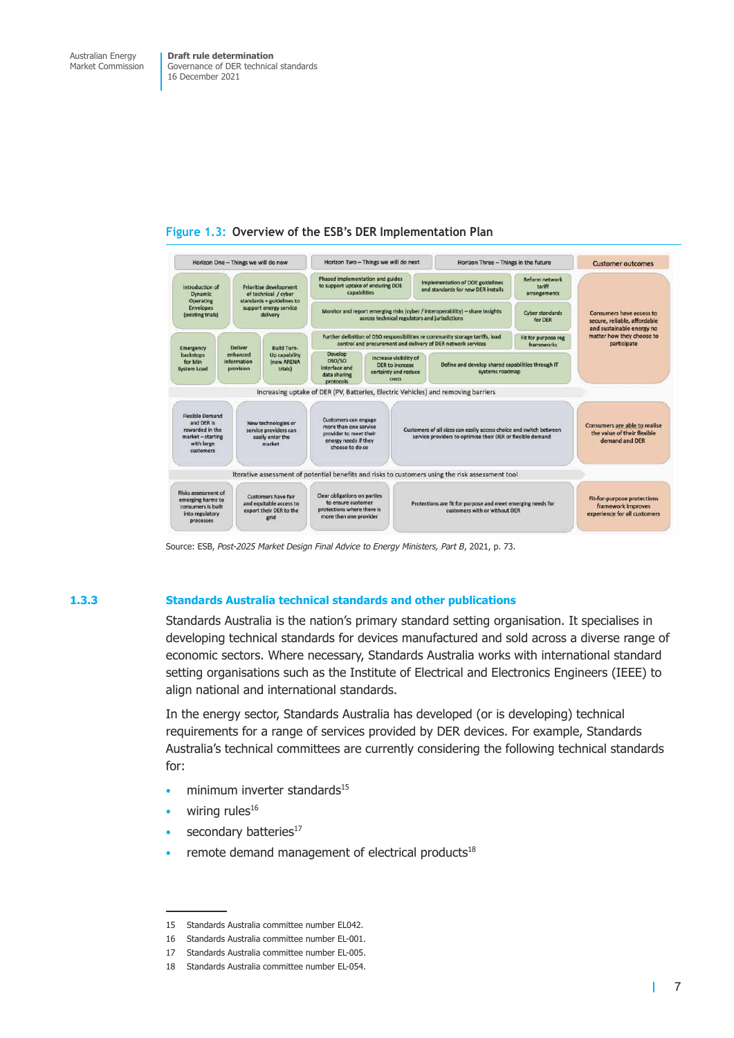**Figure 1.3: Overview of the ESB's DER Implementation Plan**

| Horizon One – Things we will do now | | Horizon Two – Things we will do next | Horizon Three – Things in the future | | Customer outcomes |
|---|---|---|---|---|---|
| Introduction of Dynamic Operating Envelopes (existing trials) | Prioritise development of technical / cyber standards + guidelines to support energy service delivery | Phased implementation and guides to support uptake of enduring DOE capabilities | Implementation of DOE guidelines and standards for new DER installs | Reform network tariff arrangements | Consumers have access to secure, reliable, affordable and sustainable energy no matter how they choose to participate |
| | | Monitor and report emerging risks (cyber / interoperability) – share insights across technical regulators and jurisdictions | | Cyber standards for DER | |
| Emergency backstops for Min System Load | Deliver enhanced information provision | Build Turn-Up capability (new ARENA trials) | Further definition of DSO responsibilities re community storage tariffs, load control and procurement and delivery of DER network services | Fit for purpose reg frameworks | |
| | | Develop DSO/SO interface and data sharing protocols | Increase visibility of DER to increase certainty and reduce costs | Define and develop shared capabilities through IT systems roadmap | |

Increasing uptake of DER (PV, Batteries, Electric Vehicles) and removing barriers

| | | | | Customer outcomes |
|---|---|---|---|---|
| Flexible Demand and DER is rewarded in the market – starting with large customers | New technologies or service providers can easily enter the market | Customers can engage more than one service provider to meet their energy needs if they choose to do so | Customers of all sizes can easily access choice and switch between service providers to optimise their DER or flexible demand | Consumers are able to realise the value of their flexible demand and DER |

Iterative assessment of potential benefits and risks to customers using the risk assessment tool

| | | | | Customer outcomes |
|---|---|---|---|---|
| Risks assessment of emerging harms to consumers is built into regulatory processes | Customers have fair and equitable access to export their DER to the grid | Clear obligations on parties to ensure customer protections where there is more than one provider | Protections are fit for purpose and meet emerging needs for customers with or without DER | Fit-for-purpose protections framework improves experience for all customers |

Source: ESB, *Post-2025 Market Design Final Advice to Energy Ministers, Part B*, 2021, p. 73.

### 1.3.3 Standards Australia technical standards and other publications

Standards Australia is the nation's primary standard setting organisation. It specialises in developing technical standards for devices manufactured and sold across a diverse range of economic sectors. Where necessary, Standards Australia works with international standard setting organisations such as the Institute of Electrical and Electronics Engineers (IEEE) to align national and international standards.

In the energy sector, Standards Australia has developed (or is developing) technical requirements for a range of services provided by DER devices. For example, Standards Australia's technical committees are currently considering the following technical standards for:

- minimum inverter standards[15]
- wiring rules[16]
- secondary batteries[17]
- remote demand management of electrical products[18]

---

15 Standards Australia committee number EL042.

16 Standards Australia committee number EL-001.

17 Standards Australia committee number EL-005.

18 Standards Australia committee number EL-054.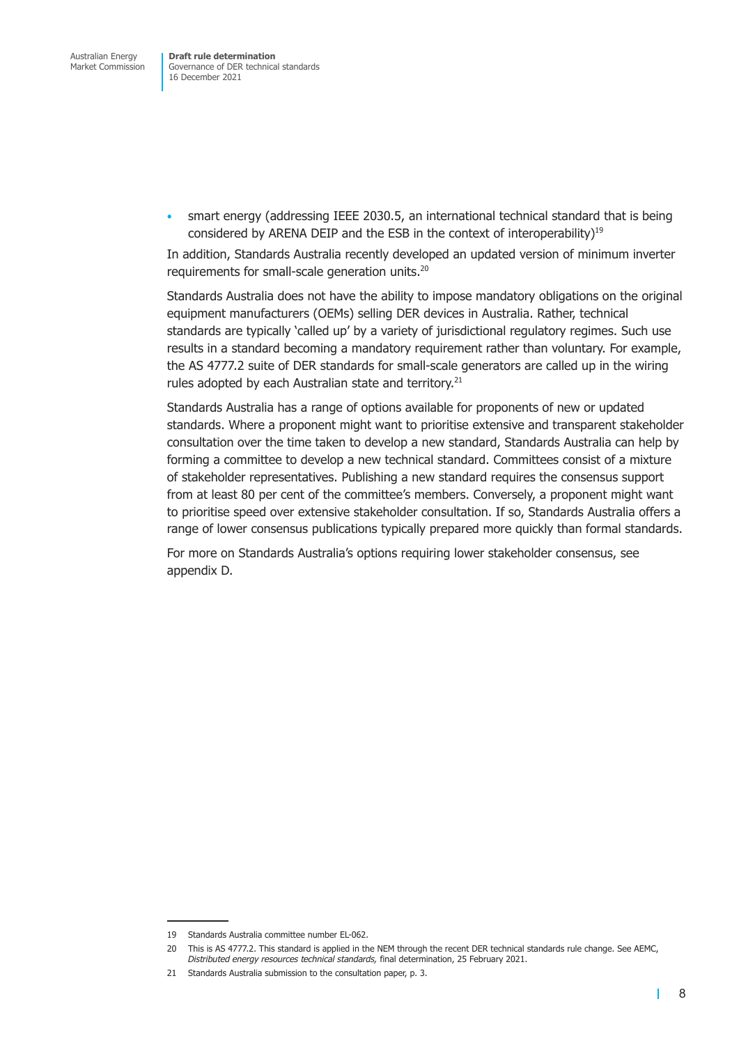- smart energy (addressing IEEE 2030.5, an international technical standard that is being considered by ARENA DEIP and the ESB in the context of interoperability)[19]

In addition, Standards Australia recently developed an updated version of minimum inverter requirements for small-scale generation units.[20]

Standards Australia does not have the ability to impose mandatory obligations on the original equipment manufacturers (OEMs) selling DER devices in Australia. Rather, technical standards are typically 'called up' by a variety of jurisdictional regulatory regimes. Such use results in a standard becoming a mandatory requirement rather than voluntary. For example, the AS 4777.2 suite of DER standards for small-scale generators are called up in the wiring rules adopted by each Australian state and territory.[21]

Standards Australia has a range of options available for proponents of new or updated standards. Where a proponent might want to prioritise extensive and transparent stakeholder consultation over the time taken to develop a new standard, Standards Australia can help by forming a committee to develop a new technical standard. Committees consist of a mixture of stakeholder representatives. Publishing a new standard requires the consensus support from at least 80 per cent of the committee's members. Conversely, a proponent might want to prioritise speed over extensive stakeholder consultation. If so, Standards Australia offers a range of lower consensus publications typically prepared more quickly than formal standards.

For more on Standards Australia's options requiring lower stakeholder consensus, see appendix D.

---

19 Standards Australia committee number EL-062.

20 This is AS 4777.2. This standard is applied in the NEM through the recent DER technical standards rule change. See AEMC, *Distributed energy resources technical standards,* final determination, 25 February 2021.

21 Standards Australia submission to the consultation paper, p. 3.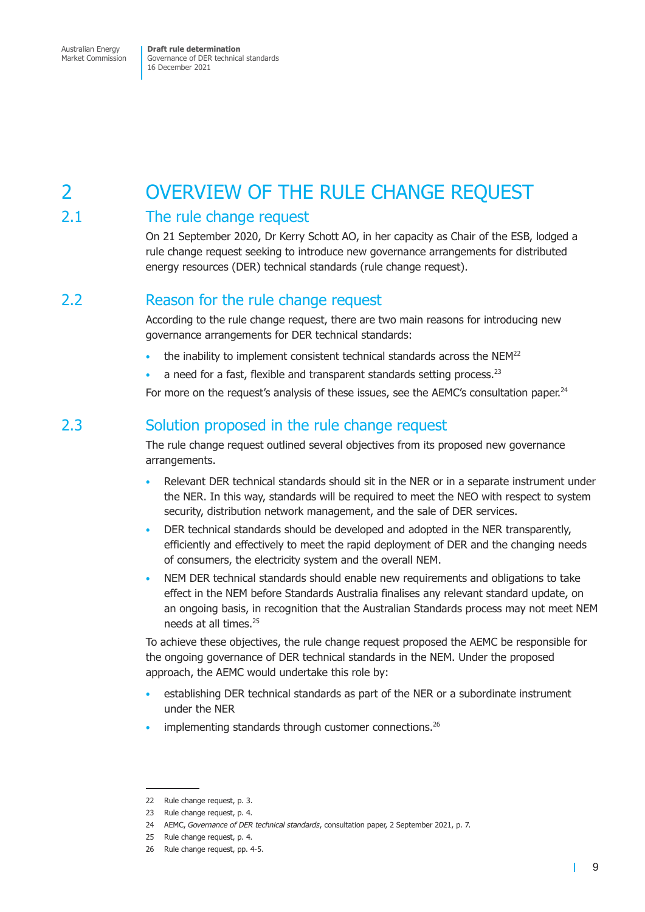# 2 OVERVIEW OF THE RULE CHANGE REQUEST

## 2.1 The rule change request

On 21 September 2020, Dr Kerry Schott AO, in her capacity as Chair of the ESB, lodged a rule change request seeking to introduce new governance arrangements for distributed energy resources (DER) technical standards (rule change request).

## 2.2 Reason for the rule change request

According to the rule change request, there are two main reasons for introducing new governance arrangements for DER technical standards:

- the inability to implement consistent technical standards across the NEM[22]
- a need for a fast, flexible and transparent standards setting process.[23]

For more on the request's analysis of these issues, see the AEMC's consultation paper.[24]

## 2.3 Solution proposed in the rule change request

The rule change request outlined several objectives from its proposed new governance arrangements.

- Relevant DER technical standards should sit in the NER or in a separate instrument under the NER. In this way, standards will be required to meet the NEO with respect to system security, distribution network management, and the sale of DER services.
- DER technical standards should be developed and adopted in the NER transparently, efficiently and effectively to meet the rapid deployment of DER and the changing needs of consumers, the electricity system and the overall NEM.
- NEM DER technical standards should enable new requirements and obligations to take effect in the NEM before Standards Australia finalises any relevant standard update, on an ongoing basis, in recognition that the Australian Standards process may not meet NEM needs at all times.[25]

To achieve these objectives, the rule change request proposed the AEMC be responsible for the ongoing governance of DER technical standards in the NEM. Under the proposed approach, the AEMC would undertake this role by:

- establishing DER technical standards as part of the NER or a subordinate instrument under the NER
- implementing standards through customer connections.[26]

---

22 Rule change request, p. 3.

23 Rule change request, p. 4.

24 AEMC, *Governance of DER technical standards*, consultation paper, 2 September 2021, p. 7.

25 Rule change request, p. 4.

26 Rule change request, pp. 4-5.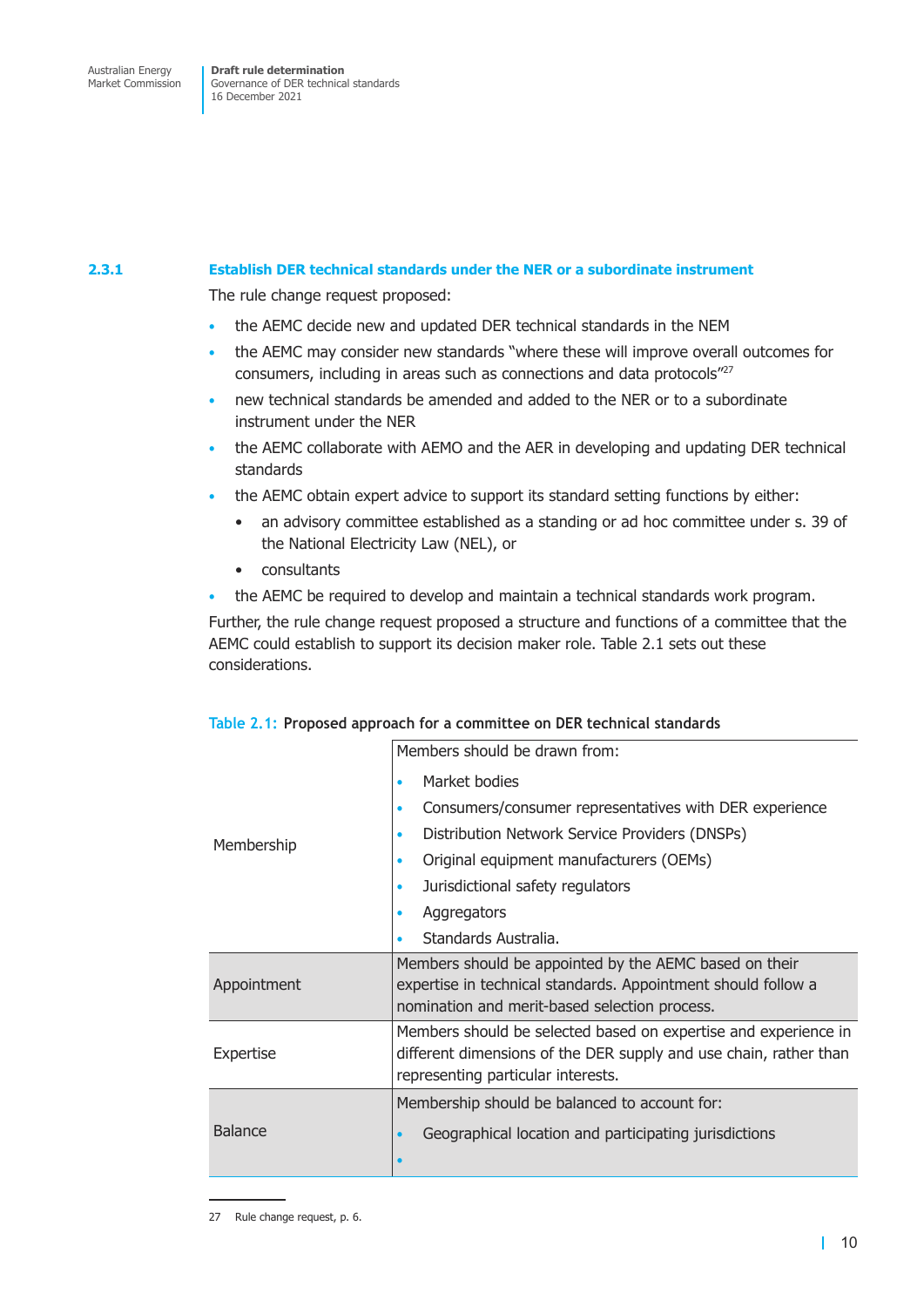### 2.3.1 Establish DER technical standards under the NER or a subordinate instrument

The rule change request proposed:

- the AEMC decide new and updated DER technical standards in the NEM
- the AEMC may consider new standards "where these will improve overall outcomes for consumers, including in areas such as connections and data protocols"[27]
- new technical standards be amended and added to the NER or to a subordinate instrument under the NER
- the AEMC collaborate with AEMO and the AER in developing and updating DER technical standards
- the AEMC obtain expert advice to support its standard setting functions by either:
  - an advisory committee established as a standing or ad hoc committee under s. 39 of the National Electricity Law (NEL), or
  - consultants
- the AEMC be required to develop and maintain a technical standards work program.

Further, the rule change request proposed a structure and functions of a committee that the AEMC could establish to support its decision maker role. Table 2.1 sets out these considerations.

**Table 2.1: Proposed approach for a committee on DER technical standards**

| | |
|---|---|
| Membership | Members should be drawn from:<br>• Market bodies<br>• Consumers/consumer representatives with DER experience<br>• Distribution Network Service Providers (DNSPs)<br>• Original equipment manufacturers (OEMs)<br>• Jurisdictional safety regulators<br>• Aggregators<br>• Standards Australia. |
| Appointment | Members should be appointed by the AEMC based on their expertise in technical standards. Appointment should follow a nomination and merit-based selection process. |
| Expertise | Members should be selected based on expertise and experience in different dimensions of the DER supply and use chain, rather than representing particular interests. |
| Balance | Membership should be balanced to account for:<br>• Geographical location and participating jurisdictions<br>• |

27 Rule change request, p. 6.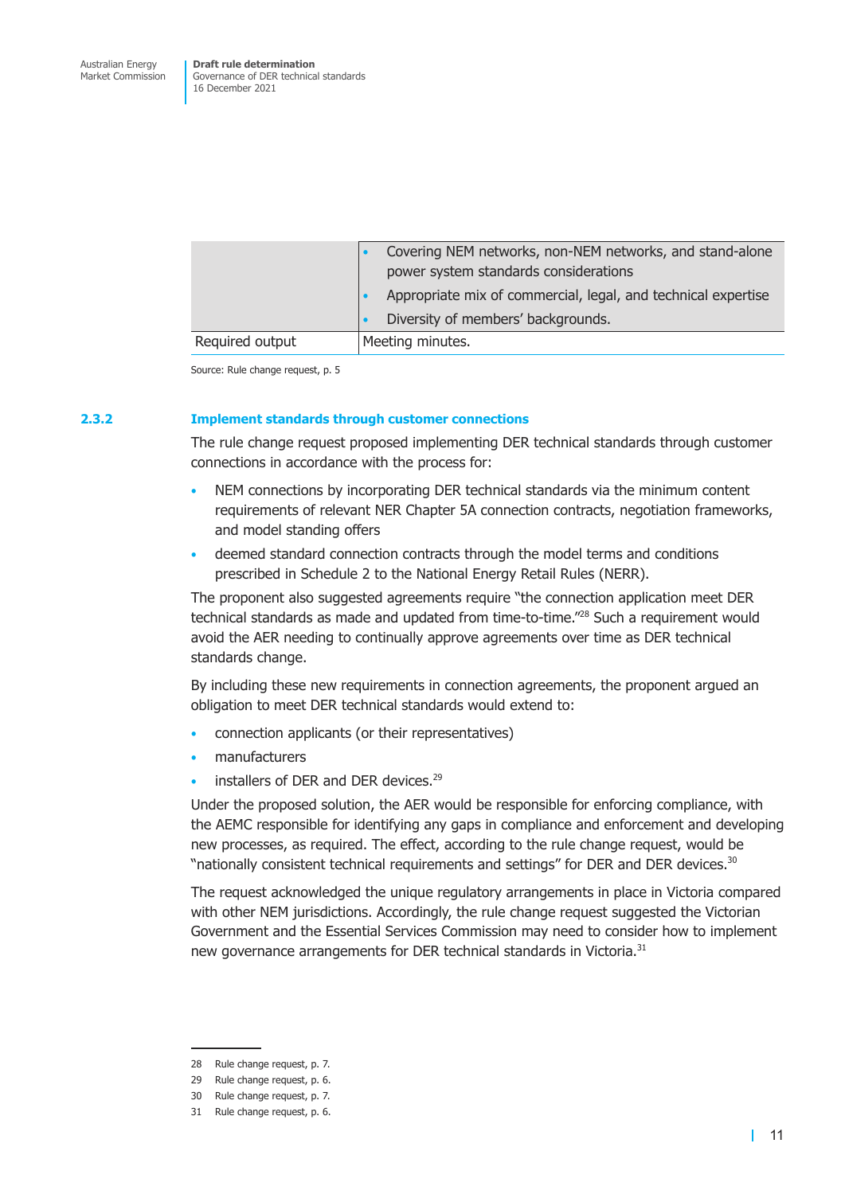| | |
|---|---|
| | • Covering NEM networks, non-NEM networks, and stand-alone power system standards considerations<br>• Appropriate mix of commercial, legal, and technical expertise<br>• Diversity of members' backgrounds. |
| Required output | Meeting minutes. |

Source: Rule change request, p. 5

### 2.3.2 Implement standards through customer connections

The rule change request proposed implementing DER technical standards through customer connections in accordance with the process for:

- NEM connections by incorporating DER technical standards via the minimum content requirements of relevant NER Chapter 5A connection contracts, negotiation frameworks, and model standing offers
- deemed standard connection contracts through the model terms and conditions prescribed in Schedule 2 to the National Energy Retail Rules (NERR).

The proponent also suggested agreements require "the connection application meet DER technical standards as made and updated from time-to-time."[28] Such a requirement would avoid the AER needing to continually approve agreements over time as DER technical standards change.

By including these new requirements in connection agreements, the proponent argued an obligation to meet DER technical standards would extend to:

- connection applicants (or their representatives)
- manufacturers
- installers of DER and DER devices.[29]

Under the proposed solution, the AER would be responsible for enforcing compliance, with the AEMC responsible for identifying any gaps in compliance and enforcement and developing new processes, as required. The effect, according to the rule change request, would be "nationally consistent technical requirements and settings" for DER and DER devices.[30]

The request acknowledged the unique regulatory arrangements in place in Victoria compared with other NEM jurisdictions. Accordingly, the rule change request suggested the Victorian Government and the Essential Services Commission may need to consider how to implement new governance arrangements for DER technical standards in Victoria.[31]

---

28 Rule change request, p. 7.

29 Rule change request, p. 6.

30 Rule change request, p. 7.

31 Rule change request, p. 6.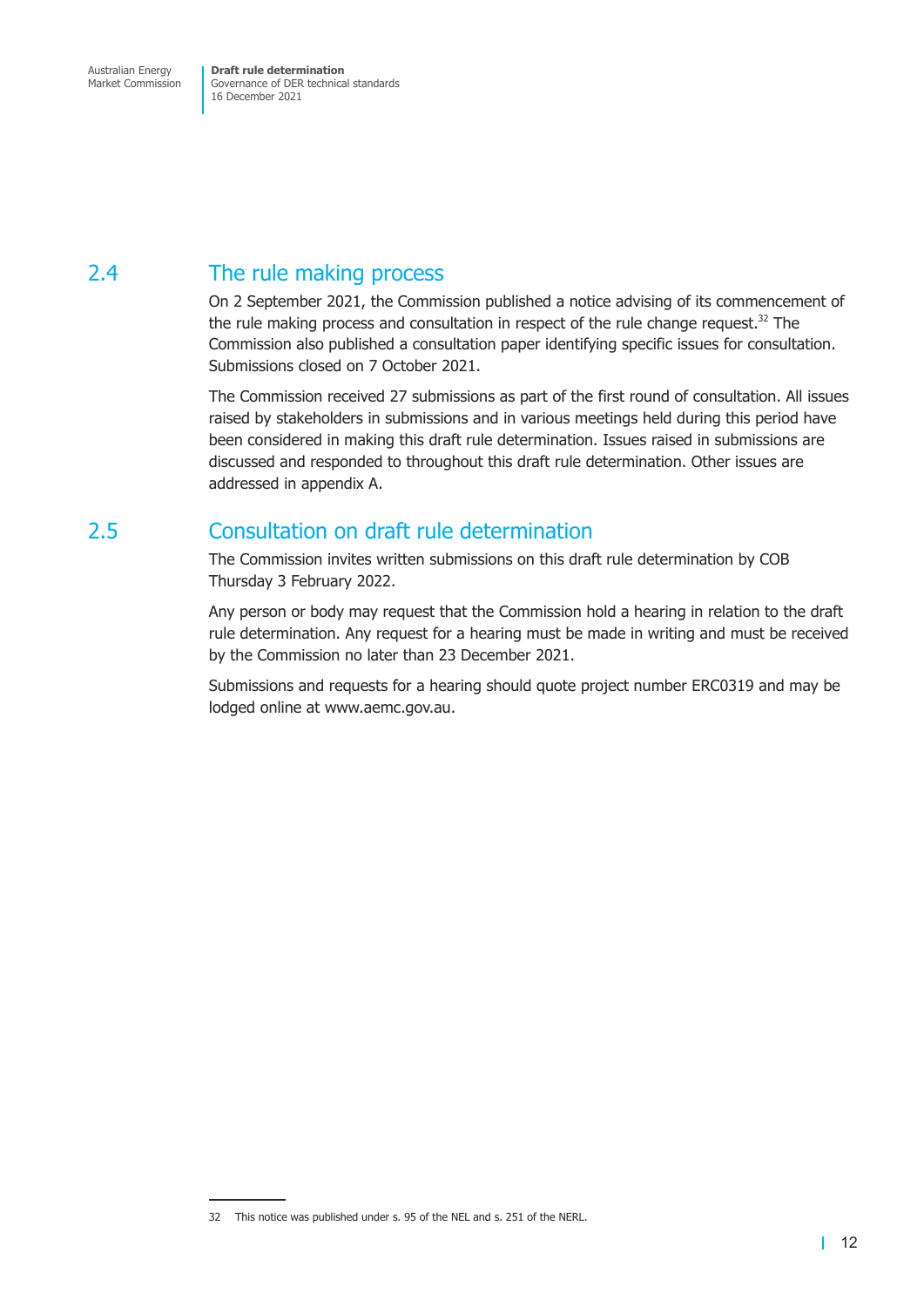## 2.4 The rule making process

On 2 September 2021, the Commission published a notice advising of its commencement of the rule making process and consultation in respect of the rule change request.[32] The Commission also published a consultation paper identifying specific issues for consultation. Submissions closed on 7 October 2021.

The Commission received 27 submissions as part of the first round of consultation. All issues raised by stakeholders in submissions and in various meetings held during this period have been considered in making this draft rule determination. Issues raised in submissions are discussed and responded to throughout this draft rule determination. Other issues are addressed in appendix A.

## 2.5 Consultation on draft rule determination

The Commission invites written submissions on this draft rule determination by COB Thursday 3 February 2022.

Any person or body may request that the Commission hold a hearing in relation to the draft rule determination. Any request for a hearing must be made in writing and must be received by the Commission no later than 23 December 2021.

Submissions and requests for a hearing should quote project number ERC0319 and may be lodged online at www.aemc.gov.au.

---

32 This notice was published under s. 95 of the NEL and s. 251 of the NERL.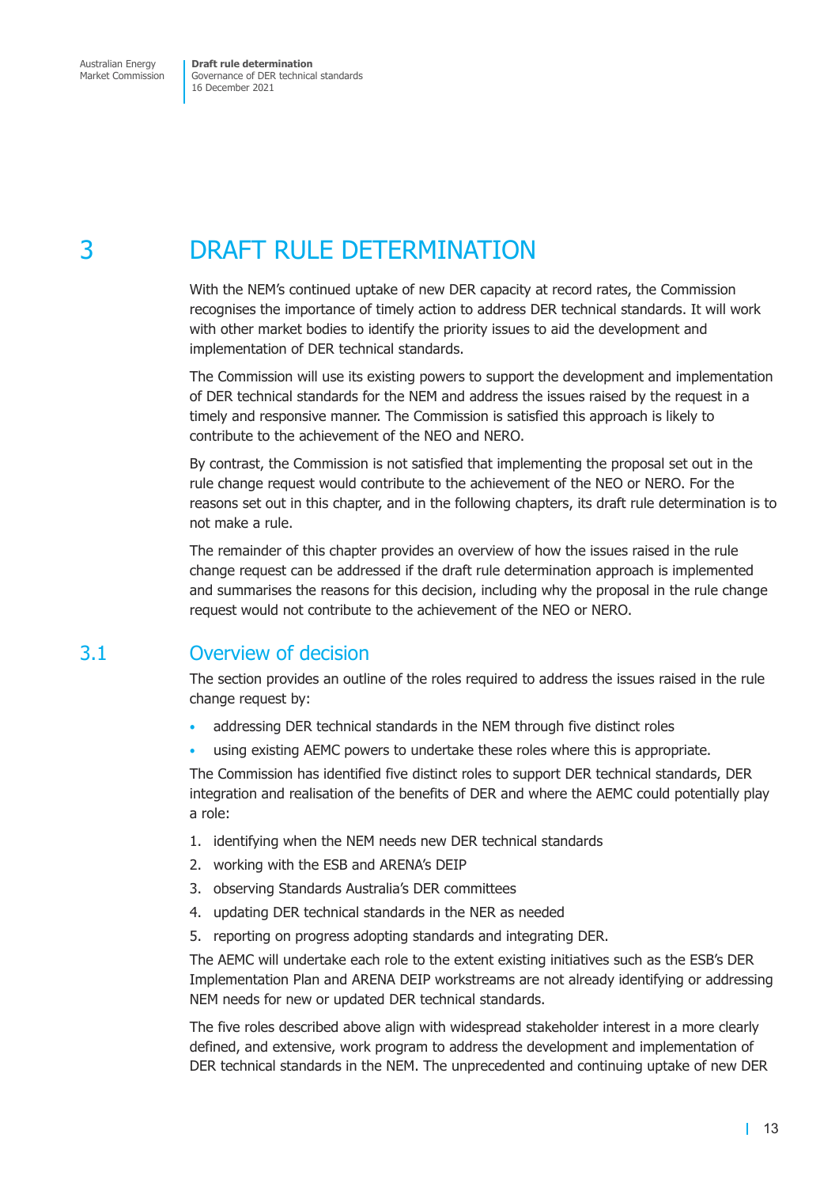# 3 DRAFT RULE DETERMINATION

With the NEM's continued uptake of new DER capacity at record rates, the Commission recognises the importance of timely action to address DER technical standards. It will work with other market bodies to identify the priority issues to aid the development and implementation of DER technical standards.

The Commission will use its existing powers to support the development and implementation of DER technical standards for the NEM and address the issues raised by the request in a timely and responsive manner. The Commission is satisfied this approach is likely to contribute to the achievement of the NEO and NERO.

By contrast, the Commission is not satisfied that implementing the proposal set out in the rule change request would contribute to the achievement of the NEO or NERO. For the reasons set out in this chapter, and in the following chapters, its draft rule determination is to not make a rule.

The remainder of this chapter provides an overview of how the issues raised in the rule change request can be addressed if the draft rule determination approach is implemented and summarises the reasons for this decision, including why the proposal in the rule change request would not contribute to the achievement of the NEO or NERO.

## 3.1 Overview of decision

The section provides an outline of the roles required to address the issues raised in the rule change request by:

- addressing DER technical standards in the NEM through five distinct roles
- using existing AEMC powers to undertake these roles where this is appropriate.

The Commission has identified five distinct roles to support DER technical standards, DER integration and realisation of the benefits of DER and where the AEMC could potentially play a role:

1. identifying when the NEM needs new DER technical standards
2. working with the ESB and ARENA's DEIP
3. observing Standards Australia's DER committees
4. updating DER technical standards in the NER as needed
5. reporting on progress adopting standards and integrating DER.

The AEMC will undertake each role to the extent existing initiatives such as the ESB's DER Implementation Plan and ARENA DEIP workstreams are not already identifying or addressing NEM needs for new or updated DER technical standards.

The five roles described above align with widespread stakeholder interest in a more clearly defined, and extensive, work program to address the development and implementation of DER technical standards in the NEM. The unprecedented and continuing uptake of new DER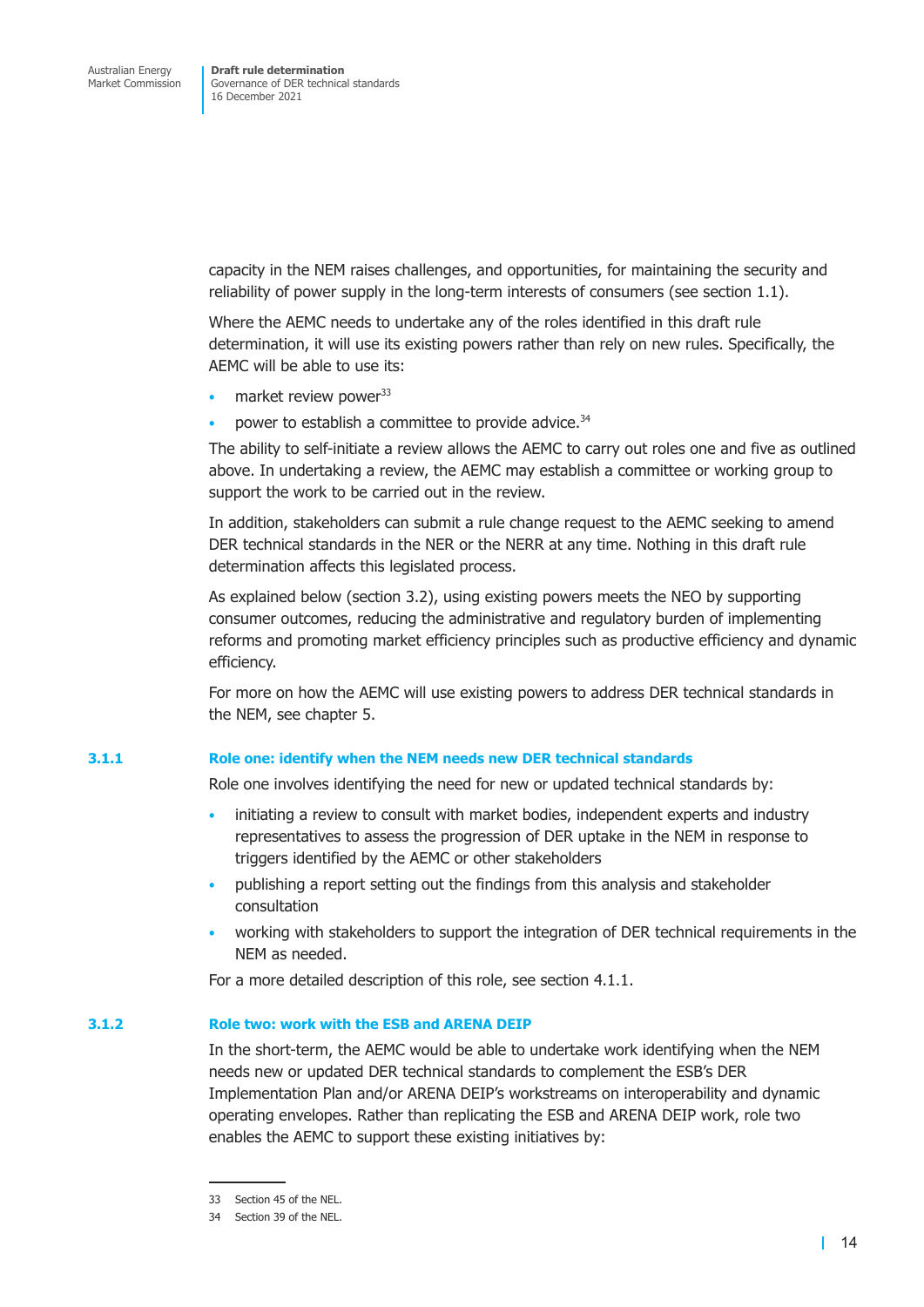capacity in the NEM raises challenges, and opportunities, for maintaining the security and reliability of power supply in the long-term interests of consumers (see section 1.1).

Where the AEMC needs to undertake any of the roles identified in this draft rule determination, it will use its existing powers rather than rely on new rules. Specifically, the AEMC will be able to use its:

- market review power[33]
- power to establish a committee to provide advice.[34]

The ability to self-initiate a review allows the AEMC to carry out roles one and five as outlined above. In undertaking a review, the AEMC may establish a committee or working group to support the work to be carried out in the review.

In addition, stakeholders can submit a rule change request to the AEMC seeking to amend DER technical standards in the NER or the NERR at any time. Nothing in this draft rule determination affects this legislated process.

As explained below (section 3.2), using existing powers meets the NEO by supporting consumer outcomes, reducing the administrative and regulatory burden of implementing reforms and promoting market efficiency principles such as productive efficiency and dynamic efficiency.

For more on how the AEMC will use existing powers to address DER technical standards in the NEM, see chapter 5.

### 3.1.1 Role one: identify when the NEM needs new DER technical standards

Role one involves identifying the need for new or updated technical standards by:

- initiating a review to consult with market bodies, independent experts and industry representatives to assess the progression of DER uptake in the NEM in response to triggers identified by the AEMC or other stakeholders
- publishing a report setting out the findings from this analysis and stakeholder consultation
- working with stakeholders to support the integration of DER technical requirements in the NEM as needed.

For a more detailed description of this role, see section 4.1.1.

### 3.1.2 Role two: work with the ESB and ARENA DEIP

In the short-term, the AEMC would be able to undertake work identifying when the NEM needs new or updated DER technical standards to complement the ESB's DER Implementation Plan and/or ARENA DEIP's workstreams on interoperability and dynamic operating envelopes. Rather than replicating the ESB and ARENA DEIP work, role two enables the AEMC to support these existing initiatives by:

33 Section 45 of the NEL.

34 Section 39 of the NEL.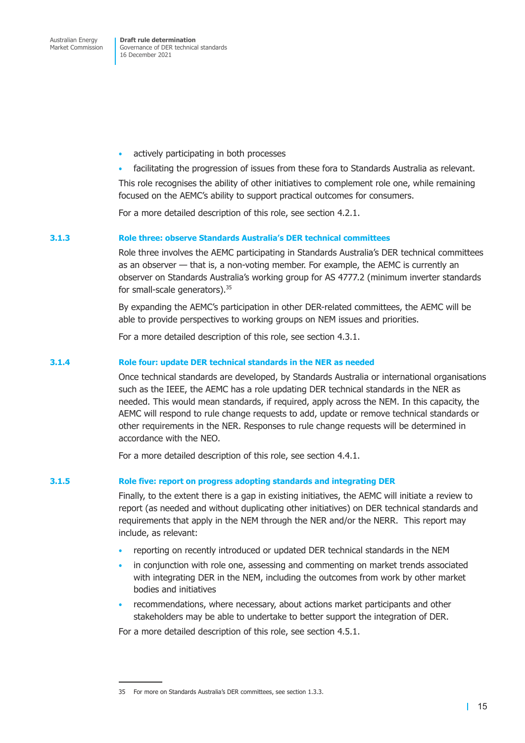- actively participating in both processes
- facilitating the progression of issues from these fora to Standards Australia as relevant.

This role recognises the ability of other initiatives to complement role one, while remaining focused on the AEMC's ability to support practical outcomes for consumers.

For a more detailed description of this role, see section 4.2.1.

### 3.1.3 Role three: observe Standards Australia's DER technical committees

Role three involves the AEMC participating in Standards Australia's DER technical committees as an observer — that is, a non-voting member. For example, the AEMC is currently an observer on Standards Australia's working group for AS 4777.2 (minimum inverter standards for small-scale generators).[35]

By expanding the AEMC's participation in other DER-related committees, the AEMC will be able to provide perspectives to working groups on NEM issues and priorities.

For a more detailed description of this role, see section 4.3.1.

### 3.1.4 Role four: update DER technical standards in the NER as needed

Once technical standards are developed, by Standards Australia or international organisations such as the IEEE, the AEMC has a role updating DER technical standards in the NER as needed. This would mean standards, if required, apply across the NEM. In this capacity, the AEMC will respond to rule change requests to add, update or remove technical standards or other requirements in the NER. Responses to rule change requests will be determined in accordance with the NEO.

For a more detailed description of this role, see section 4.4.1.

### 3.1.5 Role five: report on progress adopting standards and integrating DER

Finally, to the extent there is a gap in existing initiatives, the AEMC will initiate a review to report (as needed and without duplicating other initiatives) on DER technical standards and requirements that apply in the NEM through the NER and/or the NERR. This report may include, as relevant:

- reporting on recently introduced or updated DER technical standards in the NEM
- in conjunction with role one, assessing and commenting on market trends associated with integrating DER in the NEM, including the outcomes from work by other market bodies and initiatives
- recommendations, where necessary, about actions market participants and other stakeholders may be able to undertake to better support the integration of DER.

For a more detailed description of this role, see section 4.5.1.

---

35 For more on Standards Australia's DER committees, see section 1.3.3.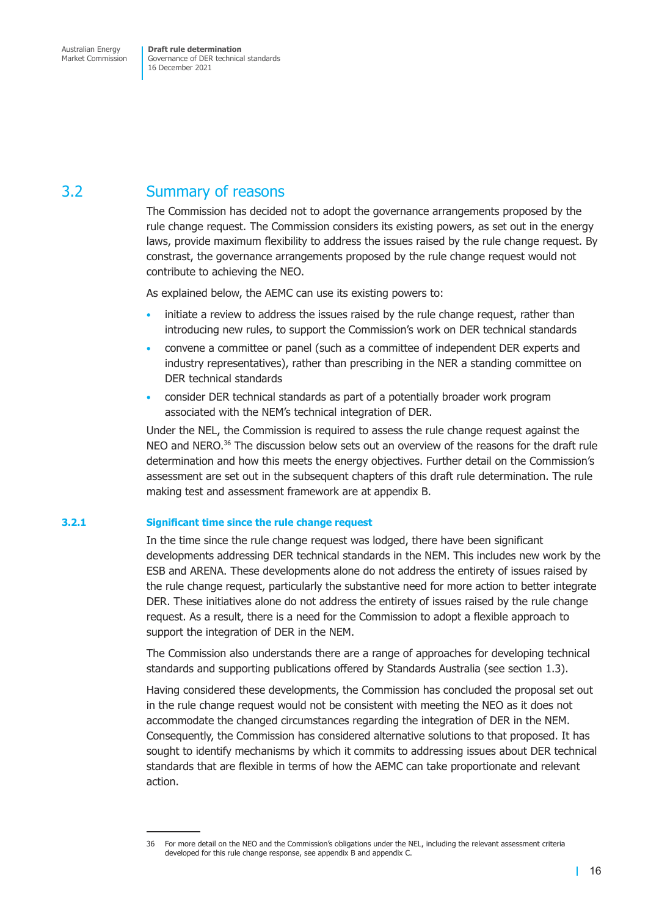## 3.2 Summary of reasons

The Commission has decided not to adopt the governance arrangements proposed by the rule change request. The Commission considers its existing powers, as set out in the energy laws, provide maximum flexibility to address the issues raised by the rule change request. By constrast, the governance arrangements proposed by the rule change request would not contribute to achieving the NEO.

As explained below, the AEMC can use its existing powers to:

- initiate a review to address the issues raised by the rule change request, rather than introducing new rules, to support the Commission's work on DER technical standards
- convene a committee or panel (such as a committee of independent DER experts and industry representatives), rather than prescribing in the NER a standing committee on DER technical standards
- consider DER technical standards as part of a potentially broader work program associated with the NEM's technical integration of DER.

Under the NEL, the Commission is required to assess the rule change request against the NEO and NERO.[36] The discussion below sets out an overview of the reasons for the draft rule determination and how this meets the energy objectives. Further detail on the Commission's assessment are set out in the subsequent chapters of this draft rule determination. The rule making test and assessment framework are at appendix B.

### 3.2.1 Significant time since the rule change request

In the time since the rule change request was lodged, there have been significant developments addressing DER technical standards in the NEM. This includes new work by the ESB and ARENA. These developments alone do not address the entirety of issues raised by the rule change request, particularly the substantive need for more action to better integrate DER. These initiatives alone do not address the entirety of issues raised by the rule change request. As a result, there is a need for the Commission to adopt a flexible approach to support the integration of DER in the NEM.

The Commission also understands there are a range of approaches for developing technical standards and supporting publications offered by Standards Australia (see section 1.3).

Having considered these developments, the Commission has concluded the proposal set out in the rule change request would not be consistent with meeting the NEO as it does not accommodate the changed circumstances regarding the integration of DER in the NEM. Consequently, the Commission has considered alternative solutions to that proposed. It has sought to identify mechanisms by which it commits to addressing issues about DER technical standards that are flexible in terms of how the AEMC can take proportionate and relevant action.

---

36 For more detail on the NEO and the Commission's obligations under the NEL, including the relevant assessment criteria developed for this rule change response, see appendix B and appendix C.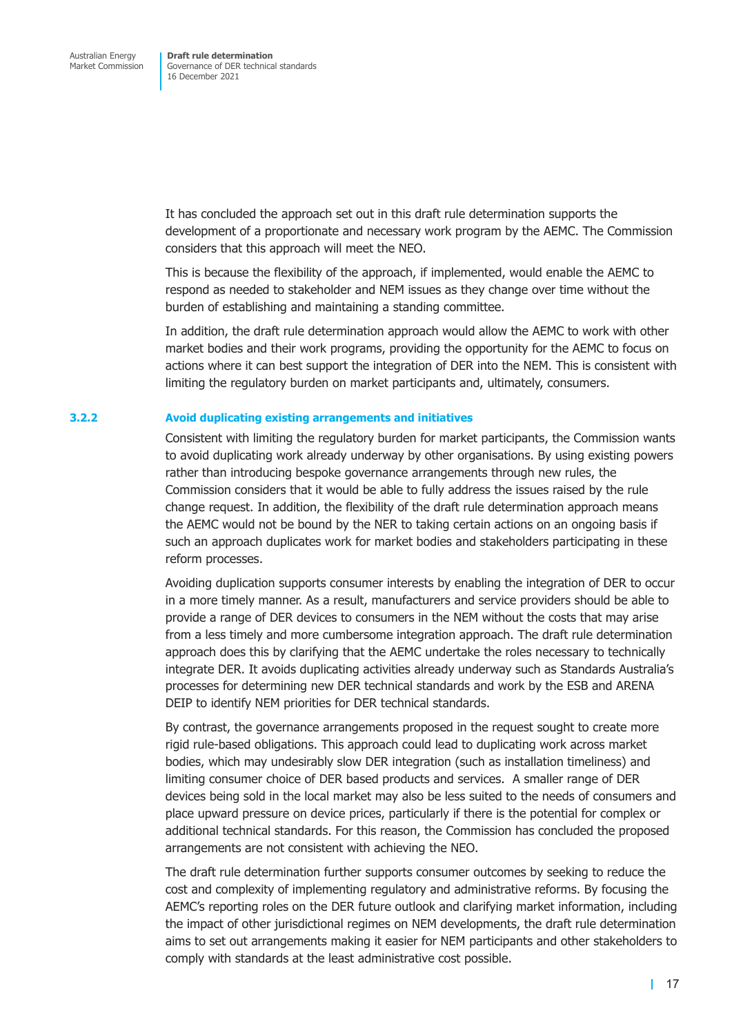It has concluded the approach set out in this draft rule determination supports the development of a proportionate and necessary work program by the AEMC. The Commission considers that this approach will meet the NEO.

This is because the flexibility of the approach, if implemented, would enable the AEMC to respond as needed to stakeholder and NEM issues as they change over time without the burden of establishing and maintaining a standing committee.

In addition, the draft rule determination approach would allow the AEMC to work with other market bodies and their work programs, providing the opportunity for the AEMC to focus on actions where it can best support the integration of DER into the NEM. This is consistent with limiting the regulatory burden on market participants and, ultimately, consumers.

### 3.2.2 Avoid duplicating existing arrangements and initiatives

Consistent with limiting the regulatory burden for market participants, the Commission wants to avoid duplicating work already underway by other organisations. By using existing powers rather than introducing bespoke governance arrangements through new rules, the Commission considers that it would be able to fully address the issues raised by the rule change request. In addition, the flexibility of the draft rule determination approach means the AEMC would not be bound by the NER to taking certain actions on an ongoing basis if such an approach duplicates work for market bodies and stakeholders participating in these reform processes.

Avoiding duplication supports consumer interests by enabling the integration of DER to occur in a more timely manner. As a result, manufacturers and service providers should be able to provide a range of DER devices to consumers in the NEM without the costs that may arise from a less timely and more cumbersome integration approach. The draft rule determination approach does this by clarifying that the AEMC undertake the roles necessary to technically integrate DER. It avoids duplicating activities already underway such as Standards Australia's processes for determining new DER technical standards and work by the ESB and ARENA DEIP to identify NEM priorities for DER technical standards.

By contrast, the governance arrangements proposed in the request sought to create more rigid rule-based obligations. This approach could lead to duplicating work across market bodies, which may undesirably slow DER integration (such as installation timeliness) and limiting consumer choice of DER based products and services. A smaller range of DER devices being sold in the local market may also be less suited to the needs of consumers and place upward pressure on device prices, particularly if there is the potential for complex or additional technical standards. For this reason, the Commission has concluded the proposed arrangements are not consistent with achieving the NEO.

The draft rule determination further supports consumer outcomes by seeking to reduce the cost and complexity of implementing regulatory and administrative reforms. By focusing the AEMC's reporting roles on the DER future outlook and clarifying market information, including the impact of other jurisdictional regimes on NEM developments, the draft rule determination aims to set out arrangements making it easier for NEM participants and other stakeholders to comply with standards at the least administrative cost possible.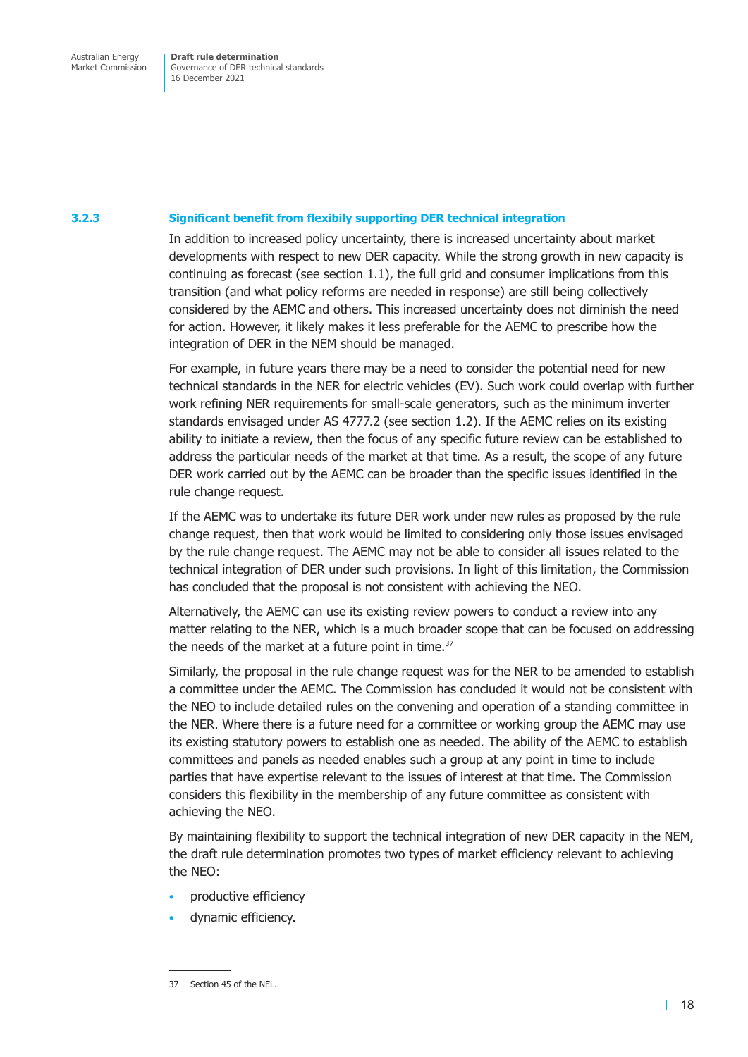### 3.2.3 Significant benefit from flexibly supporting DER technical integration

In addition to increased policy uncertainty, there is increased uncertainty about market developments with respect to new DER capacity. While the strong growth in new capacity is continuing as forecast (see section 1.1), the full grid and consumer implications from this transition (and what policy reforms are needed in response) are still being collectively considered by the AEMC and others. This increased uncertainty does not diminish the need for action. However, it likely makes it less preferable for the AEMC to prescribe how the integration of DER in the NEM should be managed.

For example, in future years there may be a need to consider the potential need for new technical standards in the NER for electric vehicles (EV). Such work could overlap with further work refining NER requirements for small-scale generators, such as the minimum inverter standards envisaged under AS 4777.2 (see section 1.2). If the AEMC relies on its existing ability to initiate a review, then the focus of any specific future review can be established to address the particular needs of the market at that time. As a result, the scope of any future DER work carried out by the AEMC can be broader than the specific issues identified in the rule change request.

If the AEMC was to undertake its future DER work under new rules as proposed by the rule change request, then that work would be limited to considering only those issues envisaged by the rule change request. The AEMC may not be able to consider all issues related to the technical integration of DER under such provisions. In light of this limitation, the Commission has concluded that the proposal is not consistent with achieving the NEO.

Alternatively, the AEMC can use its existing review powers to conduct a review into any matter relating to the NER, which is a much broader scope that can be focused on addressing the needs of the market at a future point in time.[37]

Similarly, the proposal in the rule change request was for the NER to be amended to establish a committee under the AEMC. The Commission has concluded it would not be consistent with the NEO to include detailed rules on the convening and operation of a standing committee in the NER. Where there is a future need for a committee or working group the AEMC may use its existing statutory powers to establish one as needed. The ability of the AEMC to establish committees and panels as needed enables such a group at any point in time to include parties that have expertise relevant to the issues of interest at that time. The Commission considers this flexibility in the membership of any future committee as consistent with achieving the NEO.

By maintaining flexibility to support the technical integration of new DER capacity in the NEM, the draft rule determination promotes two types of market efficiency relevant to achieving the NEO:

- productive efficiency
- dynamic efficiency.

---

37 Section 45 of the NEL.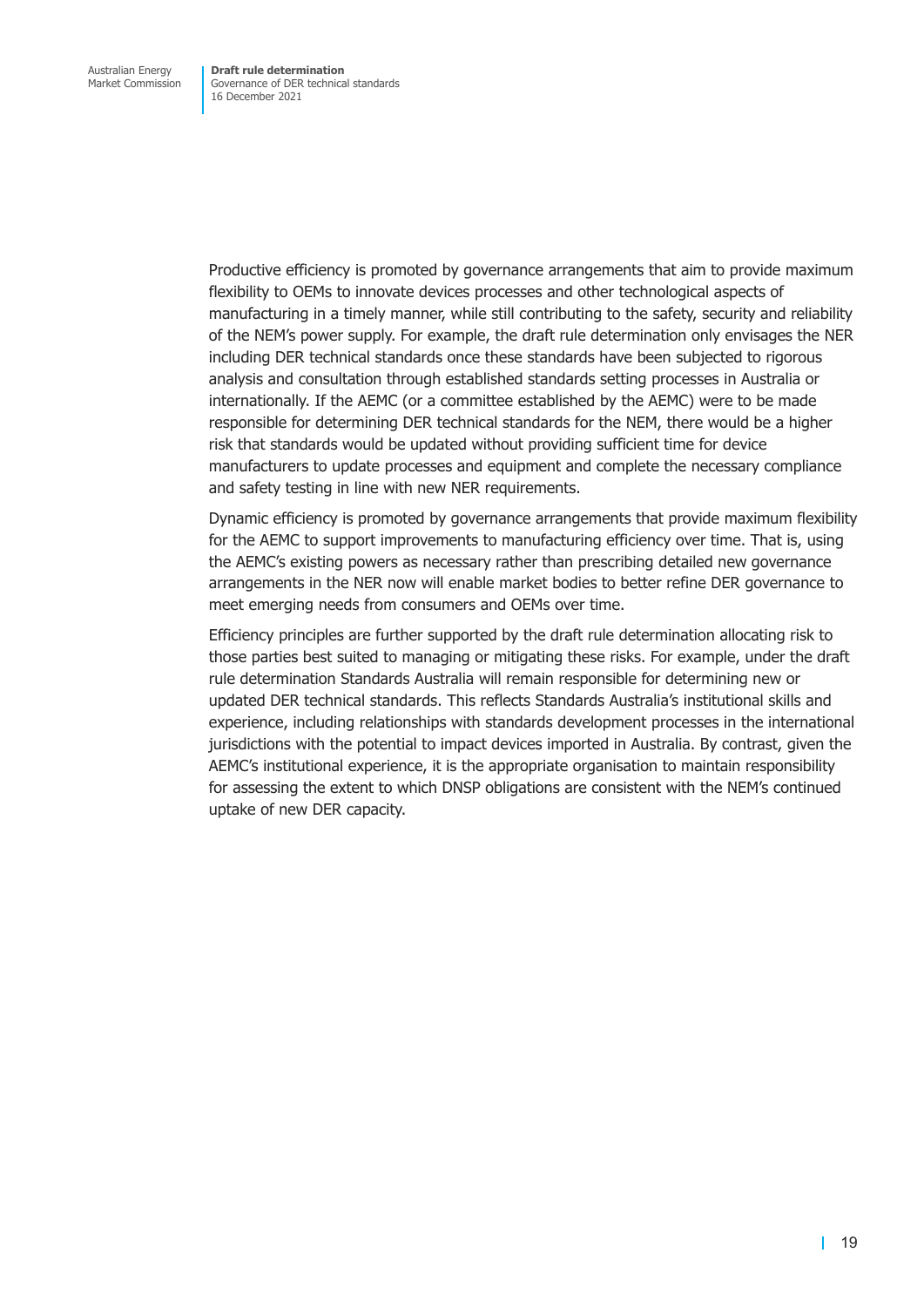Productive efficiency is promoted by governance arrangements that aim to provide maximum flexibility to OEMs to innovate devices processes and other technological aspects of manufacturing in a timely manner, while still contributing to the safety, security and reliability of the NEM's power supply. For example, the draft rule determination only envisages the NER including DER technical standards once these standards have been subjected to rigorous analysis and consultation through established standards setting processes in Australia or internationally. If the AEMC (or a committee established by the AEMC) were to be made responsible for determining DER technical standards for the NEM, there would be a higher risk that standards would be updated without providing sufficient time for device manufacturers to update processes and equipment and complete the necessary compliance and safety testing in line with new NER requirements.

Dynamic efficiency is promoted by governance arrangements that provide maximum flexibility for the AEMC to support improvements to manufacturing efficiency over time. That is, using the AEMC's existing powers as necessary rather than prescribing detailed new governance arrangements in the NER now will enable market bodies to better refine DER governance to meet emerging needs from consumers and OEMs over time.

Efficiency principles are further supported by the draft rule determination allocating risk to those parties best suited to managing or mitigating these risks. For example, under the draft rule determination Standards Australia will remain responsible for determining new or updated DER technical standards. This reflects Standards Australia's institutional skills and experience, including relationships with standards development processes in the international jurisdictions with the potential to impact devices imported in Australia. By contrast, given the AEMC's institutional experience, it is the appropriate organisation to maintain responsibility for assessing the extent to which DNSP obligations are consistent with the NEM's continued uptake of new DER capacity.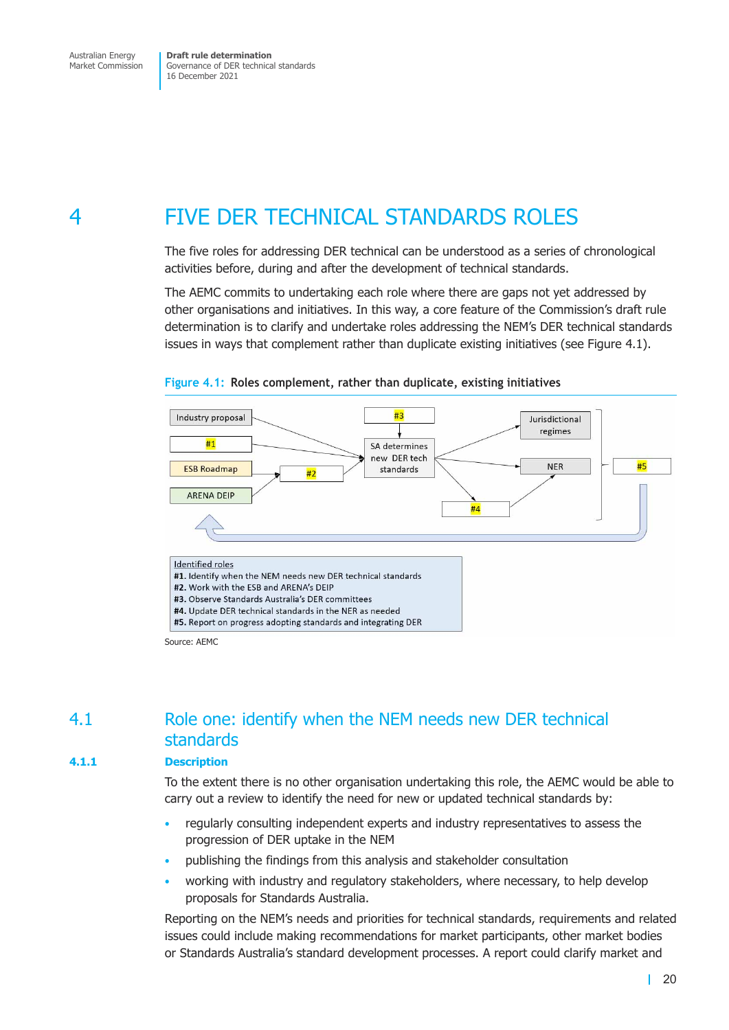# 4 FIVE DER TECHNICAL STANDARDS ROLES

The five roles for addressing DER technical can be understood as a series of chronological activities before, during and after the development of technical standards.

The AEMC commits to undertaking each role where there are gaps not yet addressed by other organisations and initiatives. In this way, a core feature of the Commission's draft rule determination is to clarify and undertake roles addressing the NEM's DER technical standards issues in ways that complement rather than duplicate existing initiatives (see Figure 4.1).

**Figure 4.1: Roles complement, rather than duplicate, existing initiatives**

Industry proposal

#1

ESB Roadmap

ARENA DEIP

#2

#3

SA determines new DER tech standards

Jurisdictional regimes

NER

#4

#5

Identified roles

**#1.** Identify when the NEM needs new DER technical standards

**#2.** Work with the ESB and ARENA's DEIP

**#3.** Observe Standards Australia's DER committees

**#4.** Update DER technical standards in the NER as needed

**#5.** Report on progress adopting standards and integrating DER

Source: AEMC

## 4.1 Role one: identify when the NEM needs new DER technical standards

### 4.1.1 Description

To the extent there is no other organisation undertaking this role, the AEMC would be able to carry out a review to identify the need for new or updated technical standards by:

- regularly consulting independent experts and industry representatives to assess the progression of DER uptake in the NEM
- publishing the findings from this analysis and stakeholder consultation
- working with industry and regulatory stakeholders, where necessary, to help develop proposals for Standards Australia.

Reporting on the NEM's needs and priorities for technical standards, requirements and related issues could include making recommendations for market participants, other market bodies or Standards Australia's standard development processes. A report could clarify market and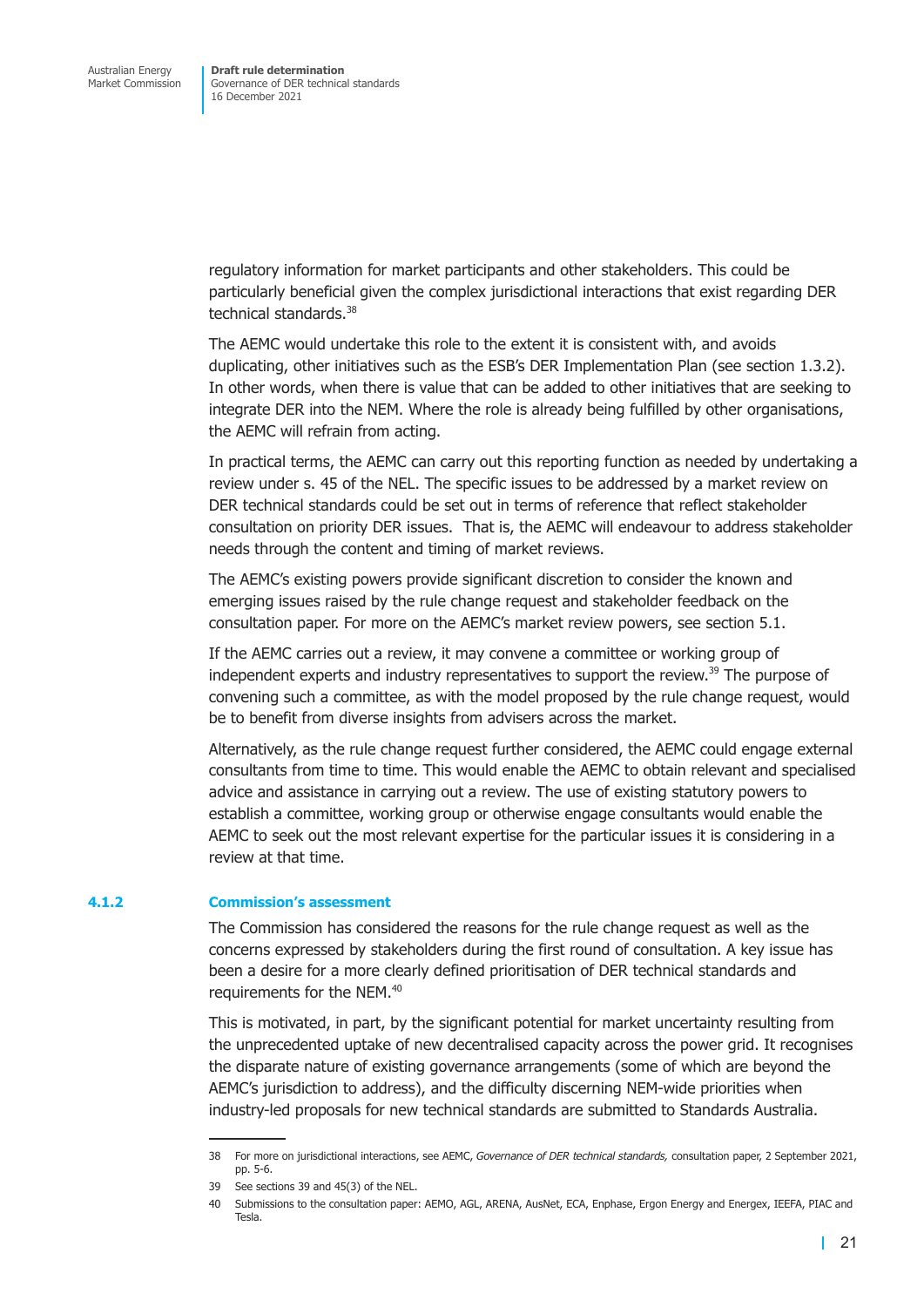regulatory information for market participants and other stakeholders. This could be particularly beneficial given the complex jurisdictional interactions that exist regarding DER technical standards.[38]

The AEMC would undertake this role to the extent it is consistent with, and avoids duplicating, other initiatives such as the ESB's DER Implementation Plan (see section 1.3.2). In other words, when there is value that can be added to other initiatives that are seeking to integrate DER into the NEM. Where the role is already being fulfilled by other organisations, the AEMC will refrain from acting.

In practical terms, the AEMC can carry out this reporting function as needed by undertaking a review under s. 45 of the NEL. The specific issues to be addressed by a market review on DER technical standards could be set out in terms of reference that reflect stakeholder consultation on priority DER issues. That is, the AEMC will endeavour to address stakeholder needs through the content and timing of market reviews.

The AEMC's existing powers provide significant discretion to consider the known and emerging issues raised by the rule change request and stakeholder feedback on the consultation paper. For more on the AEMC's market review powers, see section 5.1.

If the AEMC carries out a review, it may convene a committee or working group of independent experts and industry representatives to support the review.[39] The purpose of convening such a committee, as with the model proposed by the rule change request, would be to benefit from diverse insights from advisers across the market.

Alternatively, as the rule change request further considered, the AEMC could engage external consultants from time to time. This would enable the AEMC to obtain relevant and specialised advice and assistance in carrying out a review. The use of existing statutory powers to establish a committee, working group or otherwise engage consultants would enable the AEMC to seek out the most relevant expertise for the particular issues it is considering in a review at that time.

### 4.1.2 Commission's assessment

The Commission has considered the reasons for the rule change request as well as the concerns expressed by stakeholders during the first round of consultation. A key issue has been a desire for a more clearly defined prioritisation of DER technical standards and requirements for the NEM.[40]

This is motivated, in part, by the significant potential for market uncertainty resulting from the unprecedented uptake of new decentralised capacity across the power grid. It recognises the disparate nature of existing governance arrangements (some of which are beyond the AEMC's jurisdiction to address), and the difficulty discerning NEM-wide priorities when industry-led proposals for new technical standards are submitted to Standards Australia.

---

38 For more on jurisdictional interactions, see AEMC, *Governance of DER technical standards,* consultation paper, 2 September 2021, pp. 5-6.

39 See sections 39 and 45(3) of the NEL.

40 Submissions to the consultation paper: AEMO, AGL, ARENA, AusNet, ECA, Enphase, Ergon Energy and Energex, IEEFA, PIAC and Tesla.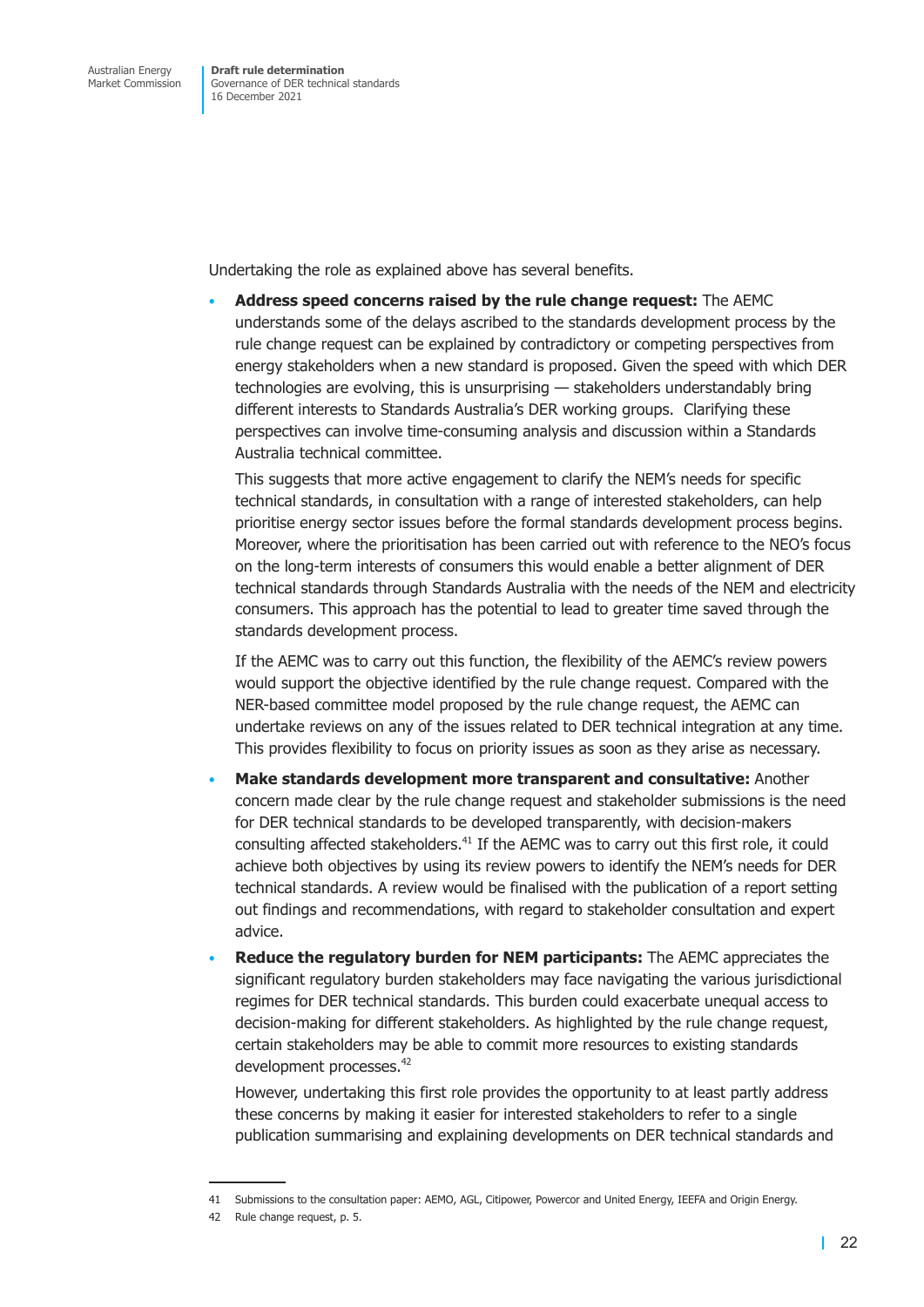Undertaking the role as explained above has several benefits.

- **Address speed concerns raised by the rule change request:** The AEMC understands some of the delays ascribed to the standards development process by the rule change request can be explained by contradictory or competing perspectives from energy stakeholders when a new standard is proposed. Given the speed with which DER technologies are evolving, this is unsurprising — stakeholders understandably bring different interests to Standards Australia's DER working groups. Clarifying these perspectives can involve time-consuming analysis and discussion within a Standards Australia technical committee.

  This suggests that more active engagement to clarify the NEM's needs for specific technical standards, in consultation with a range of interested stakeholders, can help prioritise energy sector issues before the formal standards development process begins. Moreover, where the prioritisation has been carried out with reference to the NEO's focus on the long-term interests of consumers this would enable a better alignment of DER technical standards through Standards Australia with the needs of the NEM and electricity consumers. This approach has the potential to lead to greater time saved through the standards development process.

  If the AEMC was to carry out this function, the flexibility of the AEMC's review powers would support the objective identified by the rule change request. Compared with the NER-based committee model proposed by the rule change request, the AEMC can undertake reviews on any of the issues related to DER technical integration at any time. This provides flexibility to focus on priority issues as soon as they arise as necessary.

- **Make standards development more transparent and consultative:** Another concern made clear by the rule change request and stakeholder submissions is the need for DER technical standards to be developed transparently, with decision-makers consulting affected stakeholders.[41] If the AEMC was to carry out this first role, it could achieve both objectives by using its review powers to identify the NEM's needs for DER technical standards. A review would be finalised with the publication of a report setting out findings and recommendations, with regard to stakeholder consultation and expert advice.

- **Reduce the regulatory burden for NEM participants:** The AEMC appreciates the significant regulatory burden stakeholders may face navigating the various jurisdictional regimes for DER technical standards. This burden could exacerbate unequal access to decision-making for different stakeholders. As highlighted by the rule change request, certain stakeholders may be able to commit more resources to existing standards development processes.[42]

  However, undertaking this first role provides the opportunity to at least partly address these concerns by making it easier for interested stakeholders to refer to a single publication summarising and explaining developments on DER technical standards and

---

41 Submissions to the consultation paper: AEMO, AGL, Citipower, Powercor and United Energy, IEEFA and Origin Energy.

42 Rule change request, p. 5.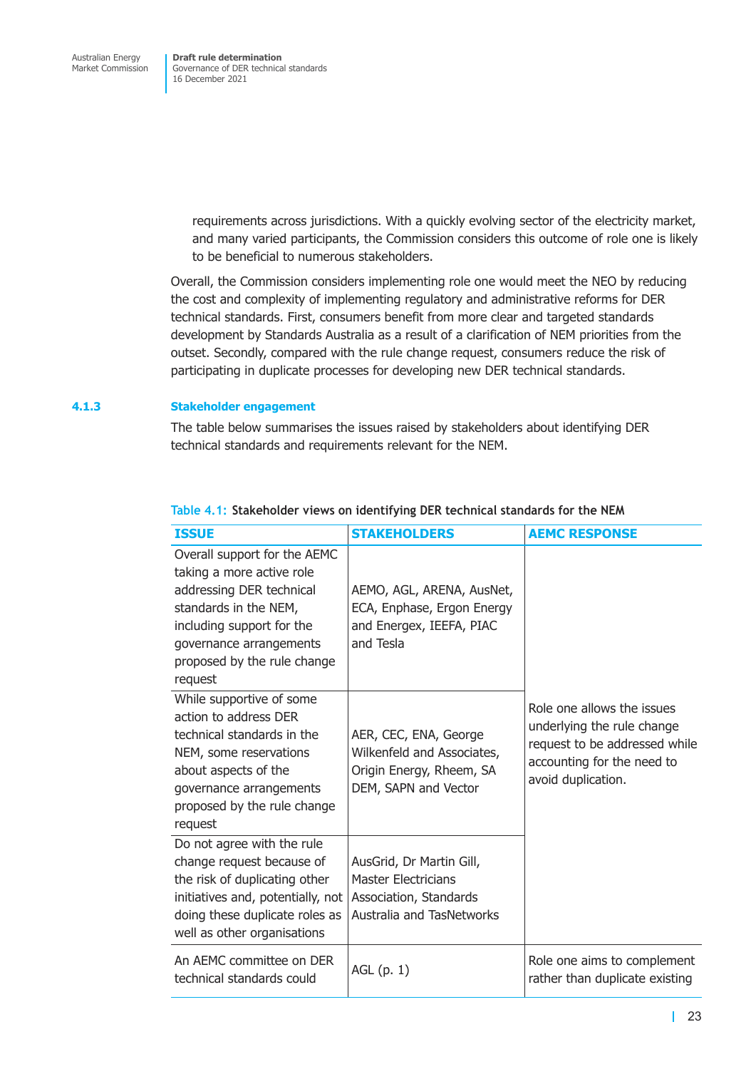requirements across jurisdictions. With a quickly evolving sector of the electricity market, and many varied participants, the Commission considers this outcome of role one is likely to be beneficial to numerous stakeholders.

Overall, the Commission considers implementing role one would meet the NEO by reducing the cost and complexity of implementing regulatory and administrative reforms for DER technical standards. First, consumers benefit from more clear and targeted standards development by Standards Australia as a result of a clarification of NEM priorities from the outset. Secondly, compared with the rule change request, consumers reduce the risk of participating in duplicate processes for developing new DER technical standards.

### 4.1.3 Stakeholder engagement

The table below summarises the issues raised by stakeholders about identifying DER technical standards and requirements relevant for the NEM.

Table 4.1: **Stakeholder views on identifying DER technical standards for the NEM**

| ISSUE | STAKEHOLDERS | AEMC RESPONSE |
|---|---|---|
| Overall support for the AEMC taking a more active role addressing DER technical standards in the NEM, including support for the governance arrangements proposed by the rule change request | AEMO, AGL, ARENA, AusNet, ECA, Enphase, Ergon Energy and Energex, IEEFA, PIAC and Tesla | Role one allows the issues underlying the rule change request to be addressed while accounting for the need to avoid duplication. |
| While supportive of some action to address DER technical standards in the NEM, some reservations about aspects of the governance arrangements proposed by the rule change request | AER, CEC, ENA, George Wilkenfeld and Associates, Origin Energy, Rheem, SA DEM, SAPN and Vector | |
| Do not agree with the rule change request because of the risk of duplicating other initiatives and, potentially, not doing these duplicate roles as well as other organisations | AusGrid, Dr Martin Gill, Master Electricians Association, Standards Australia and TasNetworks | |
| An AEMC committee on DER technical standards could | AGL (p. 1) | Role one aims to complement rather than duplicate existing |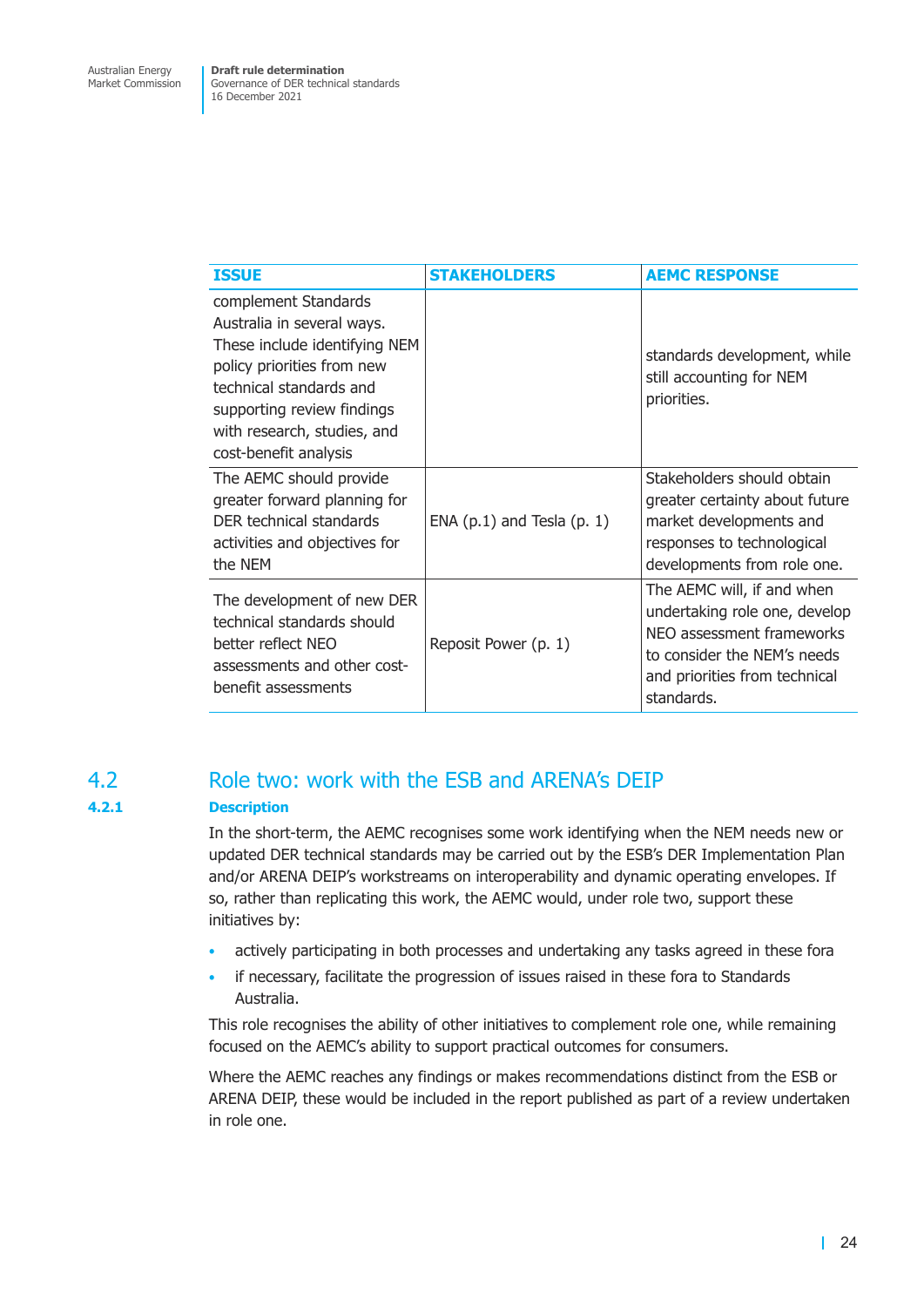| ISSUE | STAKEHOLDERS | AEMC RESPONSE |
|---|---|---|
| complement Standards Australia in several ways. These include identifying NEM policy priorities from new technical standards and supporting review findings with research, studies, and cost-benefit analysis | | standards development, while still accounting for NEM priorities. |
| The AEMC should provide greater forward planning for DER technical standards activities and objectives for the NEM | ENA (p.1) and Tesla (p. 1) | Stakeholders should obtain greater certainty about future market developments and responses to technological developments from role one. |
| The development of new DER technical standards should better reflect NEO assessments and other cost-benefit assessments | Reposit Power (p. 1) | The AEMC will, if and when undertaking role one, develop NEO assessment frameworks to consider the NEM's needs and priorities from technical standards. |

## 4.2 Role two: work with the ESB and ARENA's DEIP

### 4.2.1 Description

In the short-term, the AEMC recognises some work identifying when the NEM needs new or updated DER technical standards may be carried out by the ESB's DER Implementation Plan and/or ARENA DEIP's workstreams on interoperability and dynamic operating envelopes. If so, rather than replicating this work, the AEMC would, under role two, support these initiatives by:

- actively participating in both processes and undertaking any tasks agreed in these fora
- if necessary, facilitate the progression of issues raised in these fora to Standards Australia.

This role recognises the ability of other initiatives to complement role one, while remaining focused on the AEMC's ability to support practical outcomes for consumers.

Where the AEMC reaches any findings or makes recommendations distinct from the ESB or ARENA DEIP, these would be included in the report published as part of a review undertaken in role one.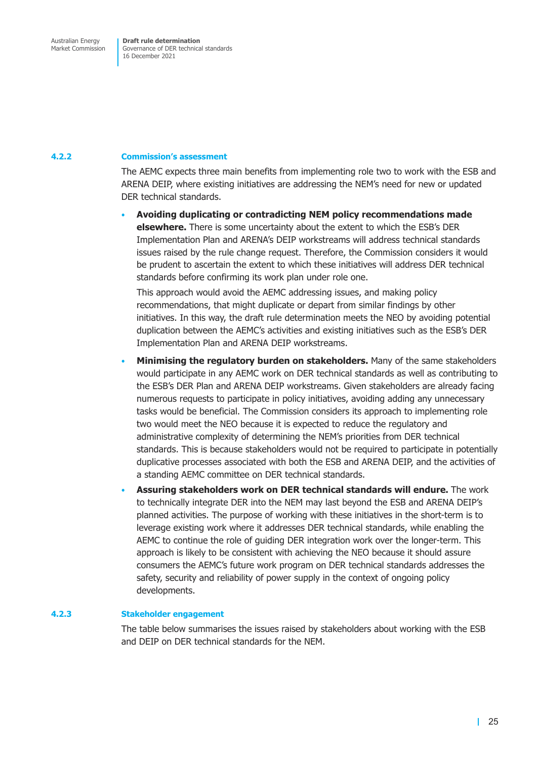### 4.2.2 Commission's assessment

The AEMC expects three main benefits from implementing role two to work with the ESB and ARENA DEIP, where existing initiatives are addressing the NEM's need for new or updated DER technical standards.

- **Avoiding duplicating or contradicting NEM policy recommendations made elsewhere.** There is some uncertainty about the extent to which the ESB's DER Implementation Plan and ARENA's DEIP workstreams will address technical standards issues raised by the rule change request. Therefore, the Commission considers it would be prudent to ascertain the extent to which these initiatives will address DER technical standards before confirming its work plan under role one.

  This approach would avoid the AEMC addressing issues, and making policy recommendations, that might duplicate or depart from similar findings by other initiatives. In this way, the draft rule determination meets the NEO by avoiding potential duplication between the AEMC's activities and existing initiatives such as the ESB's DER Implementation Plan and ARENA DEIP workstreams.

- **Minimising the regulatory burden on stakeholders.** Many of the same stakeholders would participate in any AEMC work on DER technical standards as well as contributing to the ESB's DER Plan and ARENA DEIP workstreams. Given stakeholders are already facing numerous requests to participate in policy initiatives, avoiding adding any unnecessary tasks would be beneficial. The Commission considers its approach to implementing role two would meet the NEO because it is expected to reduce the regulatory and administrative complexity of determining the NEM's priorities from DER technical standards. This is because stakeholders would not be required to participate in potentially duplicative processes associated with both the ESB and ARENA DEIP, and the activities of a standing AEMC committee on DER technical standards.

- **Assuring stakeholders work on DER technical standards will endure.** The work to technically integrate DER into the NEM may last beyond the ESB and ARENA DEIP's planned activities. The purpose of working with these initiatives in the short-term is to leverage existing work where it addresses DER technical standards, while enabling the AEMC to continue the role of guiding DER integration work over the longer-term. This approach is likely to be consistent with achieving the NEO because it should assure consumers the AEMC's future work program on DER technical standards addresses the safety, security and reliability of power supply in the context of ongoing policy developments.

### 4.2.3 Stakeholder engagement

The table below summarises the issues raised by stakeholders about working with the ESB and DEIP on DER technical standards for the NEM.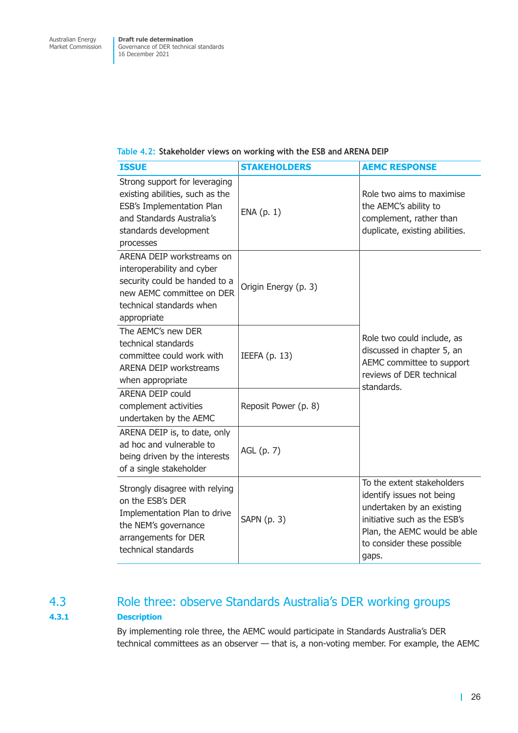Table 4.2: Stakeholder views on working with the ESB and ARENA DEIP

| ISSUE | STAKEHOLDERS | AEMC RESPONSE |
| --- | --- | --- |
| Strong support for leveraging existing abilities, such as the ESB's Implementation Plan and Standards Australia's standards development processes | ENA (p. 1) | Role two aims to maximise the AEMC's ability to complement, rather than duplicate, existing abilities. |
| ARENA DEIP workstreams on interoperability and cyber security could be handed to a new AEMC committee on DER technical standards when appropriate | Origin Energy (p. 3) | Role two could include, as discussed in chapter 5, an AEMC committee to support reviews of DER technical standards. |
| The AEMC's new DER technical standards committee could work with ARENA DEIP workstreams when appropriate | IEEFA (p. 13) | |
| ARENA DEIP could complement activities undertaken by the AEMC | Reposit Power (p. 8) | |
| ARENA DEIP is, to date, only ad hoc and vulnerable to being driven by the interests of a single stakeholder | AGL (p. 7) | |
| Strongly disagree with relying on the ESB's DER Implementation Plan to drive the NEM's governance arrangements for DER technical standards | SAPN (p. 3) | To the extent stakeholders identify issues not being undertaken by an existing initiative such as the ESB's Plan, the AEMC would be able to consider these possible gaps. |

## 4.3 Role three: observe Standards Australia's DER working groups

### 4.3.1 Description

By implementing role three, the AEMC would participate in Standards Australia's DER technical committees as an observer — that is, a non-voting member. For example, the AEMC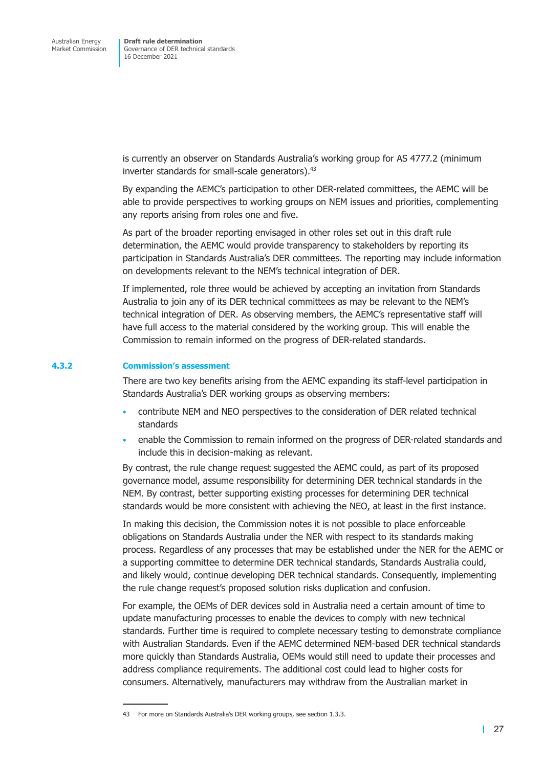is currently an observer on Standards Australia's working group for AS 4777.2 (minimum inverter standards for small-scale generators).[43]

By expanding the AEMC's participation to other DER-related committees, the AEMC will be able to provide perspectives to working groups on NEM issues and priorities, complementing any reports arising from roles one and five.

As part of the broader reporting envisaged in other roles set out in this draft rule determination, the AEMC would provide transparency to stakeholders by reporting its participation in Standards Australia's DER committees. The reporting may include information on developments relevant to the NEM's technical integration of DER.

If implemented, role three would be achieved by accepting an invitation from Standards Australia to join any of its DER technical committees as may be relevant to the NEM's technical integration of DER. As observing members, the AEMC's representative staff will have full access to the material considered by the working group. This will enable the Commission to remain informed on the progress of DER-related standards.

### 4.3.2 Commission's assessment

There are two key benefits arising from the AEMC expanding its staff-level participation in Standards Australia's DER working groups as observing members:

- contribute NEM and NEO perspectives to the consideration of DER related technical standards
- enable the Commission to remain informed on the progress of DER-related standards and include this in decision-making as relevant.

By contrast, the rule change request suggested the AEMC could, as part of its proposed governance model, assume responsibility for determining DER technical standards in the NEM. By contrast, better supporting existing processes for determining DER technical standards would be more consistent with achieving the NEO, at least in the first instance.

In making this decision, the Commission notes it is not possible to place enforceable obligations on Standards Australia under the NER with respect to its standards making process. Regardless of any processes that may be established under the NER for the AEMC or a supporting committee to determine DER technical standards, Standards Australia could, and likely would, continue developing DER technical standards. Consequently, implementing the rule change request's proposed solution risks duplication and confusion.

For example, the OEMs of DER devices sold in Australia need a certain amount of time to update manufacturing processes to enable the devices to comply with new technical standards. Further time is required to complete necessary testing to demonstrate compliance with Australian Standards. Even if the AEMC determined NEM-based DER technical standards more quickly than Standards Australia, OEMs would still need to update their processes and address compliance requirements. The additional cost could lead to higher costs for consumers. Alternatively, manufacturers may withdraw from the Australian market in

43 For more on Standards Australia's DER working groups, see section 1.3.3.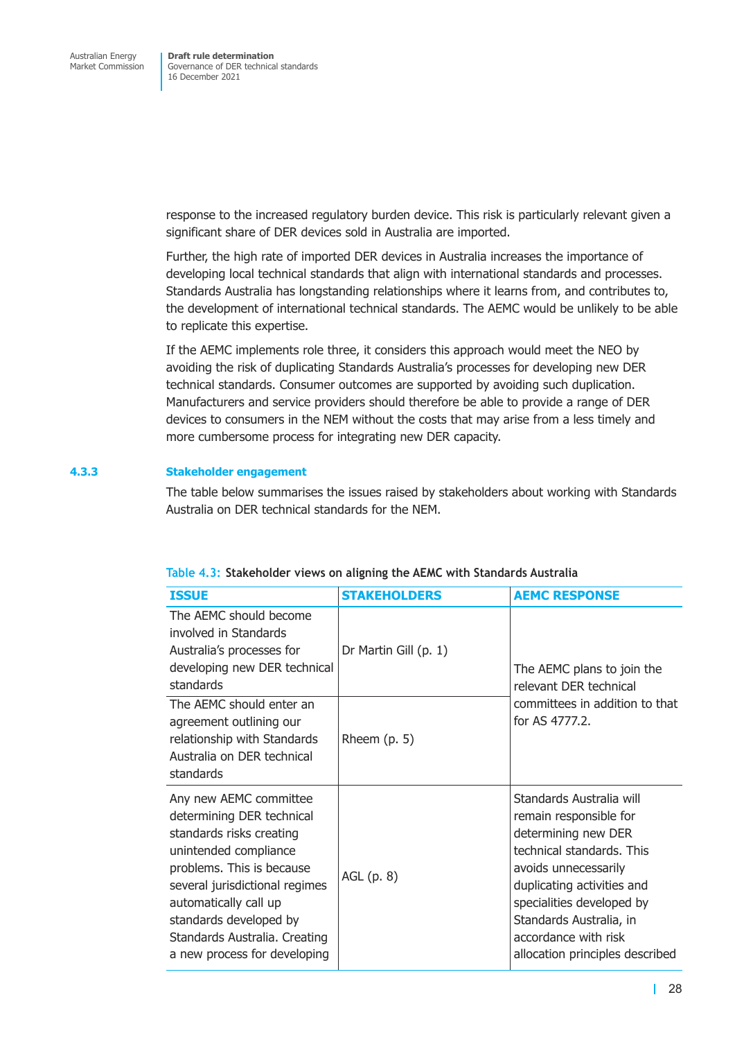response to the increased regulatory burden device. This risk is particularly relevant given a significant share of DER devices sold in Australia are imported.

Further, the high rate of imported DER devices in Australia increases the importance of developing local technical standards that align with international standards and processes. Standards Australia has longstanding relationships where it learns from, and contributes to, the development of international technical standards. The AEMC would be unlikely to be able to replicate this expertise.

If the AEMC implements role three, it considers this approach would meet the NEO by avoiding the risk of duplicating Standards Australia's processes for developing new DER technical standards. Consumer outcomes are supported by avoiding such duplication. Manufacturers and service providers should therefore be able to provide a range of DER devices to consumers in the NEM without the costs that may arise from a less timely and more cumbersome process for integrating new DER capacity.

### 4.3.3 Stakeholder engagement

The table below summarises the issues raised by stakeholders about working with Standards Australia on DER technical standards for the NEM.

Table 4.3: **Stakeholder views on aligning the AEMC with Standards Australia**

| ISSUE | STAKEHOLDERS | AEMC RESPONSE |
|---|---|---|
| The AEMC should become involved in Standards Australia's processes for developing new DER technical standards | Dr Martin Gill (p. 1) | The AEMC plans to join the relevant DER technical committees in addition to that for AS 4777.2. |
| The AEMC should enter an agreement outlining our relationship with Standards Australia on DER technical standards | Rheem (p. 5) | |
| Any new AEMC committee determining DER technical standards risks creating unintended compliance problems. This is because several jurisdictional regimes automatically call up standards developed by Standards Australia. Creating a new process for developing | AGL (p. 8) | Standards Australia will remain responsible for determining new DER technical standards. This avoids unnecessarily duplicating activities and specialities developed by Standards Australia, in accordance with risk allocation principles described |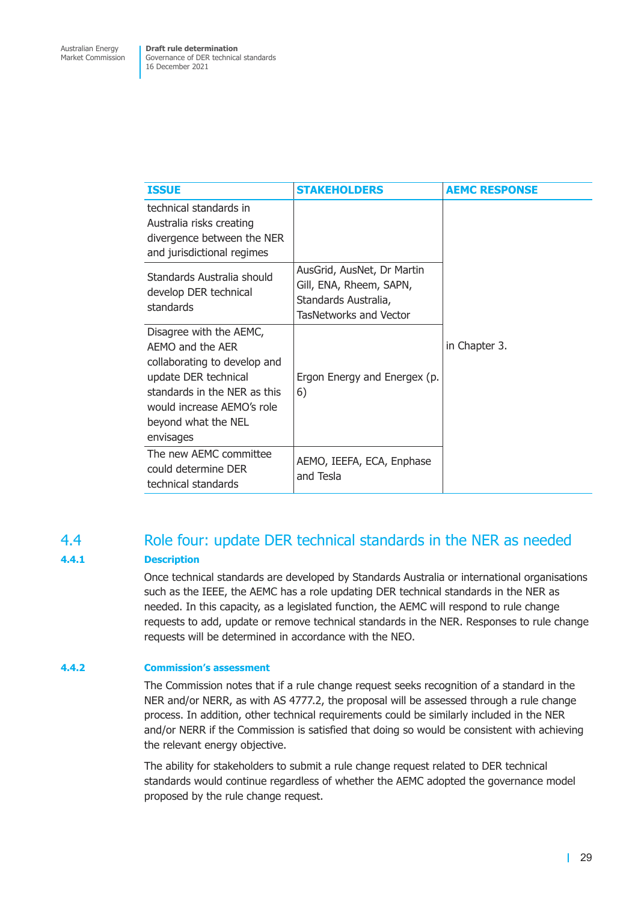| ISSUE | STAKEHOLDERS | AEMC RESPONSE |
|---|---|---|
| technical standards in Australia risks creating divergence between the NER and jurisdictional regimes | | in Chapter 3. |
| Standards Australia should develop DER technical standards | AusGrid, AusNet, Dr Martin Gill, ENA, Rheem, SAPN, Standards Australia, TasNetworks and Vector | |
| Disagree with the AEMC, AEMO and the AER collaborating to develop and update DER technical standards in the NER as this would increase AEMO's role beyond what the NEL envisages | Ergon Energy and Energex (p. 6) | |
| The new AEMC committee could determine DER technical standards | AEMO, IEEFA, ECA, Enphase and Tesla | |

## 4.4 Role four: update DER technical standards in the NER as needed

### 4.4.1 Description

Once technical standards are developed by Standards Australia or international organisations such as the IEEE, the AEMC has a role updating DER technical standards in the NER as needed. In this capacity, as a legislated function, the AEMC will respond to rule change requests to add, update or remove technical standards in the NER. Responses to rule change requests will be determined in accordance with the NEO.

### 4.4.2 Commission's assessment

The Commission notes that if a rule change request seeks recognition of a standard in the NER and/or NERR, as with AS 4777.2, the proposal will be assessed through a rule change process. In addition, other technical requirements could be similarly included in the NER and/or NERR if the Commission is satisfied that doing so would be consistent with achieving the relevant energy objective.

The ability for stakeholders to submit a rule change request related to DER technical standards would continue regardless of whether the AEMC adopted the governance model proposed by the rule change request.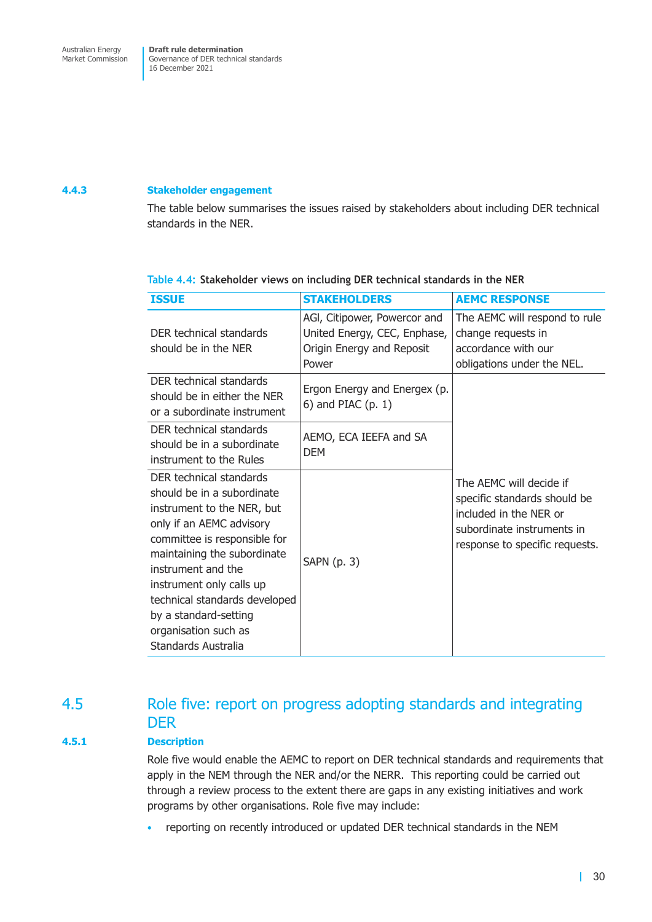### 4.4.3 Stakeholder engagement

The table below summarises the issues raised by stakeholders about including DER technical standards in the NER.

Table 4.4: Stakeholder views on including DER technical standards in the NER

| ISSUE | STAKEHOLDERS | AEMC RESPONSE |
|---|---|---|
| DER technical standards should be in the NER | AGl, Citipower, Powercor and United Energy, CEC, Enphase, Origin Energy and Reposit Power | The AEMC will respond to rule change requests in accordance with our obligations under the NEL. |
| DER technical standards should be in either the NER or a subordinate instrument | Ergon Energy and Energex (p. 6) and PIAC (p. 1) | The AEMC will decide if specific standards should be included in the NER or subordinate instruments in response to specific requests. |
| DER technical standards should be in a subordinate instrument to the Rules | AEMO, ECA IEEFA and SA DEM | |
| DER technical standards should be in a subordinate instrument to the NER, but only if an AEMC advisory committee is responsible for maintaining the subordinate instrument and the instrument only calls up technical standards developed by a standard-setting organisation such as Standards Australia | SAPN (p. 3) | |

## 4.5 Role five: report on progress adopting standards and integrating DER

### 4.5.1 Description

Role five would enable the AEMC to report on DER technical standards and requirements that apply in the NEM through the NER and/or the NERR. This reporting could be carried out through a review process to the extent there are gaps in any existing initiatives and work programs by other organisations. Role five may include:

- reporting on recently introduced or updated DER technical standards in the NEM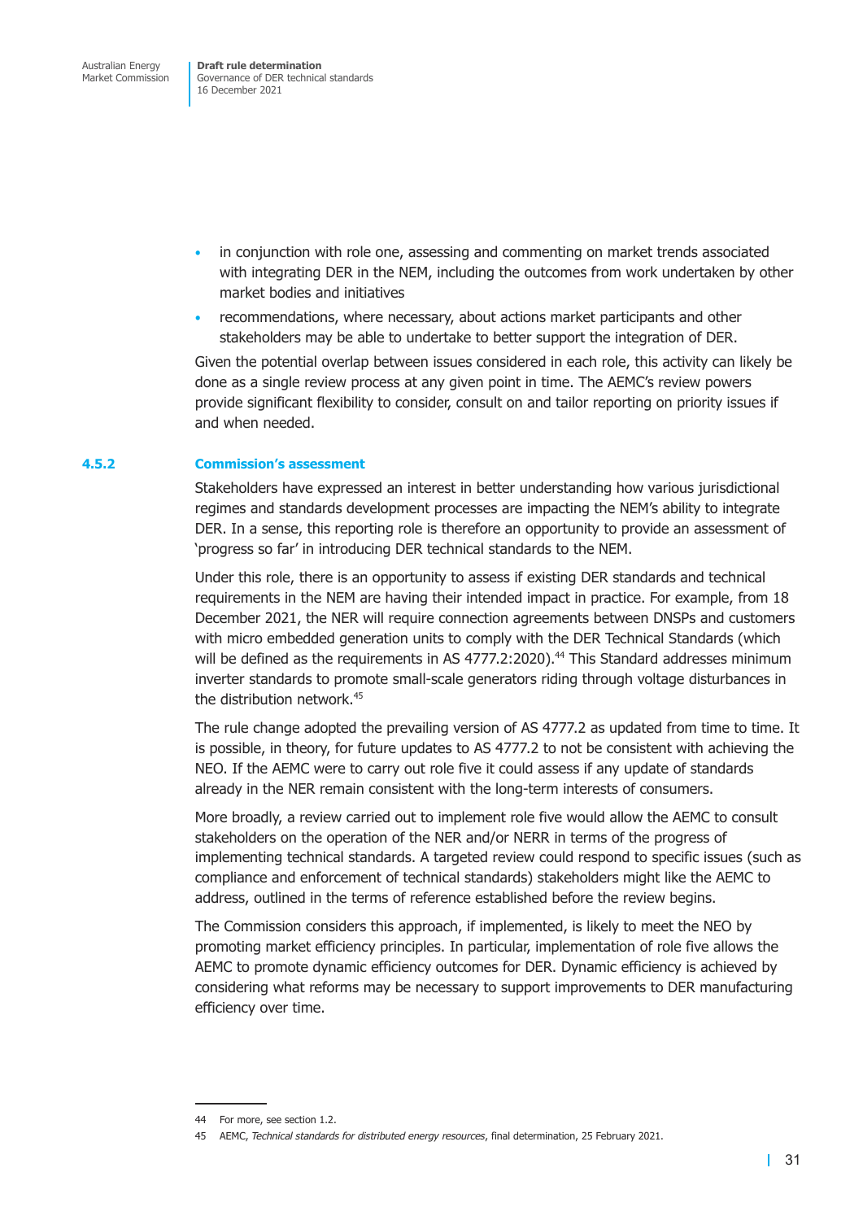- in conjunction with role one, assessing and commenting on market trends associated with integrating DER in the NEM, including the outcomes from work undertaken by other market bodies and initiatives
- recommendations, where necessary, about actions market participants and other stakeholders may be able to undertake to better support the integration of DER.

Given the potential overlap between issues considered in each role, this activity can likely be done as a single review process at any given point in time. The AEMC's review powers provide significant flexibility to consider, consult on and tailor reporting on priority issues if and when needed.

### 4.5.2 Commission's assessment

Stakeholders have expressed an interest in better understanding how various jurisdictional regimes and standards development processes are impacting the NEM's ability to integrate DER. In a sense, this reporting role is therefore an opportunity to provide an assessment of 'progress so far' in introducing DER technical standards to the NEM.

Under this role, there is an opportunity to assess if existing DER standards and technical requirements in the NEM are having their intended impact in practice. For example, from 18 December 2021, the NER will require connection agreements between DNSPs and customers with micro embedded generation units to comply with the DER Technical Standards (which will be defined as the requirements in AS 4777.2:2020).[44] This Standard addresses minimum inverter standards to promote small-scale generators riding through voltage disturbances in the distribution network.[45]

The rule change adopted the prevailing version of AS 4777.2 as updated from time to time. It is possible, in theory, for future updates to AS 4777.2 to not be consistent with achieving the NEO. If the AEMC were to carry out role five it could assess if any update of standards already in the NER remain consistent with the long-term interests of consumers.

More broadly, a review carried out to implement role five would allow the AEMC to consult stakeholders on the operation of the NER and/or NERR in terms of the progress of implementing technical standards. A targeted review could respond to specific issues (such as compliance and enforcement of technical standards) stakeholders might like the AEMC to address, outlined in the terms of reference established before the review begins.

The Commission considers this approach, if implemented, is likely to meet the NEO by promoting market efficiency principles. In particular, implementation of role five allows the AEMC to promote dynamic efficiency outcomes for DER. Dynamic efficiency is achieved by considering what reforms may be necessary to support improvements to DER manufacturing efficiency over time.

---

44 For more, see section 1.2.

45 AEMC, *Technical standards for distributed energy resources*, final determination, 25 February 2021.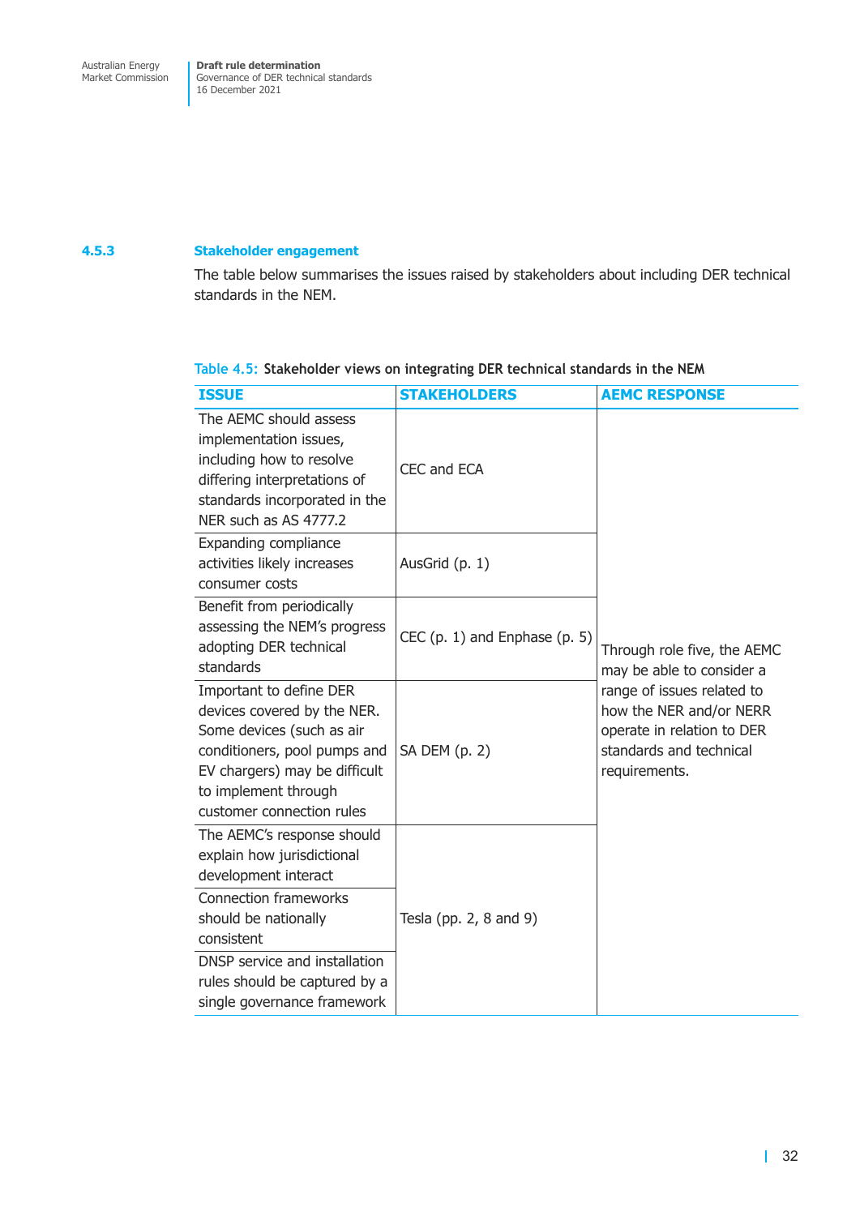### 4.5.3 Stakeholder engagement

The table below summarises the issues raised by stakeholders about including DER technical standards in the NEM.

Table 4.5: **Stakeholder views on integrating DER technical standards in the NEM**

| ISSUE | STAKEHOLDERS | AEMC RESPONSE |
|---|---|---|
| The AEMC should assess implementation issues, including how to resolve differing interpretations of standards incorporated in the NER such as AS 4777.2 | CEC and ECA | Through role five, the AEMC may be able to consider a range of issues related to how the NER and/or NERR operate in relation to DER standards and technical requirements. |
| Expanding compliance activities likely increases consumer costs | AusGrid (p. 1) | |
| Benefit from periodically assessing the NEM's progress adopting DER technical standards | CEC (p. 1) and Enphase (p. 5) | |
| Important to define DER devices covered by the NER. Some devices (such as air conditioners, pool pumps and EV chargers) may be difficult to implement through customer connection rules | SA DEM (p. 2) | |
| The AEMC's response should explain how jurisdictional development interact | Tesla (pp. 2, 8 and 9) | |
| Connection frameworks should be nationally consistent | | |
| DNSP service and installation rules should be captured by a single governance framework | | |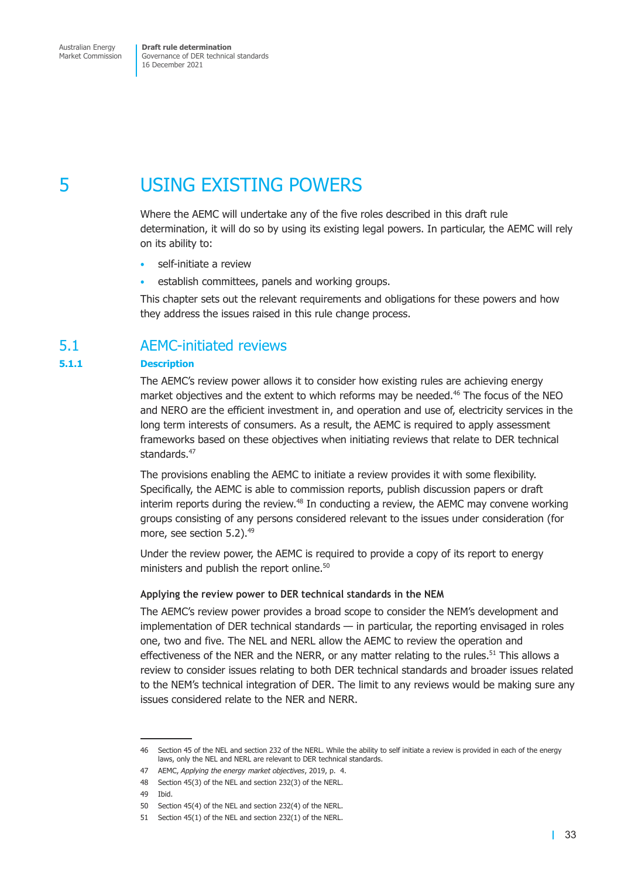# 5 USING EXISTING POWERS

Where the AEMC will undertake any of the five roles described in this draft rule determination, it will do so by using its existing legal powers. In particular, the AEMC will rely on its ability to:

- self-initiate a review
- establish committees, panels and working groups.

This chapter sets out the relevant requirements and obligations for these powers and how they address the issues raised in this rule change process.

## 5.1 AEMC-initiated reviews

### 5.1.1 Description

The AEMC's review power allows it to consider how existing rules are achieving energy market objectives and the extent to which reforms may be needed.[46] The focus of the NEO and NERO are the efficient investment in, and operation and use of, electricity services in the long term interests of consumers. As a result, the AEMC is required to apply assessment frameworks based on these objectives when initiating reviews that relate to DER technical standards.[47]

The provisions enabling the AEMC to initiate a review provides it with some flexibility. Specifically, the AEMC is able to commission reports, publish discussion papers or draft interim reports during the review.[48] In conducting a review, the AEMC may convene working groups consisting of any persons considered relevant to the issues under consideration (for more, see section 5.2).[49]

Under the review power, the AEMC is required to provide a copy of its report to energy ministers and publish the report online.[50]

#### Applying the review power to DER technical standards in the NEM

The AEMC's review power provides a broad scope to consider the NEM's development and implementation of DER technical standards — in particular, the reporting envisaged in roles one, two and five. The NEL and NERL allow the AEMC to review the operation and effectiveness of the NER and the NERR, or any matter relating to the rules.[51] This allows a review to consider issues relating to both DER technical standards and broader issues related to the NEM's technical integration of DER. The limit to any reviews would be making sure any issues considered relate to the NER and NERR.

---

46 Section 45 of the NEL and section 232 of the NERL. While the ability to self initiate a review is provided in each of the energy laws, only the NEL and NERL are relevant to DER technical standards.

47 AEMC, *Applying the energy market objectives*, 2019, p. 4.

48 Section 45(3) of the NEL and section 232(3) of the NERL.

49 Ibid.

50 Section 45(4) of the NEL and section 232(4) of the NERL.

51 Section 45(1) of the NEL and section 232(1) of the NERL.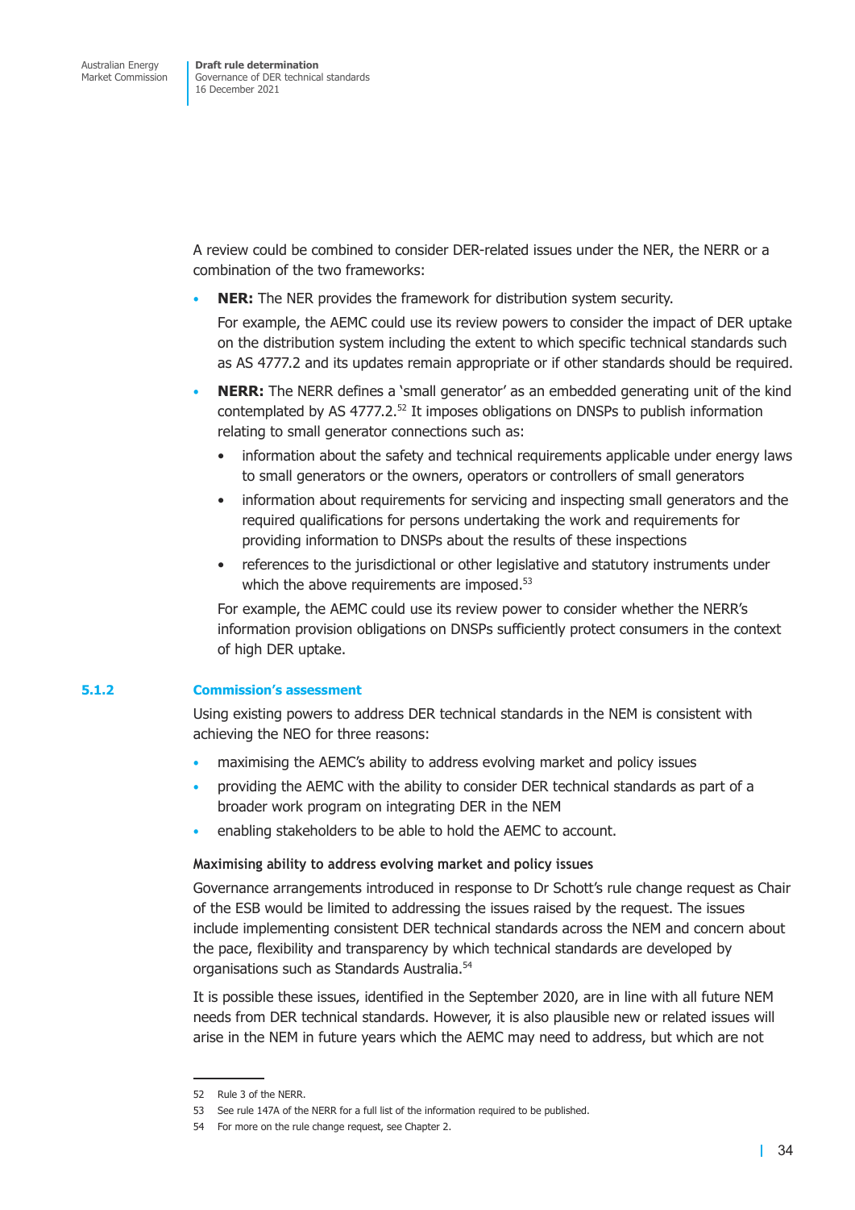A review could be combined to consider DER-related issues under the NER, the NERR or a combination of the two frameworks:

- **NER:** The NER provides the framework for distribution system security.

  For example, the AEMC could use its review powers to consider the impact of DER uptake on the distribution system including the extent to which specific technical standards such as AS 4777.2 and its updates remain appropriate or if other standards should be required.

- **NERR:** The NERR defines a 'small generator' as an embedded generating unit of the kind contemplated by AS 4777.2.[52] It imposes obligations on DNSPs to publish information relating to small generator connections such as:

  - information about the safety and technical requirements applicable under energy laws to small generators or the owners, operators or controllers of small generators
  - information about requirements for servicing and inspecting small generators and the required qualifications for persons undertaking the work and requirements for providing information to DNSPs about the results of these inspections
  - references to the jurisdictional or other legislative and statutory instruments under which the above requirements are imposed.[53]

  For example, the AEMC could use its review power to consider whether the NERR's information provision obligations on DNSPs sufficiently protect consumers in the context of high DER uptake.

### 5.1.2 Commission's assessment

Using existing powers to address DER technical standards in the NEM is consistent with achieving the NEO for three reasons:

- maximising the AEMC's ability to address evolving market and policy issues
- providing the AEMC with the ability to consider DER technical standards as part of a broader work program on integrating DER in the NEM
- enabling stakeholders to be able to hold the AEMC to account.

#### Maximising ability to address evolving market and policy issues

Governance arrangements introduced in response to Dr Schott's rule change request as Chair of the ESB would be limited to addressing the issues raised by the request. The issues include implementing consistent DER technical standards across the NEM and concern about the pace, flexibility and transparency by which technical standards are developed by organisations such as Standards Australia.[54]

It is possible these issues, identified in the September 2020, are in line with all future NEM needs from DER technical standards. However, it is also plausible new or related issues will arise in the NEM in future years which the AEMC may need to address, but which are not

---

52 Rule 3 of the NERR.

53 See rule 147A of the NERR for a full list of the information required to be published.

54 For more on the rule change request, see Chapter 2.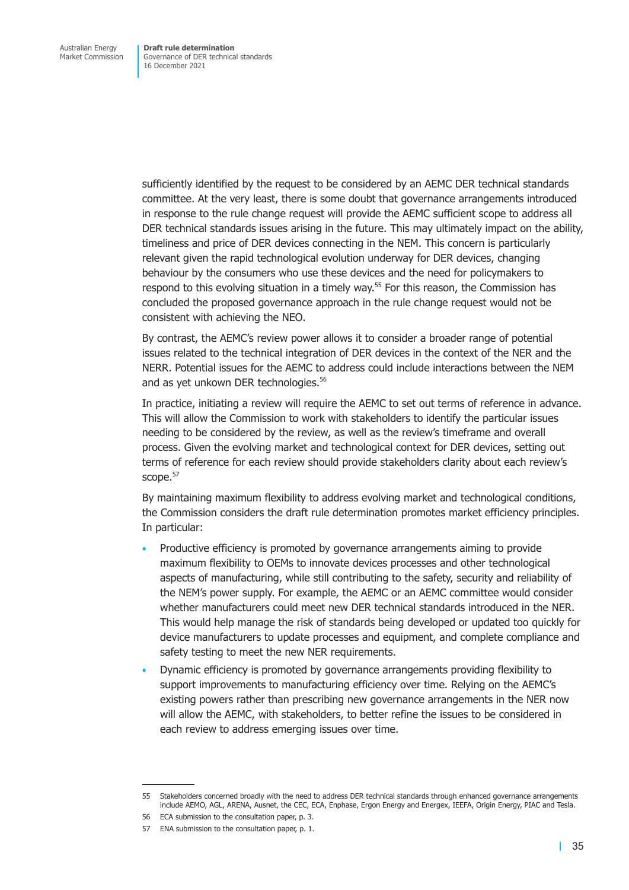sufficiently identified by the request to be considered by an AEMC DER technical standards committee. At the very least, there is some doubt that governance arrangements introduced in response to the rule change request will provide the AEMC sufficient scope to address all DER technical standards issues arising in the future. This may ultimately impact on the ability, timeliness and price of DER devices connecting in the NEM. This concern is particularly relevant given the rapid technological evolution underway for DER devices, changing behaviour by the consumers who use these devices and the need for policymakers to respond to this evolving situation in a timely way.[55] For this reason, the Commission has concluded the proposed governance approach in the rule change request would not be consistent with achieving the NEO.

By contrast, the AEMC's review power allows it to consider a broader range of potential issues related to the technical integration of DER devices in the context of the NER and the NERR. Potential issues for the AEMC to address could include interactions between the NEM and as yet unkown DER technologies.[56]

In practice, initiating a review will require the AEMC to set out terms of reference in advance. This will allow the Commission to work with stakeholders to identify the particular issues needing to be considered by the review, as well as the review's timeframe and overall process. Given the evolving market and technological context for DER devices, setting out terms of reference for each review should provide stakeholders clarity about each review's scope.[57]

By maintaining maximum flexibility to address evolving market and technological conditions, the Commission considers the draft rule determination promotes market efficiency principles. In particular:

- Productive efficiency is promoted by governance arrangements aiming to provide maximum flexibility to OEMs to innovate devices processes and other technological aspects of manufacturing, while still contributing to the safety, security and reliability of the NEM's power supply. For example, the AEMC or an AEMC committee would consider whether manufacturers could meet new DER technical standards introduced in the NER. This would help manage the risk of standards being developed or updated too quickly for device manufacturers to update processes and equipment, and complete compliance and safety testing to meet the new NER requirements.
- Dynamic efficiency is promoted by governance arrangements providing flexibility to support improvements to manufacturing efficiency over time. Relying on the AEMC's existing powers rather than prescribing new governance arrangements in the NER now will allow the AEMC, with stakeholders, to better refine the issues to be considered in each review to address emerging issues over time.

---

55 Stakeholders concerned broadly with the need to address DER technical standards through enhanced governance arrangements include AEMO, AGL, ARENA, Ausnet, the CEC, ECA, Enphase, Ergon Energy and Energex, IEEFA, Origin Energy, PIAC and Tesla.

56 ECA submission to the consultation paper, p. 3.

57 ENA submission to the consultation paper, p. 1.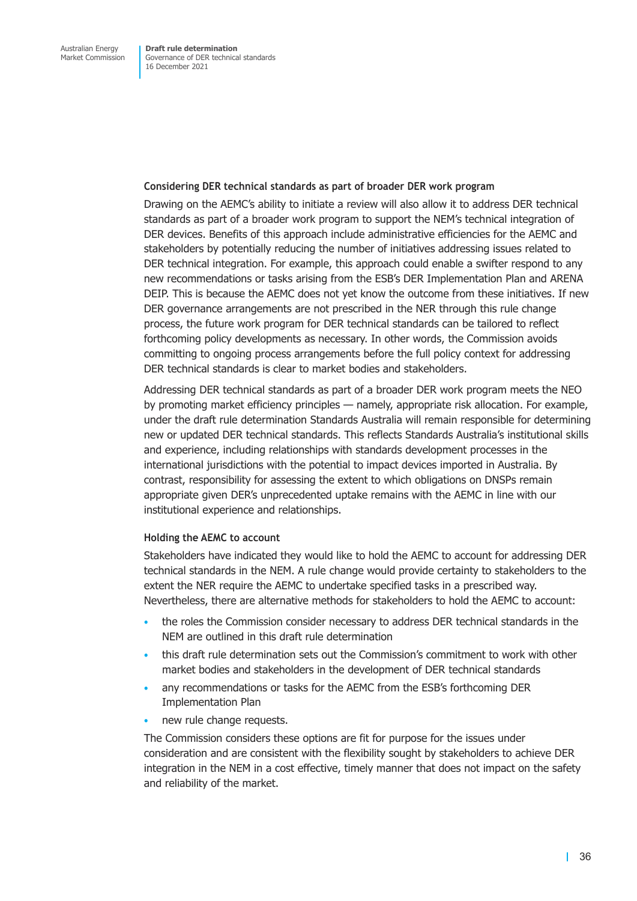### Considering DER technical standards as part of broader DER work program

Drawing on the AEMC's ability to initiate a review will also allow it to address DER technical standards as part of a broader work program to support the NEM's technical integration of DER devices. Benefits of this approach include administrative efficiencies for the AEMC and stakeholders by potentially reducing the number of initiatives addressing issues related to DER technical integration. For example, this approach could enable a swifter respond to any new recommendations or tasks arising from the ESB's DER Implementation Plan and ARENA DEIP. This is because the AEMC does not yet know the outcome from these initiatives. If new DER governance arrangements are not prescribed in the NER through this rule change process, the future work program for DER technical standards can be tailored to reflect forthcoming policy developments as necessary. In other words, the Commission avoids committing to ongoing process arrangements before the full policy context for addressing DER technical standards is clear to market bodies and stakeholders.

Addressing DER technical standards as part of a broader DER work program meets the NEO by promoting market efficiency principles — namely, appropriate risk allocation. For example, under the draft rule determination Standards Australia will remain responsible for determining new or updated DER technical standards. This reflects Standards Australia's institutional skills and experience, including relationships with standards development processes in the international jurisdictions with the potential to impact devices imported in Australia. By contrast, responsibility for assessing the extent to which obligations on DNSPs remain appropriate given DER's unprecedented uptake remains with the AEMC in line with our institutional experience and relationships.

### Holding the AEMC to account

Stakeholders have indicated they would like to hold the AEMC to account for addressing DER technical standards in the NEM. A rule change would provide certainty to stakeholders to the extent the NER require the AEMC to undertake specified tasks in a prescribed way. Nevertheless, there are alternative methods for stakeholders to hold the AEMC to account:

- the roles the Commission consider necessary to address DER technical standards in the NEM are outlined in this draft rule determination
- this draft rule determination sets out the Commission's commitment to work with other market bodies and stakeholders in the development of DER technical standards
- any recommendations or tasks for the AEMC from the ESB's forthcoming DER Implementation Plan
- new rule change requests.

The Commission considers these options are fit for purpose for the issues under consideration and are consistent with the flexibility sought by stakeholders to achieve DER integration in the NEM in a cost effective, timely manner that does not impact on the safety and reliability of the market.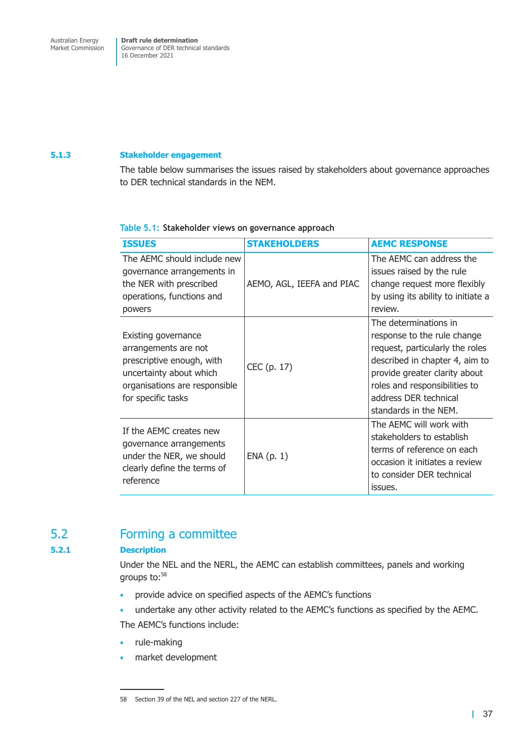### 5.1.3 Stakeholder engagement

The table below summarises the issues raised by stakeholders about governance approaches to DER technical standards in the NEM.

Table 5.1: Stakeholder views on governance approach

| ISSUES | STAKEHOLDERS | AEMC RESPONSE |
| --- | --- | --- |
| The AEMC should include new governance arrangements in the NER with prescribed operations, functions and powers | AEMO, AGL, IEEFA and PIAC | The AEMC can address the issues raised by the rule change request more flexibly by using its ability to initiate a review. |
| Existing governance arrangements are not prescriptive enough, with uncertainty about which organisations are responsible for specific tasks | CEC (p. 17) | The determinations in response to the rule change request, particularly the roles described in chapter 4, aim to provide greater clarity about roles and responsibilities to address DER technical standards in the NEM. |
| If the AEMC creates new governance arrangements under the NER, we should clearly define the terms of reference | ENA (p. 1) | The AEMC will work with stakeholders to establish terms of reference on each occasion it initiates a review to consider DER technical issues. |

## 5.2 Forming a committee

### 5.2.1 Description

Under the NEL and the NERL, the AEMC can establish committees, panels and working groups to:[58]

- provide advice on specified aspects of the AEMC's functions
- undertake any other activity related to the AEMC's functions as specified by the AEMC.

The AEMC's functions include:

- rule-making
- market development

58 Section 39 of the NEL and section 227 of the NERL.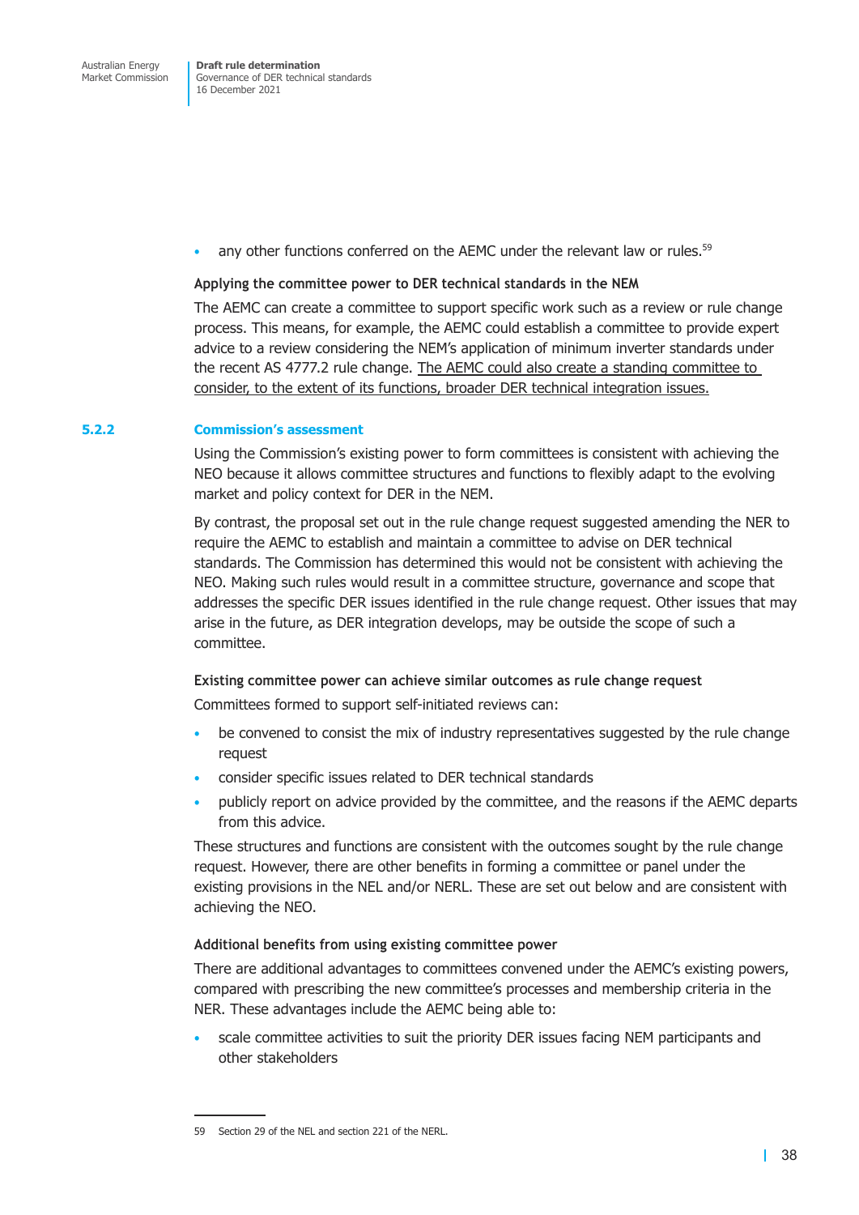- any other functions conferred on the AEMC under the relevant law or rules.[59]

**Applying the committee power to DER technical standards in the NEM**

The AEMC can create a committee to support specific work such as a review or rule change process. This means, for example, the AEMC could establish a committee to provide expert advice to a review considering the NEM's application of minimum inverter standards under the recent AS 4777.2 rule change. The AEMC could also create a standing committee to consider, to the extent of its functions, broader DER technical integration issues.

### 5.2.2 Commission's assessment

Using the Commission's existing power to form committees is consistent with achieving the NEO because it allows committee structures and functions to flexibly adapt to the evolving market and policy context for DER in the NEM.

By contrast, the proposal set out in the rule change request suggested amending the NER to require the AEMC to establish and maintain a committee to advise on DER technical standards. The Commission has determined this would not be consistent with achieving the NEO. Making such rules would result in a committee structure, governance and scope that addresses the specific DER issues identified in the rule change request. Other issues that may arise in the future, as DER integration develops, may be outside the scope of such a committee.

**Existing committee power can achieve similar outcomes as rule change request**

Committees formed to support self-initiated reviews can:

- be convened to consist the mix of industry representatives suggested by the rule change request
- consider specific issues related to DER technical standards
- publicly report on advice provided by the committee, and the reasons if the AEMC departs from this advice.

These structures and functions are consistent with the outcomes sought by the rule change request. However, there are other benefits in forming a committee or panel under the existing provisions in the NEL and/or NERL. These are set out below and are consistent with achieving the NEO.

**Additional benefits from using existing committee power**

There are additional advantages to committees convened under the AEMC's existing powers, compared with prescribing the new committee's processes and membership criteria in the NER. These advantages include the AEMC being able to:

- scale committee activities to suit the priority DER issues facing NEM participants and other stakeholders

---

59 Section 29 of the NEL and section 221 of the NERL.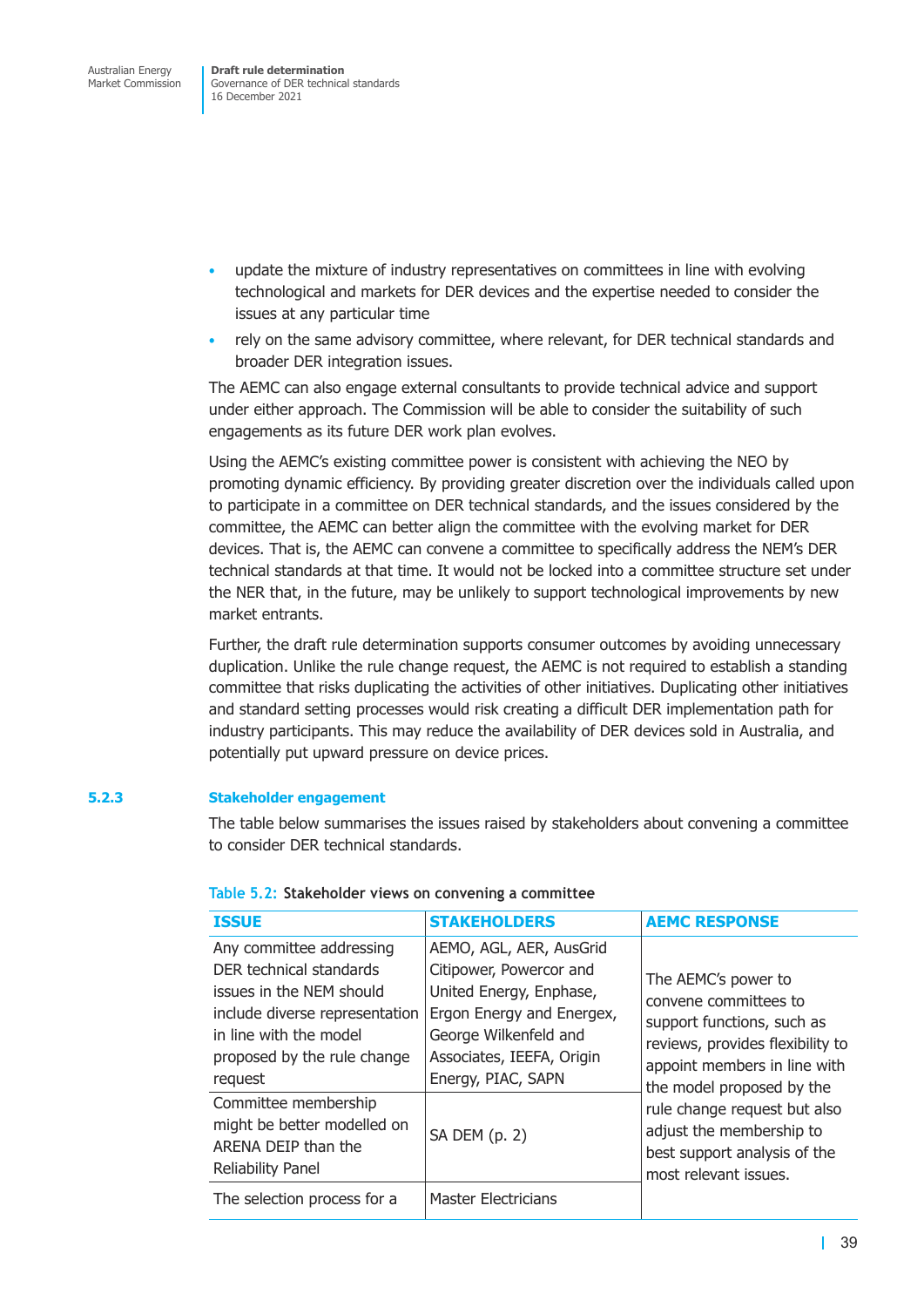- update the mixture of industry representatives on committees in line with evolving technological and markets for DER devices and the expertise needed to consider the issues at any particular time
- rely on the same advisory committee, where relevant, for DER technical standards and broader DER integration issues.

The AEMC can also engage external consultants to provide technical advice and support under either approach. The Commission will be able to consider the suitability of such engagements as its future DER work plan evolves.

Using the AEMC's existing committee power is consistent with achieving the NEO by promoting dynamic efficiency. By providing greater discretion over the individuals called upon to participate in a committee on DER technical standards, and the issues considered by the committee, the AEMC can better align the committee with the evolving market for DER devices. That is, the AEMC can convene a committee to specifically address the NEM's DER technical standards at that time. It would not be locked into a committee structure set under the NER that, in the future, may be unlikely to support technological improvements by new market entrants.

Further, the draft rule determination supports consumer outcomes by avoiding unnecessary duplication. Unlike the rule change request, the AEMC is not required to establish a standing committee that risks duplicating the activities of other initiatives. Duplicating other initiatives and standard setting processes would risk creating a difficult DER implementation path for industry participants. This may reduce the availability of DER devices sold in Australia, and potentially put upward pressure on device prices.

### 5.2.3 Stakeholder engagement

The table below summarises the issues raised by stakeholders about convening a committee to consider DER technical standards.

Table 5.2: Stakeholder views on convening a committee

| ISSUE | STAKEHOLDERS | AEMC RESPONSE |
|---|---|---|
| Any committee addressing DER technical standards issues in the NEM should include diverse representation in line with the model proposed by the rule change request | AEMO, AGL, AER, AusGrid Citipower, Powercor and United Energy, Enphase, Ergon Energy and Energex, George Wilkenfeld and Associates, IEEFA, Origin Energy, PIAC, SAPN | The AEMC's power to convene committees to support functions, such as reviews, provides flexibility to appoint members in line with the model proposed by the rule change request but also adjust the membership to best support analysis of the most relevant issues. |
| Committee membership might be better modelled on ARENA DEIP than the Reliability Panel | SA DEM (p. 2) | |
| The selection process for a | Master Electricians | |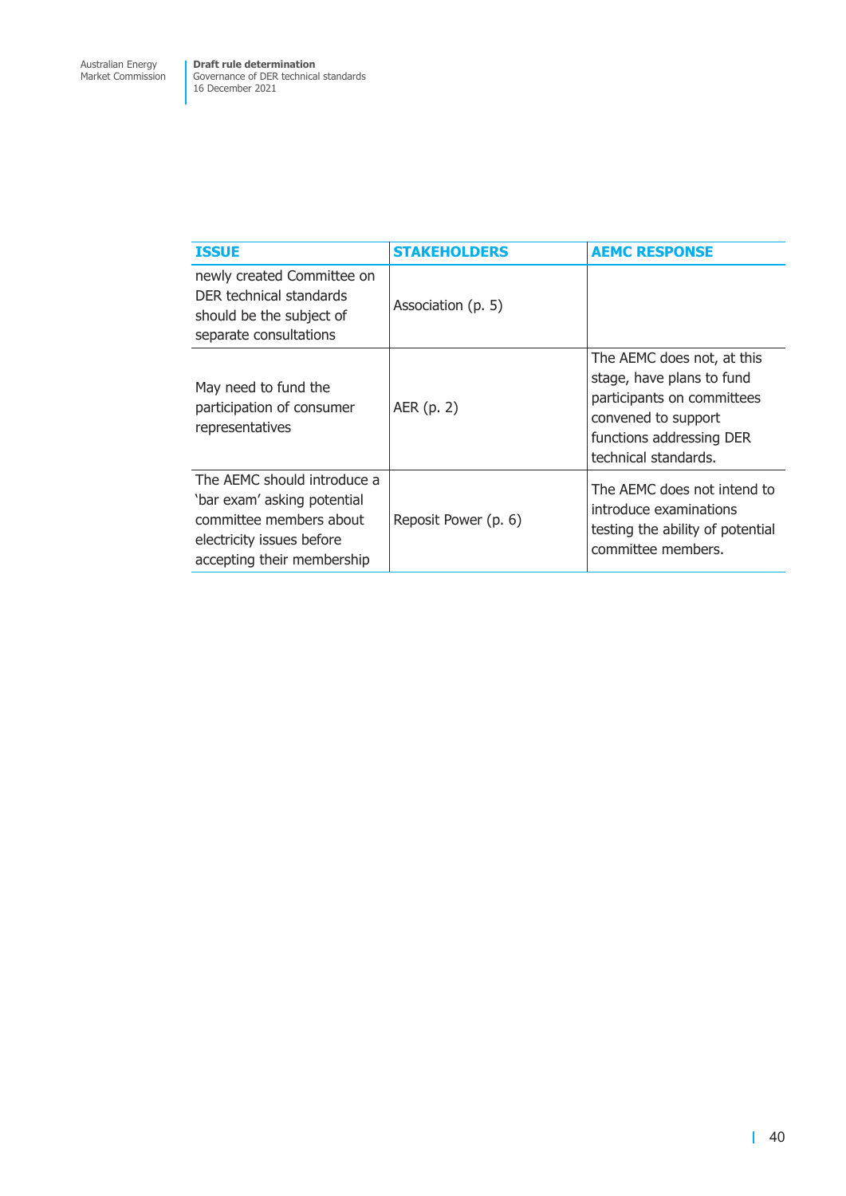| ISSUE | STAKEHOLDERS | AEMC RESPONSE |
|---|---|---|
| newly created Committee on DER technical standards should be the subject of separate consultations | Association (p. 5) | |
| May need to fund the participation of consumer representatives | AER (p. 2) | The AEMC does not, at this stage, have plans to fund participants on committees convened to support functions addressing DER technical standards. |
| The AEMC should introduce a 'bar exam' asking potential committee members about electricity issues before accepting their membership | Reposit Power (p. 6) | The AEMC does not intend to introduce examinations testing the ability of potential committee members. |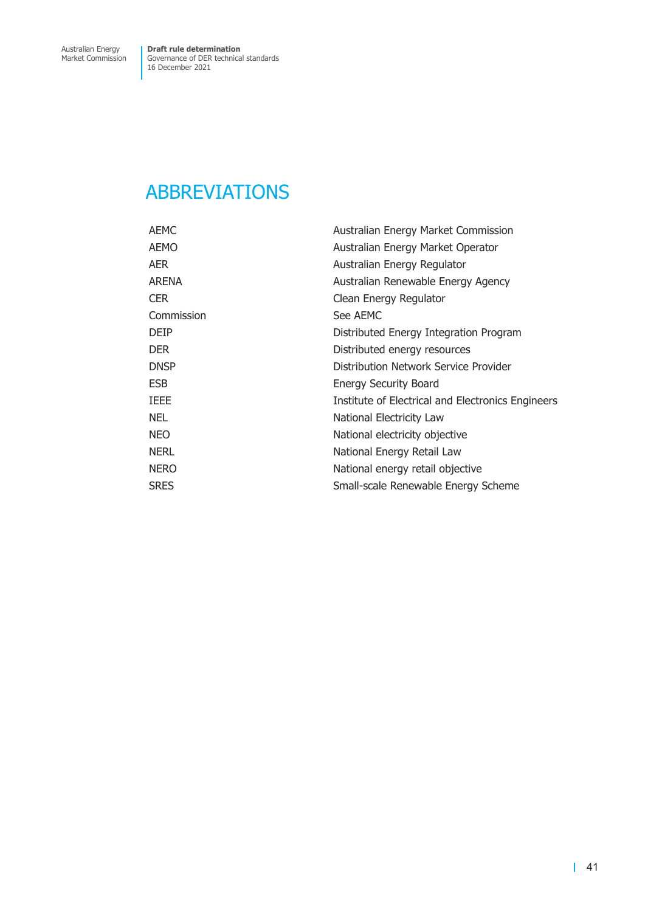# ABBREVIATIONS

| | |
|---|---|
| AEMC | Australian Energy Market Commission |
| AEMO | Australian Energy Market Operator |
| AER | Australian Energy Regulator |
| ARENA | Australian Renewable Energy Agency |
| CER | Clean Energy Regulator |
| Commission | See AEMC |
| DEIP | Distributed Energy Integration Program |
| DER | Distributed energy resources |
| DNSP | Distribution Network Service Provider |
| ESB | Energy Security Board |
| IEEE | Institute of Electrical and Electronics Engineers |
| NEL | National Electricity Law |
| NEO | National electricity objective |
| NERL | National Energy Retail Law |
| NERO | National energy retail objective |
| SRES | Small-scale Renewable Energy Scheme |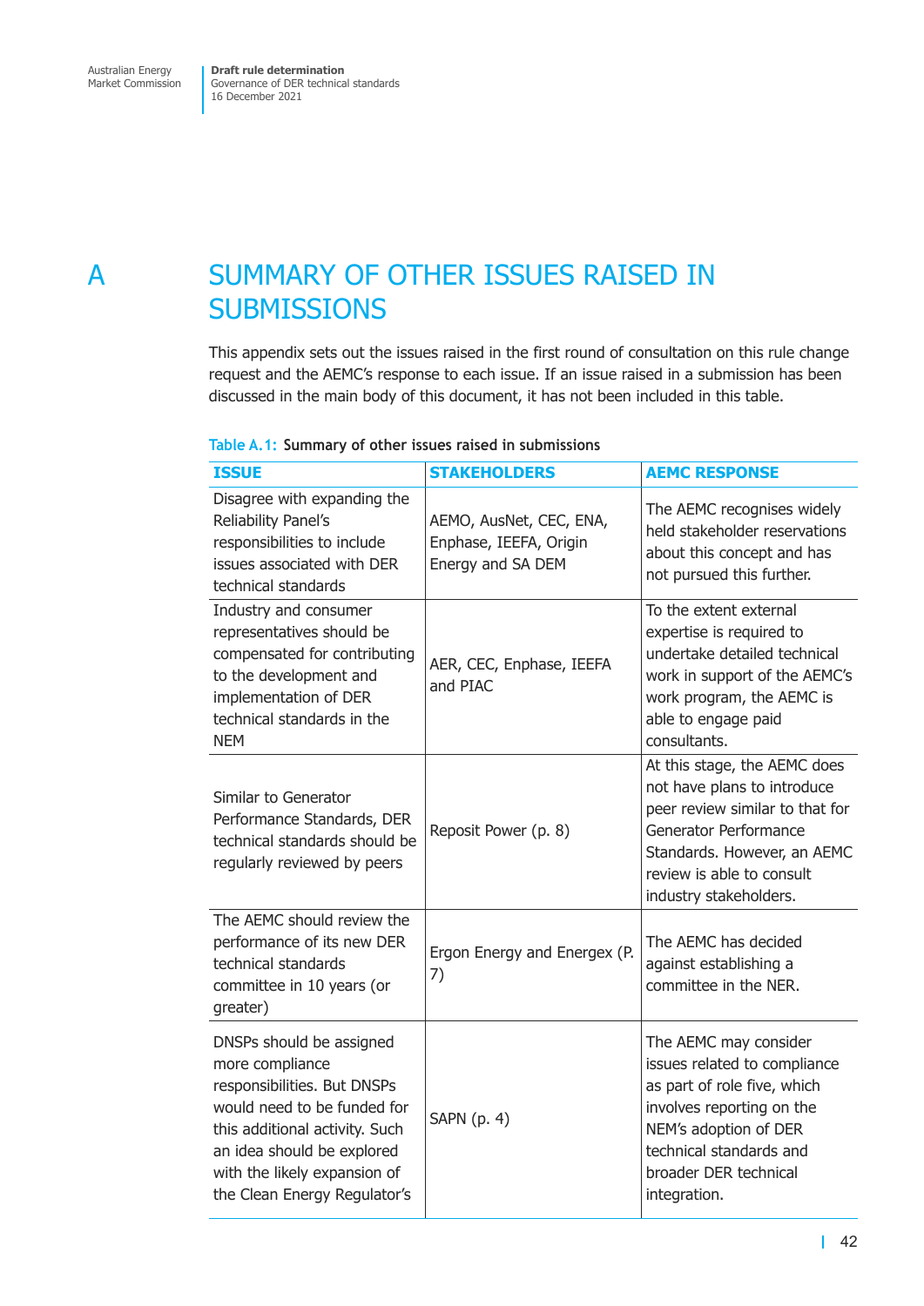# A SUMMARY OF OTHER ISSUES RAISED IN SUBMISSIONS

This appendix sets out the issues raised in the first round of consultation on this rule change request and the AEMC's response to each issue. If an issue raised in a submission has been discussed in the main body of this document, it has not been included in this table.

Table A.1: **Summary of other issues raised in submissions**

| ISSUE | STAKEHOLDERS | AEMC RESPONSE |
|---|---|---|
| Disagree with expanding the Reliability Panel's responsibilities to include issues associated with DER technical standards | AEMO, AusNet, CEC, ENA, Enphase, IEEFA, Origin Energy and SA DEM | The AEMC recognises widely held stakeholder reservations about this concept and has not pursued this further. |
| Industry and consumer representatives should be compensated for contributing to the development and implementation of DER technical standards in the NEM | AER, CEC, Enphase, IEEFA and PIAC | To the extent external expertise is required to undertake detailed technical work in support of the AEMC's work program, the AEMC is able to engage paid consultants. |
| Similar to Generator Performance Standards, DER technical standards should be regularly reviewed by peers | Reposit Power (p. 8) | At this stage, the AEMC does not have plans to introduce peer review similar to that for Generator Performance Standards. However, an AEMC review is able to consult industry stakeholders. |
| The AEMC should review the performance of its new DER technical standards committee in 10 years (or greater) | Ergon Energy and Energex (P. 7) | The AEMC has decided against establishing a committee in the NER. |
| DNSPs should be assigned more compliance responsibilities. But DNSPs would need to be funded for this additional activity. Such an idea should be explored with the likely expansion of the Clean Energy Regulator's | SAPN (p. 4) | The AEMC may consider issues related to compliance as part of role five, which involves reporting on the NEM's adoption of DER technical standards and broader DER technical integration. |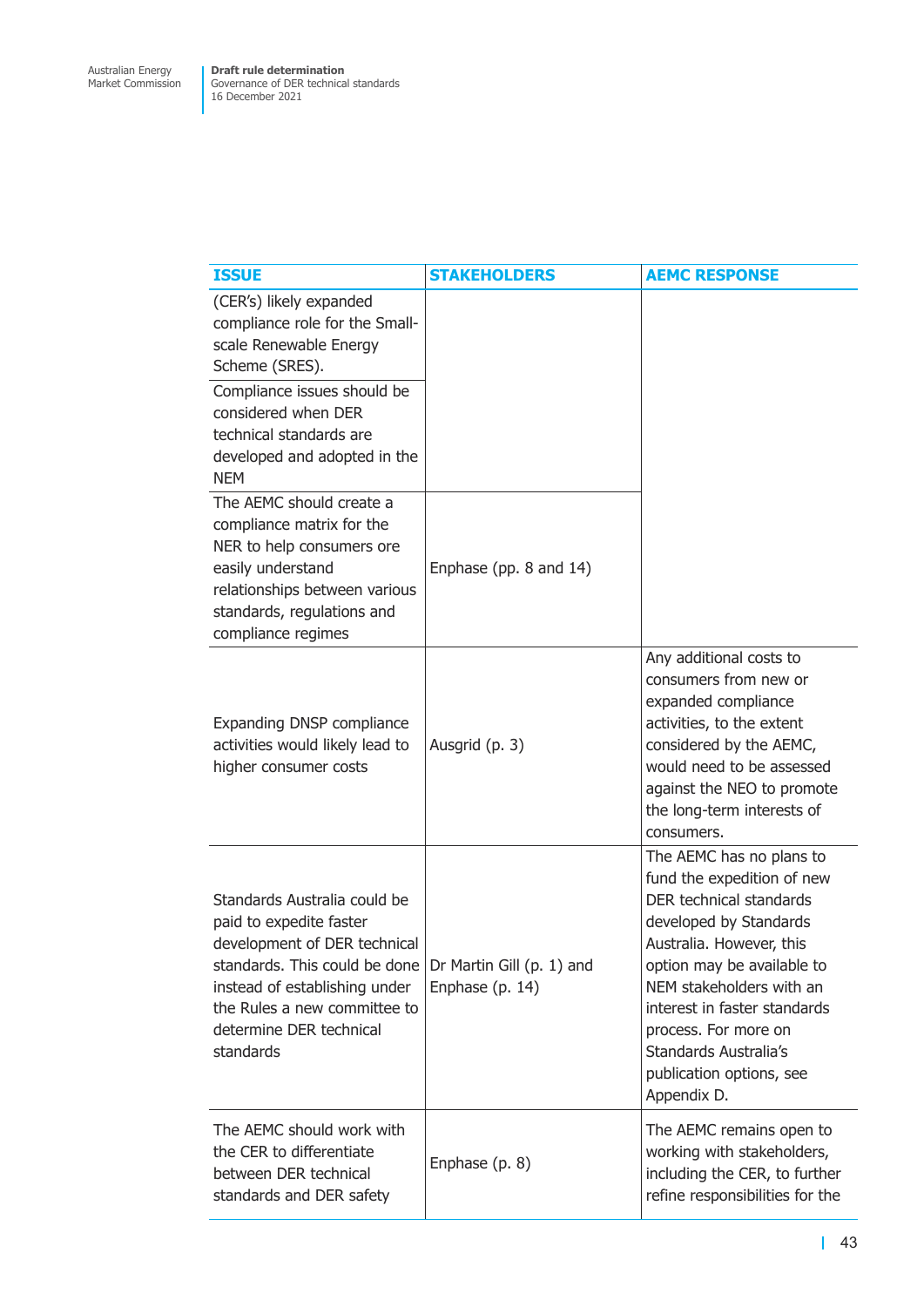| ISSUE | STAKEHOLDERS | AEMC RESPONSE |
|---|---|---|
| (CER's) likely expanded compliance role for the Small-scale Renewable Energy Scheme (SRES). | | |
| Compliance issues should be considered when DER technical standards are developed and adopted in the NEM | | |
| The AEMC should create a compliance matrix for the NER to help consumers ore easily understand relationships between various standards, regulations and compliance regimes | Enphase (pp. 8 and 14) | |
| Expanding DNSP compliance activities would likely lead to higher consumer costs | Ausgrid (p. 3) | Any additional costs to consumers from new or expanded compliance activities, to the extent considered by the AEMC, would need to be assessed against the NEO to promote the long-term interests of consumers. |
| Standards Australia could be paid to expedite faster development of DER technical standards. This could be done instead of establishing under the Rules a new committee to determine DER technical standards | Dr Martin Gill (p. 1) and Enphase (p. 14) | The AEMC has no plans to fund the expedition of new DER technical standards developed by Standards Australia. However, this option may be available to NEM stakeholders with an interest in faster standards process. For more on Standards Australia's publication options, see Appendix D. |
| The AEMC should work with the CER to differentiate between DER technical standards and DER safety | Enphase (p. 8) | The AEMC remains open to working with stakeholders, including the CER, to further refine responsibilities for the |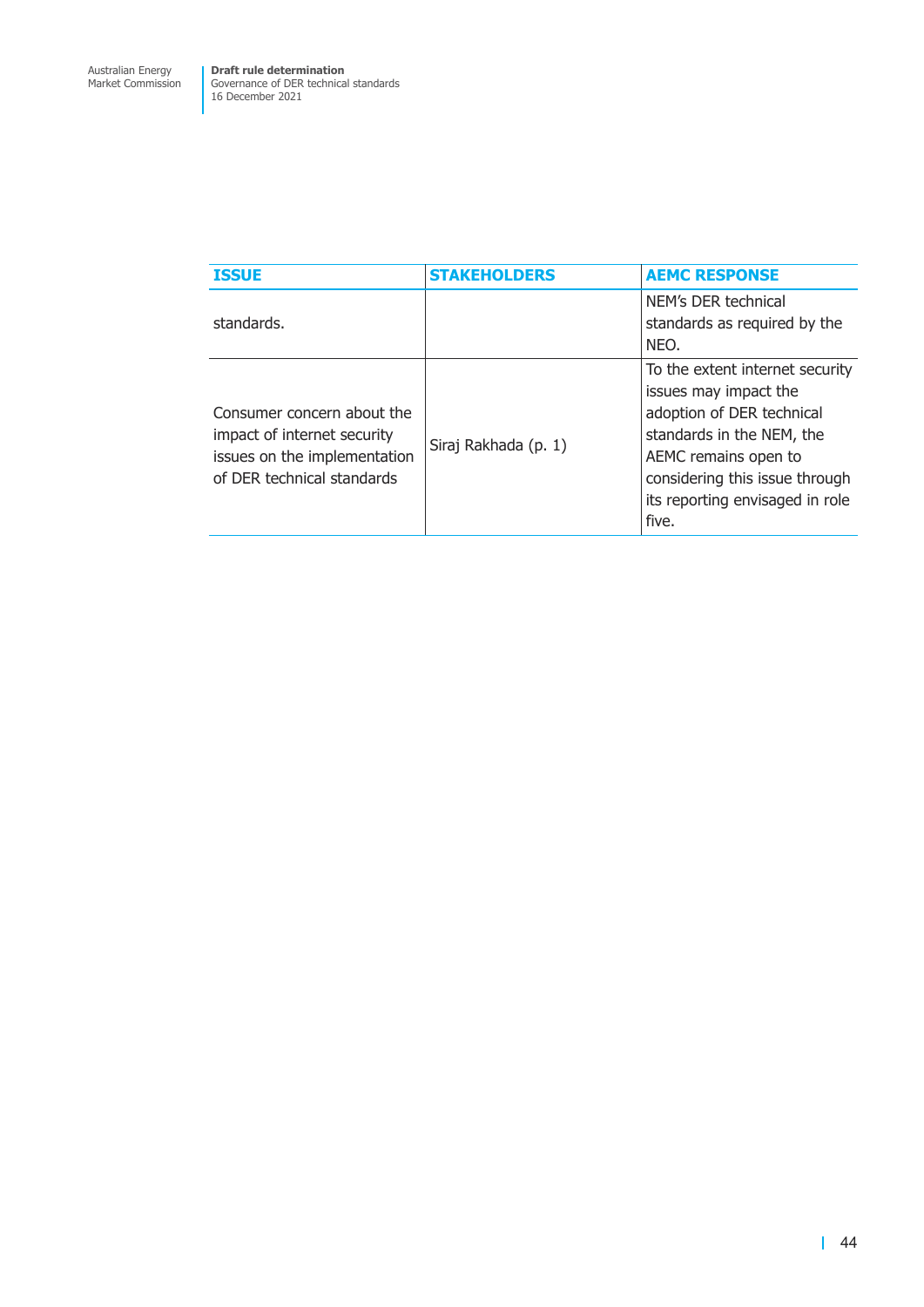| ISSUE | STAKEHOLDERS | AEMC RESPONSE |
| --- | --- | --- |
| standards. | | NEM's DER technical standards as required by the NEO. |
| Consumer concern about the impact of internet security issues on the implementation of DER technical standards | Siraj Rakhada (p. 1) | To the extent internet security issues may impact the adoption of DER technical standards in the NEM, the AEMC remains open to considering this issue through its reporting envisaged in role five. |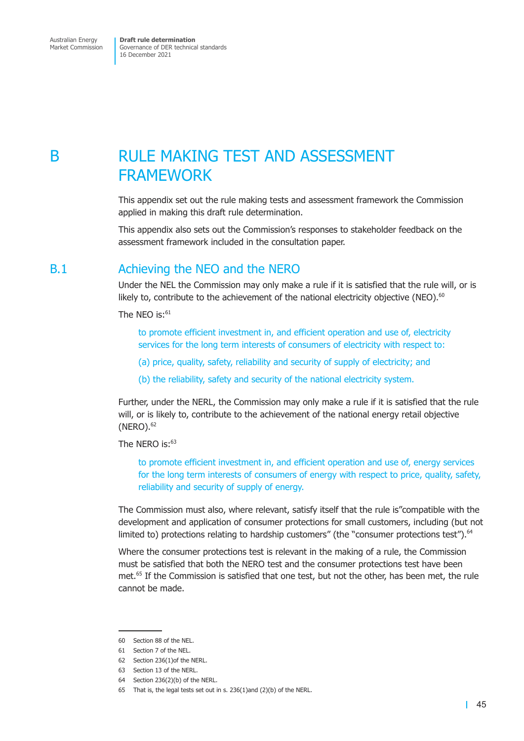# B RULE MAKING TEST AND ASSESSMENT FRAMEWORK

This appendix set out the rule making tests and assessment framework the Commission applied in making this draft rule determination.

This appendix also sets out the Commission's responses to stakeholder feedback on the assessment framework included in the consultation paper.

## B.1 Achieving the NEO and the NERO

Under the NEL the Commission may only make a rule if it is satisfied that the rule will, or is likely to, contribute to the achievement of the national electricity objective (NEO).[60]

The NEO is:[61]

> to promote efficient investment in, and efficient operation and use of, electricity services for the long term interests of consumers of electricity with respect to:
>
> (a) price, quality, safety, reliability and security of supply of electricity; and
>
> (b) the reliability, safety and security of the national electricity system.

Further, under the NERL, the Commission may only make a rule if it is satisfied that the rule will, or is likely to, contribute to the achievement of the national energy retail objective (NERO).[62]

The NERO is:[63]

> to promote efficient investment in, and efficient operation and use of, energy services for the long term interests of consumers of energy with respect to price, quality, safety, reliability and security of supply of energy.

The Commission must also, where relevant, satisfy itself that the rule is"compatible with the development and application of consumer protections for small customers, including (but not limited to) protections relating to hardship customers" (the "consumer protections test").[64]

Where the consumer protections test is relevant in the making of a rule, the Commission must be satisfied that both the NERO test and the consumer protections test have been met.[65] If the Commission is satisfied that one test, but not the other, has been met, the rule cannot be made.

---

60 Section 88 of the NEL.

61 Section 7 of the NEL.

62 Section 236(1)of the NERL.

63 Section 13 of the NERL.

64 Section 236(2)(b) of the NERL.

65 That is, the legal tests set out in s. 236(1)and (2)(b) of the NERL.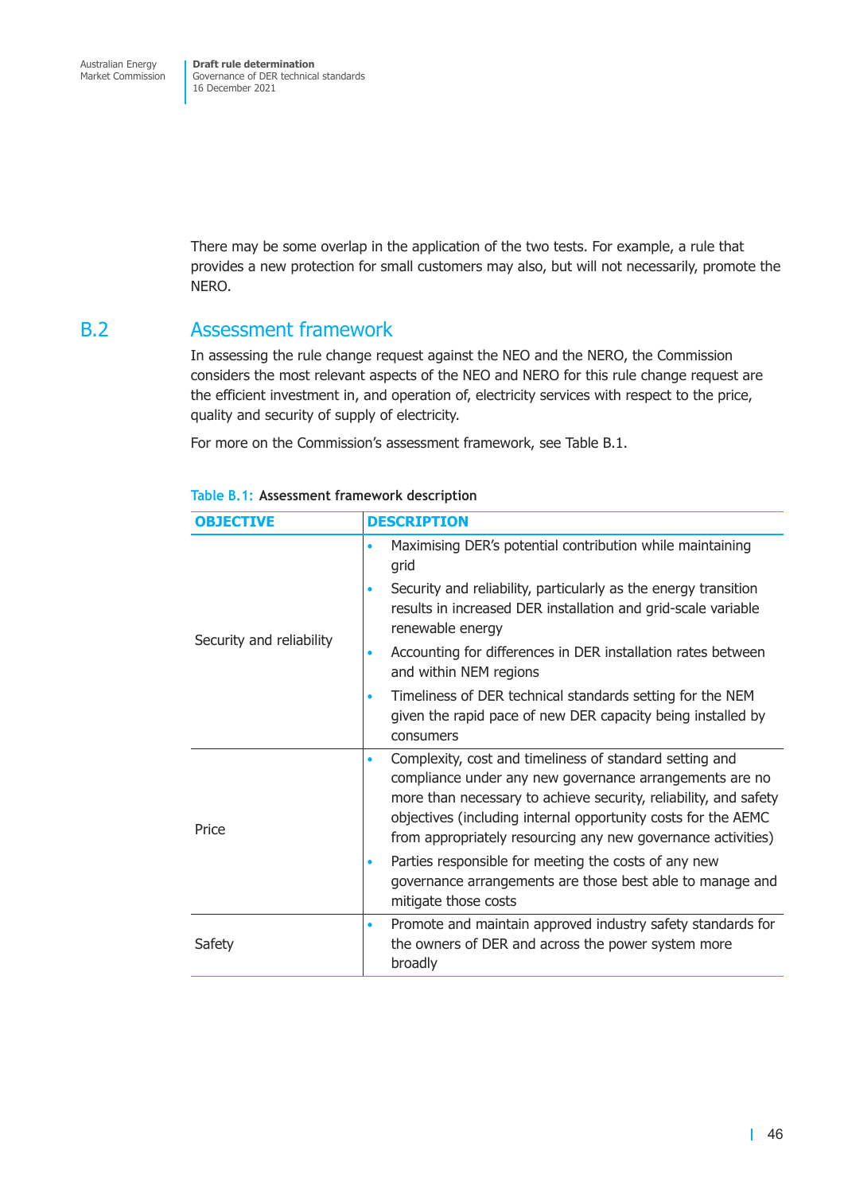There may be some overlap in the application of the two tests. For example, a rule that provides a new protection for small customers may also, but will not necessarily, promote the NERO.

## B.2 Assessment framework

In assessing the rule change request against the NEO and the NERO, the Commission considers the most relevant aspects of the NEO and NERO for this rule change request are the efficient investment in, and operation of, electricity services with respect to the price, quality and security of supply of electricity.

For more on the Commission's assessment framework, see Table B.1.

**Table B.1: Assessment framework description**

| OBJECTIVE | DESCRIPTION |
| --- | --- |
| Security and reliability | • Maximising DER's potential contribution while maintaining grid<br>• Security and reliability, particularly as the energy transition results in increased DER installation and grid-scale variable renewable energy<br>• Accounting for differences in DER installation rates between and within NEM regions<br>• Timeliness of DER technical standards setting for the NEM given the rapid pace of new DER capacity being installed by consumers |
| Price | • Complexity, cost and timeliness of standard setting and compliance under any new governance arrangements are no more than necessary to achieve security, reliability, and safety objectives (including internal opportunity costs for the AEMC from appropriately resourcing any new governance activities)<br>• Parties responsible for meeting the costs of any new governance arrangements are those best able to manage and mitigate those costs |
| Safety | • Promote and maintain approved industry safety standards for the owners of DER and across the power system more broadly |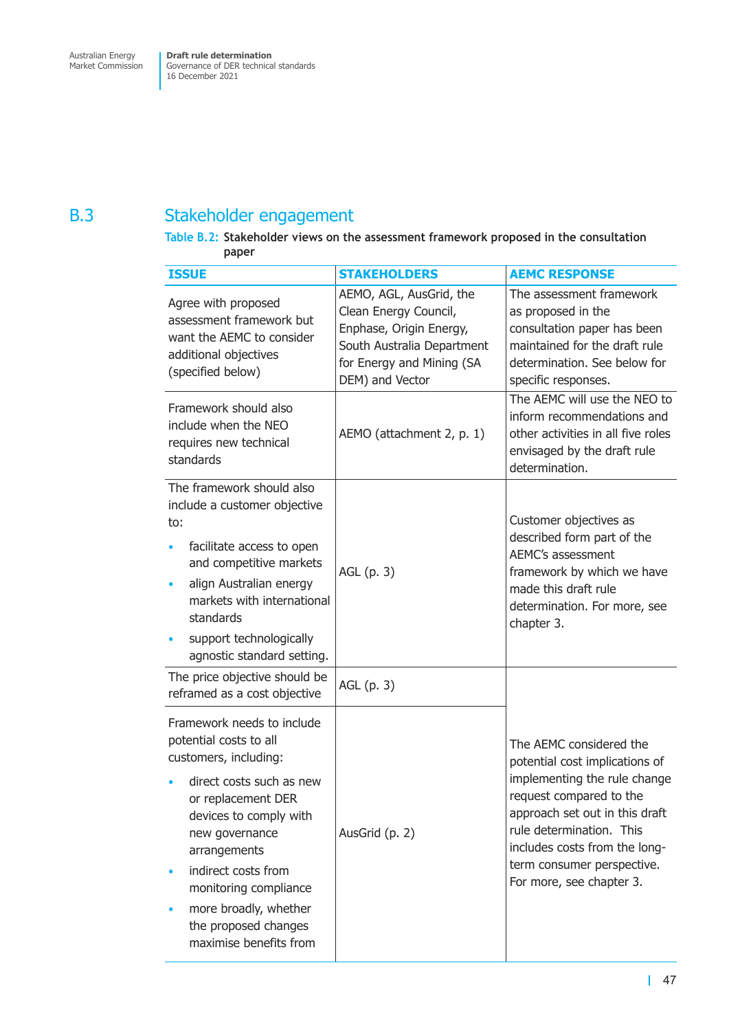## B.3 Stakeholder engagement

**Table B.2: Stakeholder views on the assessment framework proposed in the consultation paper**

| ISSUE | STAKEHOLDERS | AEMC RESPONSE |
|---|---|---|
| Agree with proposed assessment framework but want the AEMC to consider additional objectives (specified below) | AEMO, AGL, AusGrid, the Clean Energy Council, Enphase, Origin Energy, South Australia Department for Energy and Mining (SA DEM) and Vector | The assessment framework as proposed in the consultation paper has been maintained for the draft rule determination. See below for specific responses. |
| Framework should also include when the NEO requires new technical standards | AEMO (attachment 2, p. 1) | The AEMC will use the NEO to inform recommendations and other activities in all five roles envisaged by the draft rule determination. |
| The framework should also include a customer objective to:<br>• facilitate access to open and competitive markets<br>• align Australian energy markets with international standards<br>• support technologically agnostic standard setting. | AGL (p. 3) | Customer objectives as described form part of the AEMC's assessment framework by which we have made this draft rule determination. For more, see chapter 3. |
| The price objective should be reframed as a cost objective | AGL (p. 3) | The AEMC considered the potential cost implications of implementing the rule change request compared to the approach set out in this draft rule determination. This includes costs from the long-term consumer perspective. For more, see chapter 3. |
| Framework needs to include potential costs to all customers, including:<br>• direct costs such as new or replacement DER devices to comply with new governance arrangements<br>• indirect costs from monitoring compliance<br>• more broadly, whether the proposed changes maximise benefits from | AusGrid (p. 2) | |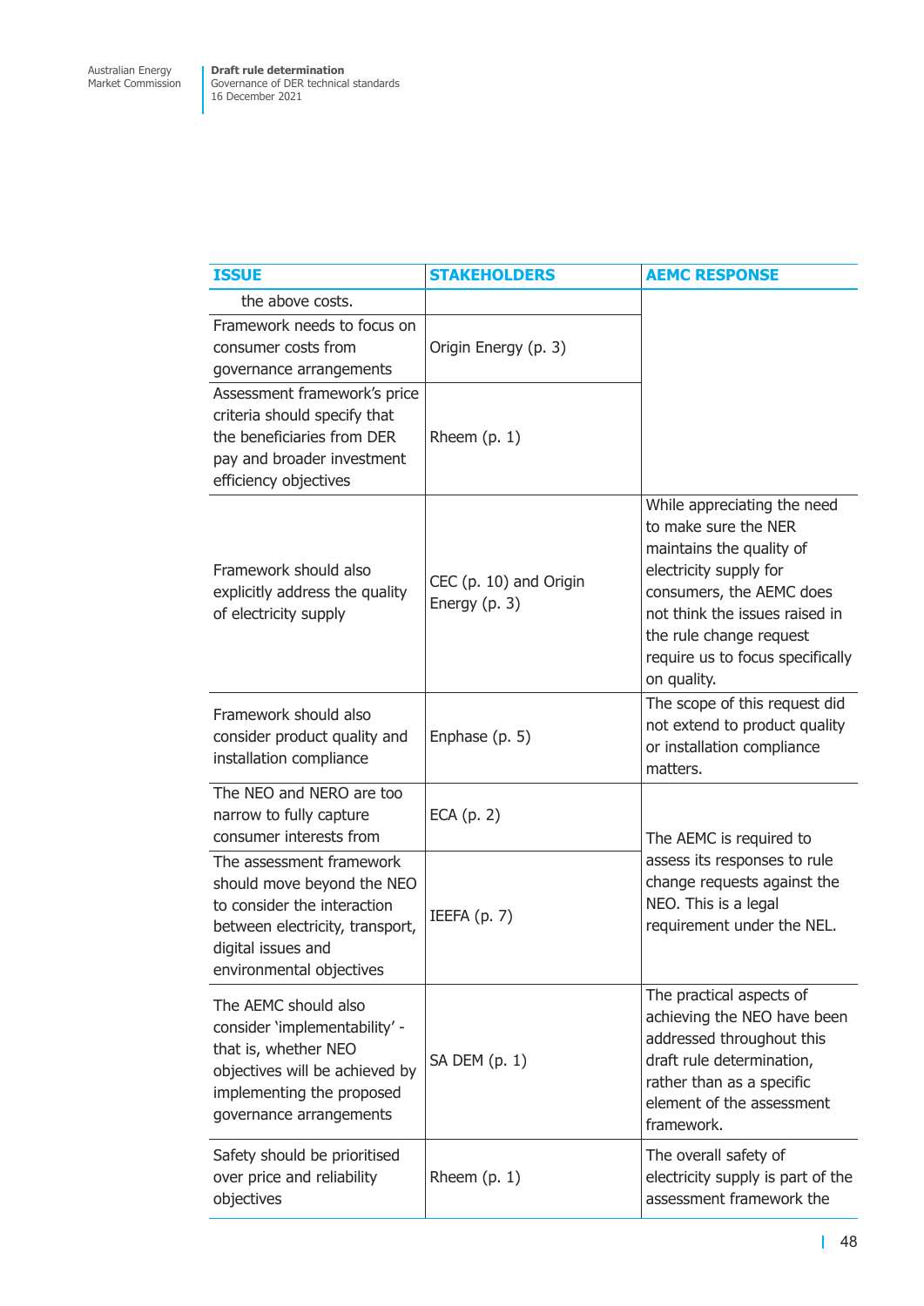| ISSUE | STAKEHOLDERS | AEMC RESPONSE |
| --- | --- | --- |
| the above costs. | | |
| Framework needs to focus on consumer costs from governance arrangements | Origin Energy (p. 3) | |
| Assessment framework's price criteria should specify that the beneficiaries from DER pay and broader investment efficiency objectives | Rheem (p. 1) | |
| Framework should also explicitly address the quality of electricity supply | CEC (p. 10) and Origin Energy (p. 3) | While appreciating the need to make sure the NER maintains the quality of electricity supply for consumers, the AEMC does not think the issues raised in the rule change request require us to focus specifically on quality. |
| Framework should also consider product quality and installation compliance | Enphase (p. 5) | The scope of this request did not extend to product quality or installation compliance matters. |
| The NEO and NERO are too narrow to fully capture consumer interests from | ECA (p. 2) | The AEMC is required to assess its responses to rule change requests against the NEO. This is a legal requirement under the NEL. |
| The assessment framework should move beyond the NEO to consider the interaction between electricity, transport, digital issues and environmental objectives | IEEFA (p. 7) | |
| The AEMC should also consider 'implementability' - that is, whether NEO objectives will be achieved by implementing the proposed governance arrangements | SA DEM (p. 1) | The practical aspects of achieving the NEO have been addressed throughout this draft rule determination, rather than as a specific element of the assessment framework. |
| Safety should be prioritised over price and reliability objectives | Rheem (p. 1) | The overall safety of electricity supply is part of the assessment framework the |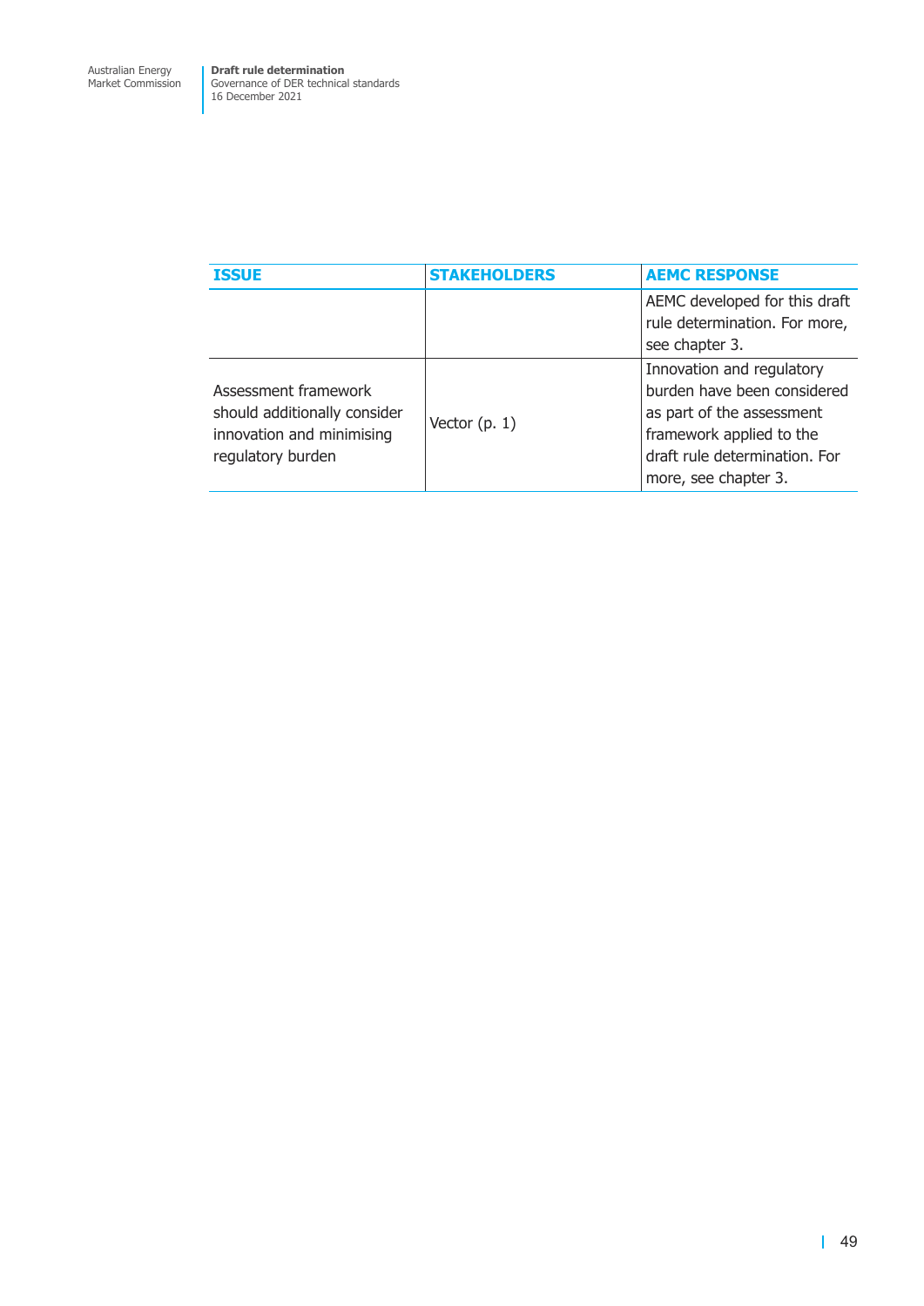| ISSUE | STAKEHOLDERS | AEMC RESPONSE |
| --- | --- | --- |
| | | AEMC developed for this draft rule determination. For more, see chapter 3. |
| Assessment framework should additionally consider innovation and minimising regulatory burden | Vector (p. 1) | Innovation and regulatory burden have been considered as part of the assessment framework applied to the draft rule determination. For more, see chapter 3. |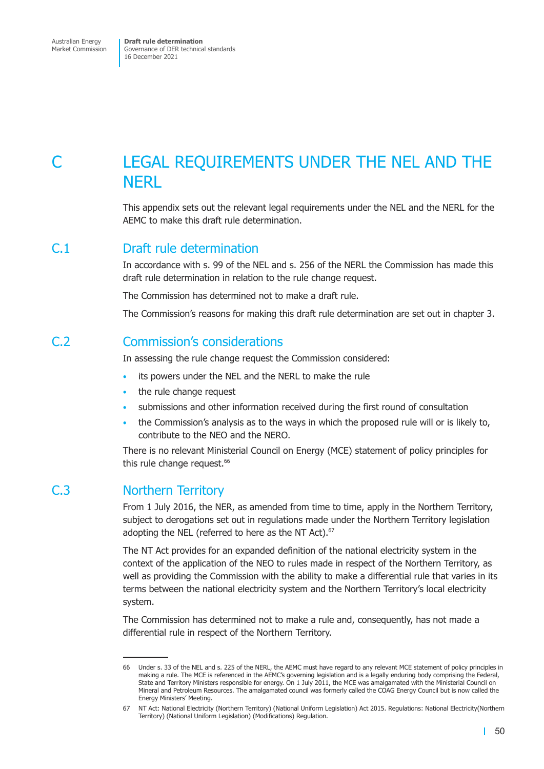# C LEGAL REQUIREMENTS UNDER THE NEL AND THE NERL

This appendix sets out the relevant legal requirements under the NEL and the NERL for the AEMC to make this draft rule determination.

## C.1 Draft rule determination

In accordance with s. 99 of the NEL and s. 256 of the NERL the Commission has made this draft rule determination in relation to the rule change request.

The Commission has determined not to make a draft rule.

The Commission's reasons for making this draft rule determination are set out in chapter 3.

## C.2 Commission's considerations

In assessing the rule change request the Commission considered:

- its powers under the NEL and the NERL to make the rule
- the rule change request
- submissions and other information received during the first round of consultation
- the Commission's analysis as to the ways in which the proposed rule will or is likely to, contribute to the NEO and the NERO.

There is no relevant Ministerial Council on Energy (MCE) statement of policy principles for this rule change request.[66]

## C.3 Northern Territory

From 1 July 2016, the NER, as amended from time to time, apply in the Northern Territory, subject to derogations set out in regulations made under the Northern Territory legislation adopting the NEL (referred to here as the NT Act).[67]

The NT Act provides for an expanded definition of the national electricity system in the context of the application of the NEO to rules made in respect of the Northern Territory, as well as providing the Commission with the ability to make a differential rule that varies in its terms between the national electricity system and the Northern Territory's local electricity system.

The Commission has determined not to make a rule and, consequently, has not made a differential rule in respect of the Northern Territory.

---

66 Under s. 33 of the NEL and s. 225 of the NERL, the AEMC must have regard to any relevant MCE statement of policy principles in making a rule. The MCE is referenced in the AEMC's governing legislation and is a legally enduring body comprising the Federal, State and Territory Ministers responsible for energy. On 1 July 2011, the MCE was amalgamated with the Ministerial Council on Mineral and Petroleum Resources. The amalgamated council was formerly called the COAG Energy Council but is now called the Energy Ministers' Meeting.

67 NT Act: National Electricity (Northern Territory) (National Uniform Legislation) Act 2015. Regulations: National Electricity(Northern Territory) (National Uniform Legislation) (Modifications) Regulation.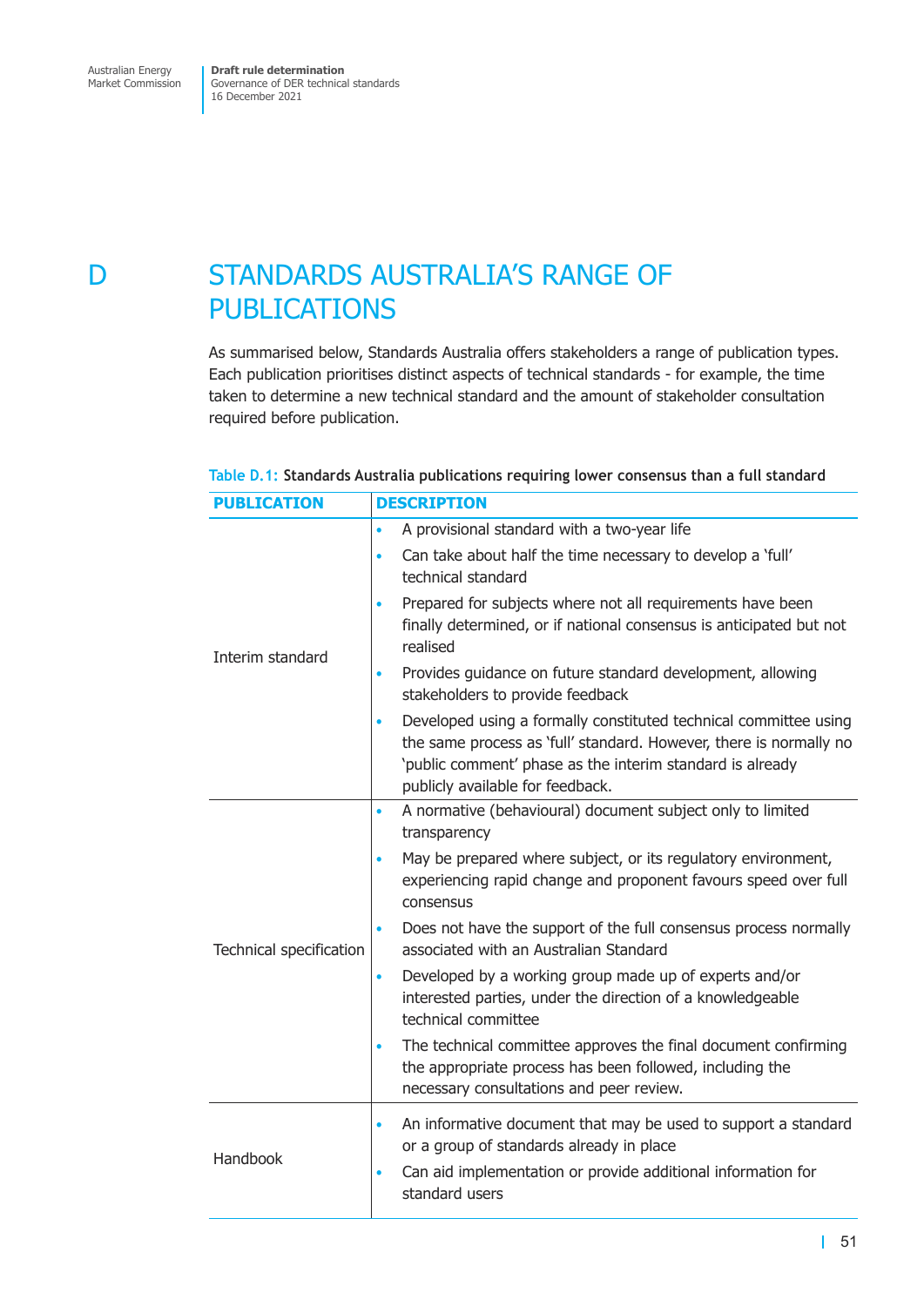# D STANDARDS AUSTRALIA'S RANGE OF PUBLICATIONS

As summarised below, Standards Australia offers stakeholders a range of publication types. Each publication prioritises distinct aspects of technical standards - for example, the time taken to determine a new technical standard and the amount of stakeholder consultation required before publication.

Table D.1: **Standards Australia publications requiring lower consensus than a full standard**

| PUBLICATION | DESCRIPTION |
|---|---|
| Interim standard | • A provisional standard with a two-year life<br>• Can take about half the time necessary to develop a 'full' technical standard<br>• Prepared for subjects where not all requirements have been finally determined, or if national consensus is anticipated but not realised<br>• Provides guidance on future standard development, allowing stakeholders to provide feedback<br>• Developed using a formally constituted technical committee using the same process as 'full' standard. However, there is normally no 'public comment' phase as the interim standard is already publicly available for feedback. |
| Technical specification | • A normative (behavioural) document subject only to limited transparency<br>• May be prepared where subject, or its regulatory environment, experiencing rapid change and proponent favours speed over full consensus<br>• Does not have the support of the full consensus process normally associated with an Australian Standard<br>• Developed by a working group made up of experts and/or interested parties, under the direction of a knowledgeable technical committee<br>• The technical committee approves the final document confirming the appropriate process has been followed, including the necessary consultations and peer review. |
| Handbook | • An informative document that may be used to support a standard or a group of standards already in place<br>• Can aid implementation or provide additional information for standard users |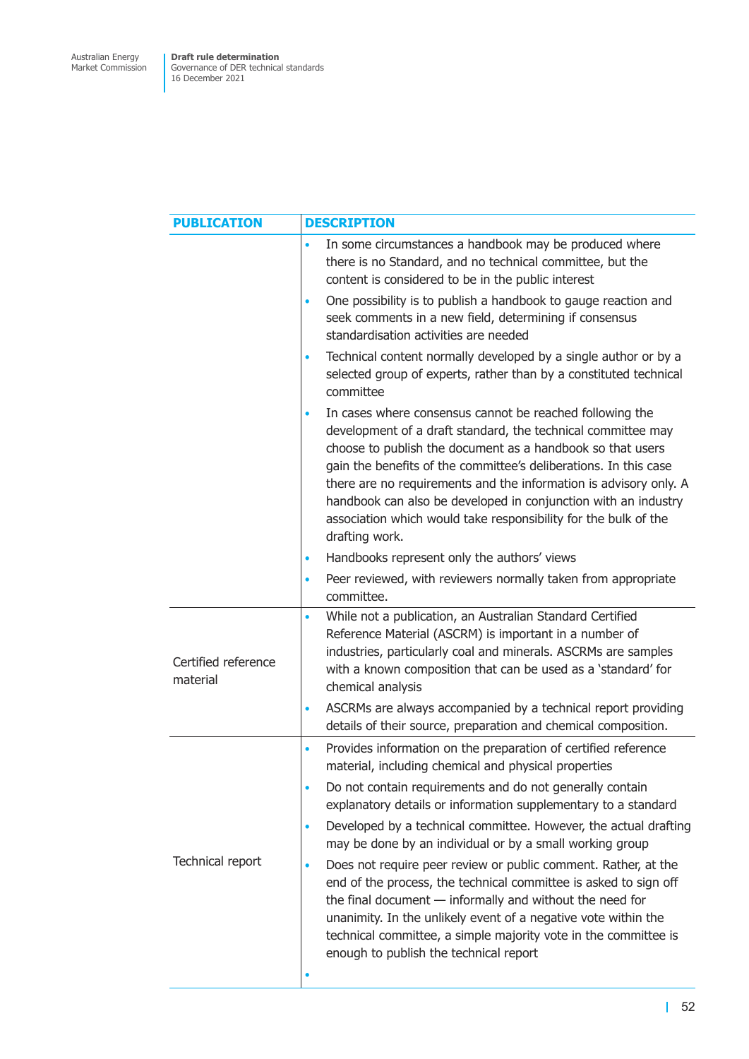| PUBLICATION | DESCRIPTION |
|---|---|
| | • In some circumstances a handbook may be produced where there is no Standard, and no technical committee, but the content is considered to be in the public interest<br>• One possibility is to publish a handbook to gauge reaction and seek comments in a new field, determining if consensus standardisation activities are needed<br>• Technical content normally developed by a single author or by a selected group of experts, rather than by a constituted technical committee<br>• In cases where consensus cannot be reached following the development of a draft standard, the technical committee may choose to publish the document as a handbook so that users gain the benefits of the committee's deliberations. In this case there are no requirements and the information is advisory only. A handbook can also be developed in conjunction with an industry association which would take responsibility for the bulk of the drafting work.<br>• Handbooks represent only the authors' views<br>• Peer reviewed, with reviewers normally taken from appropriate committee. |
| Certified reference material | • While not a publication, an Australian Standard Certified Reference Material (ASCRM) is important in a number of industries, particularly coal and minerals. ASCRMs are samples with a known composition that can be used as a 'standard' for chemical analysis<br>• ASCRMs are always accompanied by a technical report providing details of their source, preparation and chemical composition. |
| Technical report | • Provides information on the preparation of certified reference material, including chemical and physical properties<br>• Do not contain requirements and do not generally contain explanatory details or information supplementary to a standard<br>• Developed by a technical committee. However, the actual drafting may be done by an individual or by a small working group<br>• Does not require peer review or public comment. Rather, at the end of the process, the technical committee is asked to sign off the final document — informally and without the need for unanimity. In the unlikely event of a negative vote within the technical committee, a simple majority vote in the committee is enough to publish the technical report<br>• |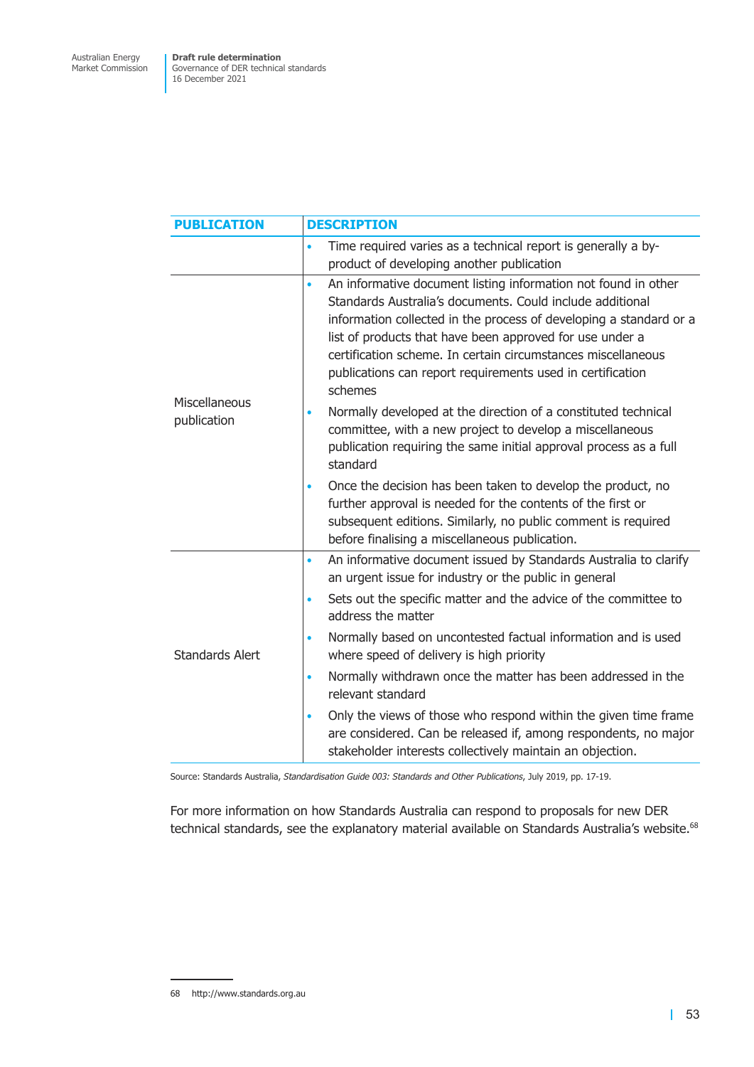| PUBLICATION | DESCRIPTION |
| --- | --- |
| | • Time required varies as a technical report is generally a by-product of developing another publication |
| Miscellaneous publication | • An informative document listing information not found in other Standards Australia's documents. Could include additional information collected in the process of developing a standard or a list of products that have been approved for use under a certification scheme. In certain circumstances miscellaneous publications can report requirements used in certification schemes<br>• Normally developed at the direction of a constituted technical committee, with a new project to develop a miscellaneous publication requiring the same initial approval process as a full standard<br>• Once the decision has been taken to develop the product, no further approval is needed for the contents of the first or subsequent editions. Similarly, no public comment is required before finalising a miscellaneous publication. |
| Standards Alert | • An informative document issued by Standards Australia to clarify an urgent issue for industry or the public in general<br>• Sets out the specific matter and the advice of the committee to address the matter<br>• Normally based on uncontested factual information and is used where speed of delivery is high priority<br>• Normally withdrawn once the matter has been addressed in the relevant standard<br>• Only the views of those who respond within the given time frame are considered. Can be released if, among respondents, no major stakeholder interests collectively maintain an objection. |

Source: Standards Australia, *Standardisation Guide 003: Standards and Other Publications*, July 2019, pp. 17-19.

For more information on how Standards Australia can respond to proposals for new DER technical standards, see the explanatory material available on Standards Australia's website.[68]

68 http://www.standards.org.au